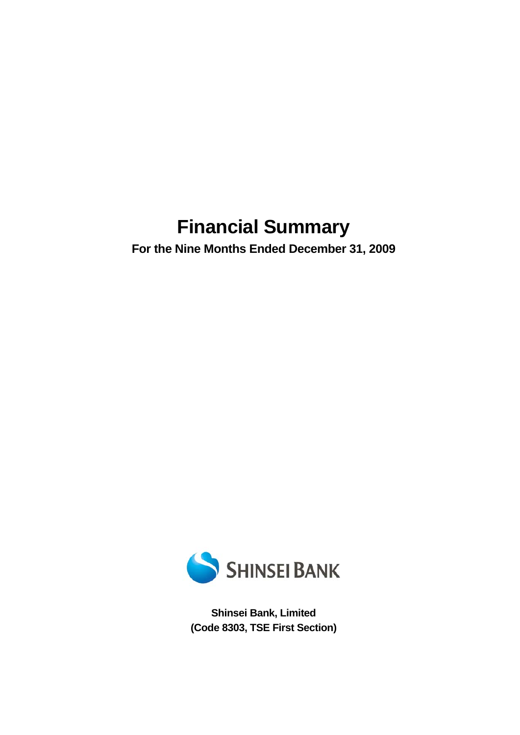# Financial Summary

**For the Nine Months Ended December 31, 2009**

SHINSEI BANK

**Shinsei Bank, Limited**
**(Code 8303, TSE First Section)**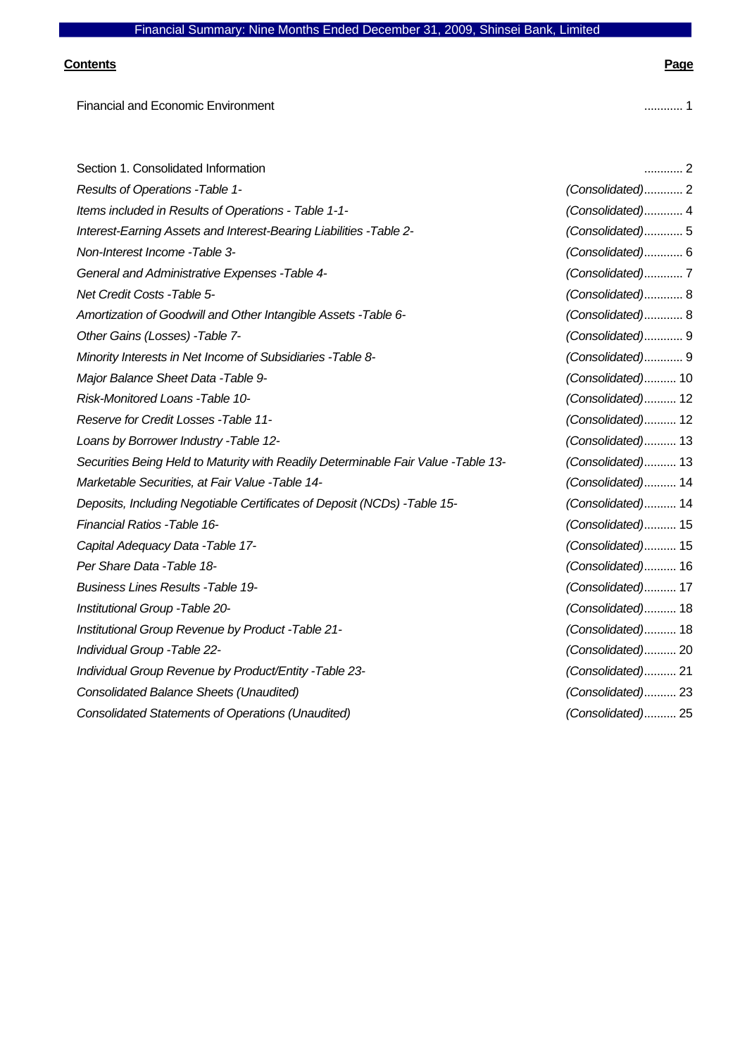Financial Summary: Nine Months Ended December 31, 2009, Shinsei Bank, Limited

| **Contents** | **Page** |
|---|---|
| Financial and Economic Environment | ............ 1 |
| | |
| Section 1. Consolidated Information | ............ 2 |
| *Results of Operations -Table 1-* | *(Consolidated)*............ 2 |
| *Items included in Results of Operations - Table 1-1-* | *(Consolidated)*............ 4 |
| *Interest-Earning Assets and Interest-Bearing Liabilities -Table 2-* | *(Consolidated)*............ 5 |
| *Non-Interest Income -Table 3-* | *(Consolidated)*............ 6 |
| *General and Administrative Expenses -Table 4-* | *(Consolidated)*............ 7 |
| *Net Credit Costs -Table 5-* | *(Consolidated)*............ 8 |
| *Amortization of Goodwill and Other Intangible Assets -Table 6-* | *(Consolidated)*............ 8 |
| *Other Gains (Losses) -Table 7-* | *(Consolidated)*............ 9 |
| *Minority Interests in Net Income of Subsidiaries -Table 8-* | *(Consolidated)*............ 9 |
| *Major Balance Sheet Data -Table 9-* | *(Consolidated)*.......... 10 |
| *Risk-Monitored Loans -Table 10-* | *(Consolidated)*.......... 12 |
| *Reserve for Credit Losses -Table 11-* | *(Consolidated)*.......... 12 |
| *Loans by Borrower Industry -Table 12-* | *(Consolidated)*.......... 13 |
| *Securities Being Held to Maturity with Readily Determinable Fair Value -Table 13-* | *(Consolidated)*.......... 13 |
| *Marketable Securities, at Fair Value -Table 14-* | *(Consolidated)*.......... 14 |
| *Deposits, Including Negotiable Certificates of Deposit (NCDs) -Table 15-* | *(Consolidated)*.......... 14 |
| *Financial Ratios -Table 16-* | *(Consolidated)*.......... 15 |
| *Capital Adequacy Data -Table 17-* | *(Consolidated)*.......... 15 |
| *Per Share Data -Table 18-* | *(Consolidated)*.......... 16 |
| *Business Lines Results -Table 19-* | *(Consolidated)*.......... 17 |
| *Institutional Group -Table 20-* | *(Consolidated)*.......... 18 |
| *Institutional Group Revenue by Product -Table 21-* | *(Consolidated)*.......... 18 |
| *Individual Group -Table 22-* | *(Consolidated)*.......... 20 |
| *Individual Group Revenue by Product/Entity -Table 23-* | *(Consolidated)*.......... 21 |
| *Consolidated Balance Sheets (Unaudited)* | *(Consolidated)*.......... 23 |
| *Consolidated Statements of Operations (Unaudited)* | *(Consolidated)*.......... 25 |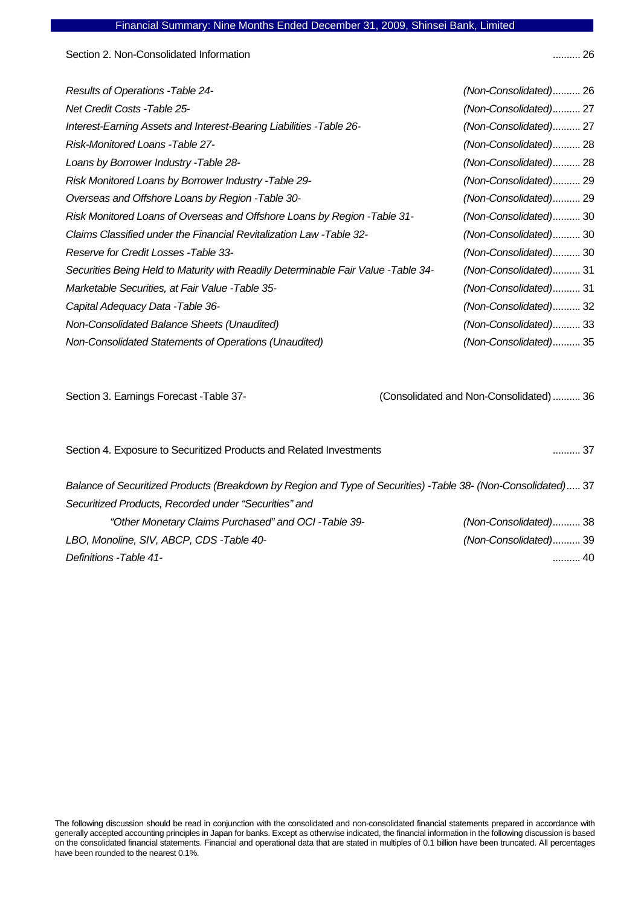Section 2. Non-Consolidated Information .......... 26

*Results of Operations -Table 24-* *(Non-Consolidated)*.......... 26
*Net Credit Costs -Table 25-* *(Non-Consolidated)*.......... 27
*Interest-Earning Assets and Interest-Bearing Liabilities -Table 26-* *(Non-Consolidated)*.......... 27
*Risk-Monitored Loans -Table 27-* *(Non-Consolidated)*.......... 28
*Loans by Borrower Industry -Table 28-* *(Non-Consolidated)*.......... 28
*Risk Monitored Loans by Borrower Industry -Table 29-* *(Non-Consolidated)*.......... 29
*Overseas and Offshore Loans by Region -Table 30-* *(Non-Consolidated)*.......... 29
*Risk Monitored Loans of Overseas and Offshore Loans by Region -Table 31-* *(Non-Consolidated)*.......... 30
*Claims Classified under the Financial Revitalization Law -Table 32-* *(Non-Consolidated)*.......... 30
*Reserve for Credit Losses -Table 33-* *(Non-Consolidated)*.......... 30
*Securities Being Held to Maturity with Readily Determinable Fair Value -Table 34-* *(Non-Consolidated)*.......... 31
*Marketable Securities, at Fair Value -Table 35-* *(Non-Consolidated)*.......... 31
*Capital Adequacy Data -Table 36-* *(Non-Consolidated)*.......... 32
*Non-Consolidated Balance Sheets (Unaudited)* *(Non-Consolidated)*.......... 33
*Non-Consolidated Statements of Operations (Unaudited)* *(Non-Consolidated)*.......... 35

Section 3. Earnings Forecast -Table 37- (Consolidated and Non-Consolidated) .......... 36

Section 4. Exposure to Securitized Products and Related Investments .......... 37

*Balance of Securitized Products (Breakdown by Region and Type of Securities) -Table 38- (Non-Consolidated)*..... 37
*Securitized Products, Recorded under "Securities" and*
*"Other Monetary Claims Purchased" and OCI -Table 39-* *(Non-Consolidated)*.......... 38
*LBO, Monoline, SIV, ABCP, CDS -Table 40-* *(Non-Consolidated)*.......... 39
*Definitions -Table 41-* .......... 40

The following discussion should be read in conjunction with the consolidated and non-consolidated financial statements prepared in accordance with generally accepted accounting principles in Japan for banks. Except as otherwise indicated, the financial information in the following discussion is based on the consolidated financial statements. Financial and operational data that are stated in multiples of 0.1 billion have been truncated. All percentages have been rounded to the nearest 0.1%.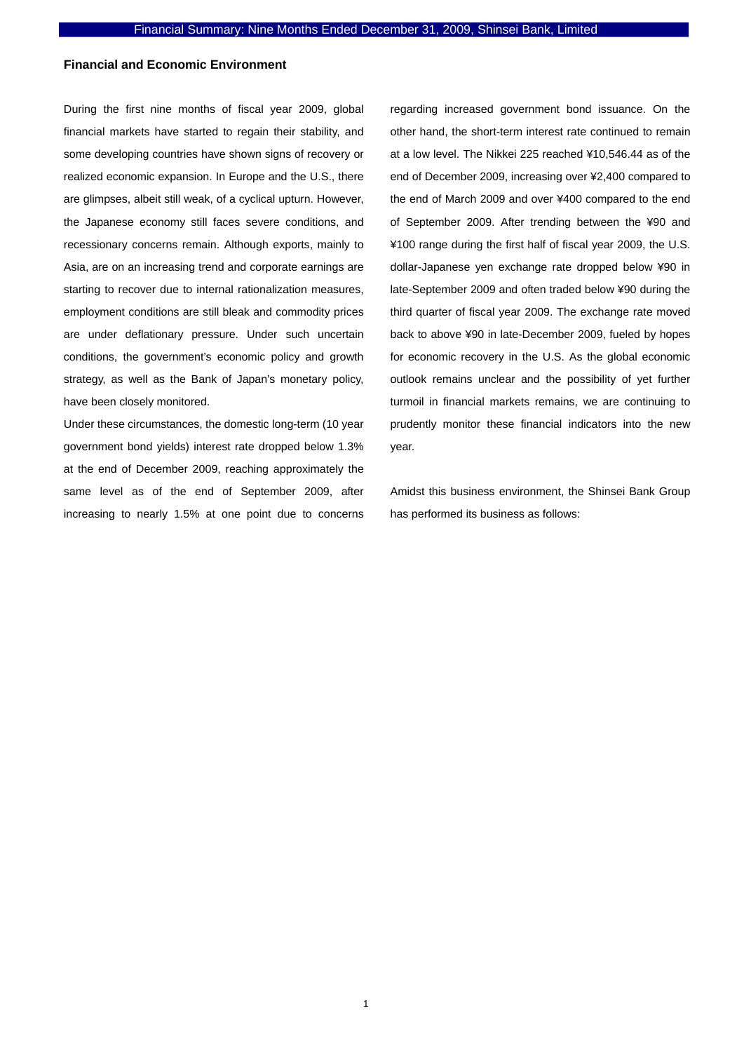## Financial and Economic Environment

During the first nine months of fiscal year 2009, global financial markets have started to regain their stability, and some developing countries have shown signs of recovery or realized economic expansion. In Europe and the U.S., there are glimpses, albeit still weak, of a cyclical upturn. However, the Japanese economy still faces severe conditions, and recessionary concerns remain. Although exports, mainly to Asia, are on an increasing trend and corporate earnings are starting to recover due to internal rationalization measures, employment conditions are still bleak and commodity prices are under deflationary pressure. Under such uncertain conditions, the government's economic policy and growth strategy, as well as the Bank of Japan's monetary policy, have been closely monitored.

Under these circumstances, the domestic long-term (10 year government bond yields) interest rate dropped below 1.3% at the end of December 2009, reaching approximately the same level as of the end of September 2009, after increasing to nearly 1.5% at one point due to concerns regarding increased government bond issuance. On the other hand, the short-term interest rate continued to remain at a low level. The Nikkei 225 reached ¥10,546.44 as of the end of December 2009, increasing over ¥2,400 compared to the end of March 2009 and over ¥400 compared to the end of September 2009. After trending between the ¥90 and ¥100 range during the first half of fiscal year 2009, the U.S. dollar-Japanese yen exchange rate dropped below ¥90 in late-September 2009 and often traded below ¥90 during the third quarter of fiscal year 2009. The exchange rate moved back to above ¥90 in late-December 2009, fueled by hopes for economic recovery in the U.S. As the global economic outlook remains unclear and the possibility of yet further turmoil in financial markets remains, we are continuing to prudently monitor these financial indicators into the new year.

Amidst this business environment, the Shinsei Bank Group has performed its business as follows: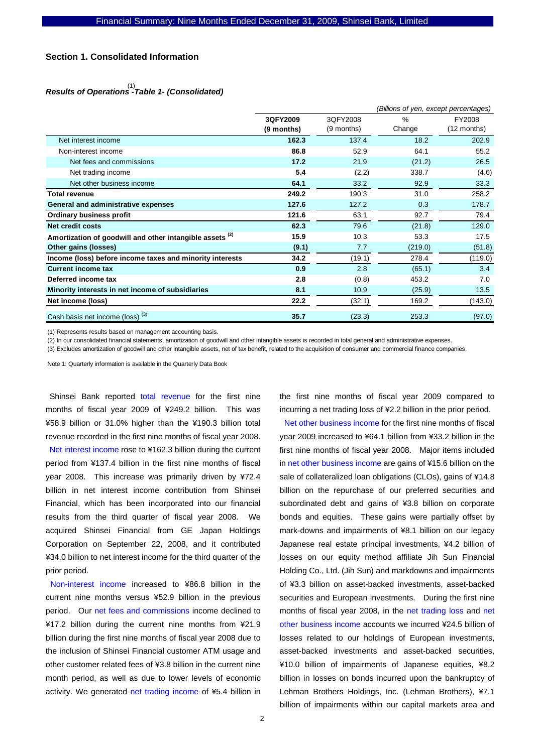## Section 1. Consolidated Information

### *Results of Operations[1] -Table 1- (Consolidated)*

*(Billions of yen, except percentages)*

| | 3QFY2009 (9 months) | 3QFY2008 (9 months) | % Change | FY2008 (12 months) |
|---|---|---|---|---|
| Net interest income | **162.3** | 137.4 | 18.2 | 202.9 |
| Non-interest income | **86.8** | 52.9 | 64.1 | 55.2 |
| Net fees and commissions | **17.2** | 21.9 | (21.2) | 26.5 |
| Net trading income | **5.4** | (2.2) | 338.7 | (4.6) |
| Net other business income | **64.1** | 33.2 | 92.9 | 33.3 |
| **Total revenue** | **249.2** | 190.3 | 31.0 | 258.2 |
| **General and administrative expenses** | **127.6** | 127.2 | 0.3 | 178.7 |
| **Ordinary business profit** | **121.6** | 63.1 | 92.7 | 79.4 |
| **Net credit costs** | **62.3** | 79.6 | (21.8) | 129.0 |
| **Amortization of goodwill and other intangible assets [2]** | **15.9** | 10.3 | 53.3 | 17.5 |
| **Other gains (losses)** | **(9.1)** | 7.7 | (219.0) | (51.8) |
| **Income (loss) before income taxes and minority interests** | **34.2** | (19.1) | 278.4 | (119.0) |
| **Current income tax** | **0.9** | 2.8 | (65.1) | 3.4 |
| **Deferred income tax** | **2.8** | (0.8) | 453.2 | 7.0 |
| **Minority interests in net income of subsidiaries** | **8.1** | 10.9 | (25.9) | 13.5 |
| **Net income (loss)** | **22.2** | (32.1) | 169.2 | (143.0) |
| Cash basis net income (loss) [3] | **35.7** | (23.3) | 253.3 | (97.0) |

(1) Represents results based on management accounting basis.

(2) In our consolidated financial statements, amortization of goodwill and other intangible assets is recorded in total general and administrative expenses.

(3) Excludes amortization of goodwill and other intangible assets, net of tax benefit, related to the acquisition of consumer and commercial finance companies.

Note 1: Quarterly information is available in the Quarterly Data Book

Shinsei Bank reported total revenue for the first nine months of fiscal year 2009 of ¥249.2 billion. This was ¥58.9 billion or 31.0% higher than the ¥190.3 billion total revenue recorded in the first nine months of fiscal year 2008.

Net interest income rose to ¥162.3 billion during the current period from ¥137.4 billion in the first nine months of fiscal year 2008. This increase was primarily driven by ¥72.4 billion in net interest income contribution from Shinsei Financial, which has been incorporated into our financial results from the third quarter of fiscal year 2008. We acquired Shinsei Financial from GE Japan Holdings Corporation on September 22, 2008, and it contributed ¥34.0 billion to net interest income for the third quarter of the prior period.

Non-interest income increased to ¥86.8 billion in the current nine months versus ¥52.9 billion in the previous period. Our net fees and commissions income declined to ¥17.2 billion during the current nine months from ¥21.9 billion during the first nine months of fiscal year 2008 due to the inclusion of Shinsei Financial customer ATM usage and other customer related fees of ¥3.8 billion in the current nine month period, as well as due to lower levels of economic activity. We generated net trading income of ¥5.4 billion in the first nine months of fiscal year 2009 compared to incurring a net trading loss of ¥2.2 billion in the prior period.

Net other business income for the first nine months of fiscal year 2009 increased to ¥64.1 billion from ¥33.2 billion in the first nine months of fiscal year 2008. Major items included in net other business income are gains of ¥15.6 billion on the sale of collateralized loan obligations (CLOs), gains of ¥14.8 billion on the repurchase of our preferred securities and subordinated debt and gains of ¥3.8 billion on corporate bonds and equities. These gains were partially offset by mark-downs and impairments of ¥8.1 billion on our legacy Japanese real estate principal investments, ¥4.2 billion of losses on our equity method affiliate Jih Sun Financial Holding Co., Ltd. (Jih Sun) and markdowns and impairments of ¥3.3 billion on asset-backed investments, asset-backed securities and European investments. During the first nine months of fiscal year 2008, in the net trading loss and net other business income accounts we incurred ¥24.5 billion of losses related to our holdings of European investments, asset-backed investments and asset-backed securities, ¥10.0 billion of impairments of Japanese equities, ¥8.2 billion in losses on bonds incurred upon the bankruptcy of Lehman Brothers Holdings, Inc. (Lehman Brothers), ¥7.1 billion of impairments within our capital markets area and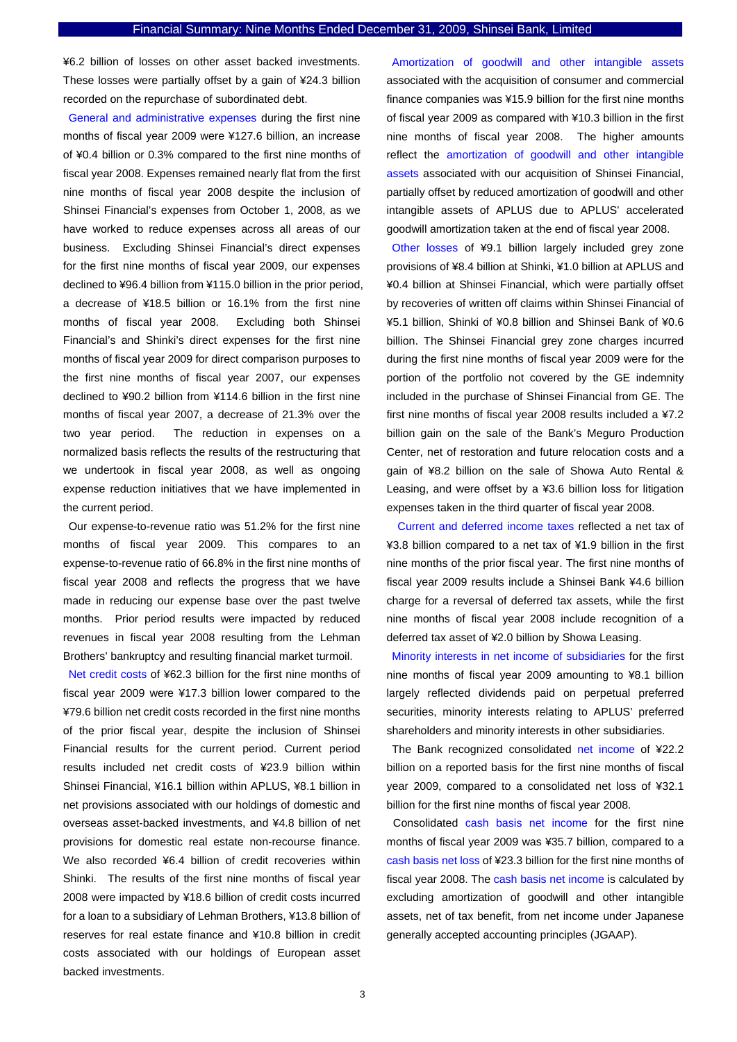¥6.2 billion of losses on other asset backed investments. These losses were partially offset by a gain of ¥24.3 billion recorded on the repurchase of subordinated debt.

General and administrative expenses during the first nine months of fiscal year 2009 were ¥127.6 billion, an increase of ¥0.4 billion or 0.3% compared to the first nine months of fiscal year 2008. Expenses remained nearly flat from the first nine months of fiscal year 2008 despite the inclusion of Shinsei Financial's expenses from October 1, 2008, as we have worked to reduce expenses across all areas of our business. Excluding Shinsei Financial's direct expenses for the first nine months of fiscal year 2009, our expenses declined to ¥96.4 billion from ¥115.0 billion in the prior period, a decrease of ¥18.5 billion or 16.1% from the first nine months of fiscal year 2008. Excluding both Shinsei Financial's and Shinki's direct expenses for the first nine months of fiscal year 2009 for direct comparison purposes to the first nine months of fiscal year 2007, our expenses declined to ¥90.2 billion from ¥114.6 billion in the first nine months of fiscal year 2007, a decrease of 21.3% over the two year period. The reduction in expenses on a normalized basis reflects the results of the restructuring that we undertook in fiscal year 2008, as well as ongoing expense reduction initiatives that we have implemented in the current period.

Our expense-to-revenue ratio was 51.2% for the first nine months of fiscal year 2009. This compares to an expense-to-revenue ratio of 66.8% in the first nine months of fiscal year 2008 and reflects the progress that we have made in reducing our expense base over the past twelve months. Prior period results were impacted by reduced revenues in fiscal year 2008 resulting from the Lehman Brothers' bankruptcy and resulting financial market turmoil.

Net credit costs of ¥62.3 billion for the first nine months of fiscal year 2009 were ¥17.3 billion lower compared to the ¥79.6 billion net credit costs recorded in the first nine months of the prior fiscal year, despite the inclusion of Shinsei Financial results for the current period. Current period results included net credit costs of ¥23.9 billion within Shinsei Financial, ¥16.1 billion within APLUS, ¥8.1 billion in net provisions associated with our holdings of domestic and overseas asset-backed investments, and ¥4.8 billion of net provisions for domestic real estate non-recourse finance. We also recorded ¥6.4 billion of credit recoveries within Shinki. The results of the first nine months of fiscal year 2008 were impacted by ¥18.6 billion of credit costs incurred for a loan to a subsidiary of Lehman Brothers, ¥13.8 billion of reserves for real estate finance and ¥10.8 billion in credit costs associated with our holdings of European asset backed investments.

Amortization of goodwill and other intangible assets associated with the acquisition of consumer and commercial finance companies was ¥15.9 billion for the first nine months of fiscal year 2009 as compared with ¥10.3 billion in the first nine months of fiscal year 2008. The higher amounts reflect the amortization of goodwill and other intangible assets associated with our acquisition of Shinsei Financial, partially offset by reduced amortization of goodwill and other intangible assets of APLUS due to APLUS' accelerated goodwill amortization taken at the end of fiscal year 2008.

Other losses of ¥9.1 billion largely included grey zone provisions of ¥8.4 billion at Shinki, ¥1.0 billion at APLUS and ¥0.4 billion at Shinsei Financial, which were partially offset by recoveries of written off claims within Shinsei Financial of ¥5.1 billion, Shinki of ¥0.8 billion and Shinsei Bank of ¥0.6 billion. The Shinsei Financial grey zone charges incurred during the first nine months of fiscal year 2009 were for the portion of the portfolio not covered by the GE indemnity included in the purchase of Shinsei Financial from GE. The first nine months of fiscal year 2008 results included a ¥7.2 billion gain on the sale of the Bank's Meguro Production Center, net of restoration and future relocation costs and a gain of ¥8.2 billion on the sale of Showa Auto Rental & Leasing, and were offset by a ¥3.6 billion loss for litigation expenses taken in the third quarter of fiscal year 2008.

Current and deferred income taxes reflected a net tax of ¥3.8 billion compared to a net tax of ¥1.9 billion in the first nine months of the prior fiscal year. The first nine months of fiscal year 2009 results include a Shinsei Bank ¥4.6 billion charge for a reversal of deferred tax assets, while the first nine months of fiscal year 2008 include recognition of a deferred tax asset of ¥2.0 billion by Showa Leasing.

Minority interests in net income of subsidiaries for the first nine months of fiscal year 2009 amounting to ¥8.1 billion largely reflected dividends paid on perpetual preferred securities, minority interests relating to APLUS' preferred shareholders and minority interests in other subsidiaries.

The Bank recognized consolidated net income of ¥22.2 billion on a reported basis for the first nine months of fiscal year 2009, compared to a consolidated net loss of ¥32.1 billion for the first nine months of fiscal year 2008.

Consolidated cash basis net income for the first nine months of fiscal year 2009 was ¥35.7 billion, compared to a cash basis net loss of ¥23.3 billion for the first nine months of fiscal year 2008. The cash basis net income is calculated by excluding amortization of goodwill and other intangible assets, net of tax benefit, from net income under Japanese generally accepted accounting principles (JGAAP).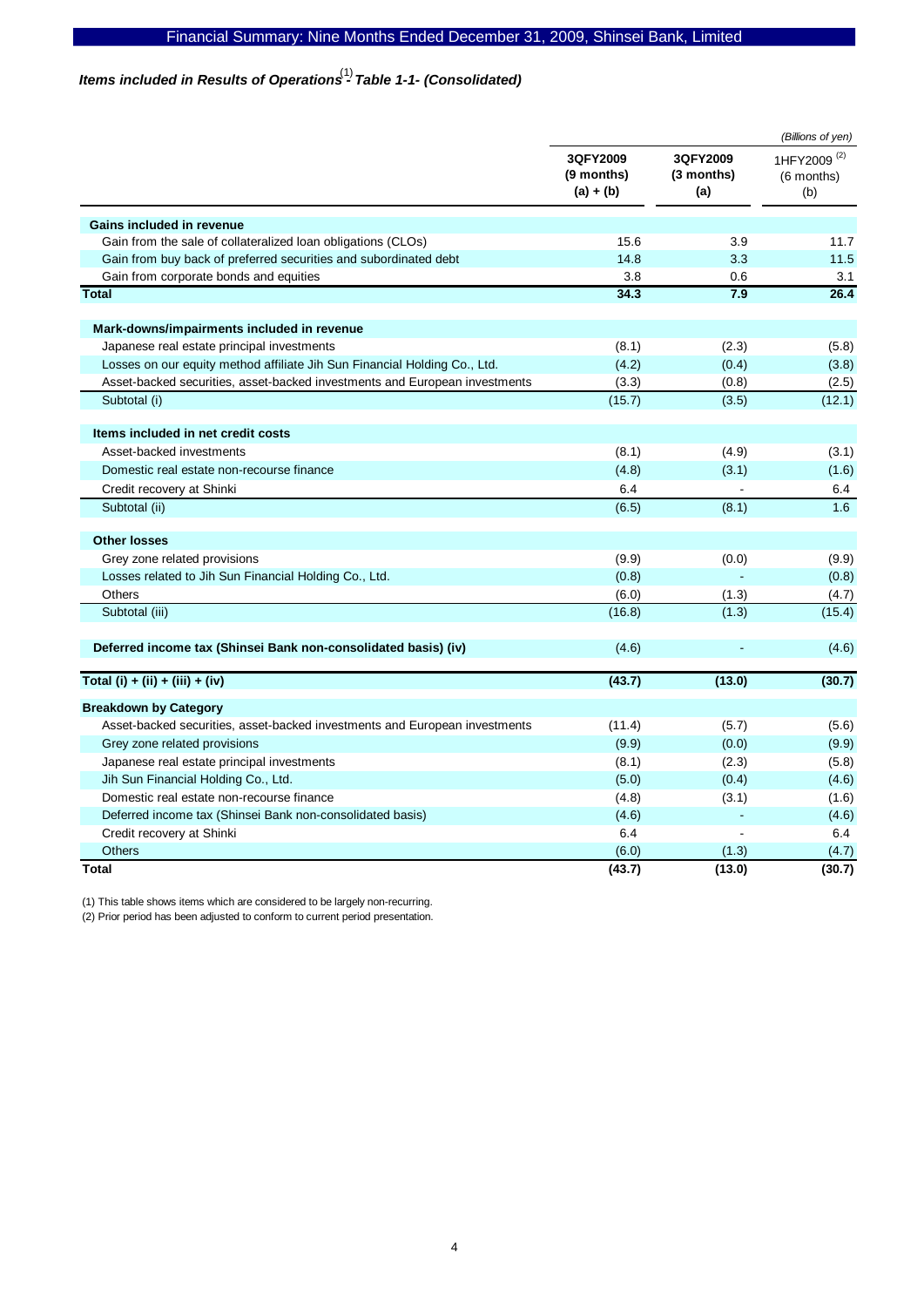## *Items included in Results of Operations[(1)] - Table 1-1- (Consolidated)*

*(Billions of yen)*

| | 3QFY2009 (9 months) (a) + (b) | 3QFY2009 (3 months) (a) | 1HFY2009 [(2)] (6 months) (b) |
|---|---|---|---|
| **Gains included in revenue** | | | |
| Gain from the sale of collateralized loan obligations (CLOs) | 15.6 | 3.9 | 11.7 |
| Gain from buy back of preferred securities and subordinated debt | 14.8 | 3.3 | 11.5 |
| Gain from corporate bonds and equities | 3.8 | 0.6 | 3.1 |
| **Total** | **34.3** | **7.9** | **26.4** |
| **Mark-downs/impairments included in revenue** | | | |
| Japanese real estate principal investments | (8.1) | (2.3) | (5.8) |
| Losses on our equity method affiliate Jih Sun Financial Holding Co., Ltd. | (4.2) | (0.4) | (3.8) |
| Asset-backed securities, asset-backed investments and European investments | (3.3) | (0.8) | (2.5) |
| Subtotal (i) | (15.7) | (3.5) | (12.1) |
| **Items included in net credit costs** | | | |
| Asset-backed investments | (8.1) | (4.9) | (3.1) |
| Domestic real estate non-recourse finance | (4.8) | (3.1) | (1.6) |
| Credit recovery at Shinki | 6.4 | - | 6.4 |
| Subtotal (ii) | (6.5) | (8.1) | 1.6 |
| **Other losses** | | | |
| Grey zone related provisions | (9.9) | (0.0) | (9.9) |
| Losses related to Jih Sun Financial Holding Co., Ltd. | (0.8) | - | (0.8) |
| Others | (6.0) | (1.3) | (4.7) |
| Subtotal (iii) | (16.8) | (1.3) | (15.4) |
| **Deferred income tax (Shinsei Bank non-consolidated basis) (iv)** | (4.6) | - | (4.6) |
| **Total (i) + (ii) + (iii) + (iv)** | **(43.7)** | **(13.0)** | **(30.7)** |
| **Breakdown by Category** | | | |
| Asset-backed securities, asset-backed investments and European investments | (11.4) | (5.7) | (5.6) |
| Grey zone related provisions | (9.9) | (0.0) | (9.9) |
| Japanese real estate principal investments | (8.1) | (2.3) | (5.8) |
| Jih Sun Financial Holding Co., Ltd. | (5.0) | (0.4) | (4.6) |
| Domestic real estate non-recourse finance | (4.8) | (3.1) | (1.6) |
| Deferred income tax (Shinsei Bank non-consolidated basis) | (4.6) | - | (4.6) |
| Credit recovery at Shinki | 6.4 | - | 6.4 |
| Others | (6.0) | (1.3) | (4.7) |
| **Total** | **(43.7)** | **(13.0)** | **(30.7)** |

(1) This table shows items which are considered to be largely non-recurring.
(2) Prior period has been adjusted to conform to current period presentation.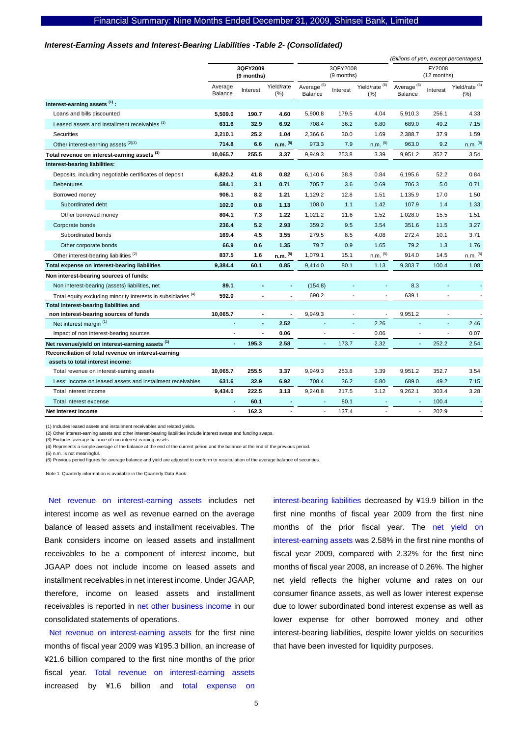### *Interest-Earning Assets and Interest-Bearing Liabilities -Table 2- (Consolidated)*

*(Billions of yen, except percentages)*

| | 3QFY2009 (9 months) | | | 3QFY2008 (9 months) | | | FY2008 (12 months) | | |
|---|---|---|---|---|---|---|---|---|---|
| | Average Balance | Interest | Yield/rate (%) | Average [6] Balance | Interest | Yield/rate [6] (%) | Average [6] Balance | Interest | Yield/rate [6] (%) |
| **Interest-earning assets [1] :** | | | | | | | | | |
| Loans and bills discounted | **5,509.0** | **190.7** | **4.60** | 5,900.8 | 179.5 | 4.04 | 5,910.3 | 256.1 | 4.33 |
| Leased assets and installment receivables [1] | **631.6** | **32.9** | **6.92** | 708.4 | 36.2 | 6.80 | 689.0 | 49.2 | 7.15 |
| Securities | **3,210.1** | **25.2** | **1.04** | 2,366.6 | 30.0 | 1.69 | 2,388.7 | 37.9 | 1.59 |
| Other interest-earning assets [2][3] | **714.8** | **6.6** | **n.m. [5]** | 973.3 | 7.9 | n.m. [5] | 963.0 | 9.2 | n.m. [5] |
| **Total revenue on interest-earning assets [1]** | **10,065.7** | **255.5** | **3.37** | 9,949.3 | 253.8 | 3.39 | 9,951.2 | 352.7 | 3.54 |
| **Interest-bearing liabilities:** | | | | | | | | | |
| Deposits, including negotiable certificates of deposit | **6,820.2** | **41.8** | **0.82** | 6,140.6 | 38.8 | 0.84 | 6,195.6 | 52.2 | 0.84 |
| Debentures | **584.1** | **3.1** | **0.71** | 705.7 | 3.6 | 0.69 | 706.3 | 5.0 | 0.71 |
| Borrowed money | **906.1** | **8.2** | **1.21** | 1,129.2 | 12.8 | 1.51 | 1,135.9 | 17.0 | 1.50 |
| Subordinated debt | **102.0** | **0.8** | **1.13** | 108.0 | 1.1 | 1.42 | 107.9 | 1.4 | 1.33 |
| Other borrowed money | **804.1** | **7.3** | **1.22** | 1,021.2 | 11.6 | 1.52 | 1,028.0 | 15.5 | 1.51 |
| Corporate bonds | **236.4** | **5.2** | **2.93** | 359.2 | 9.5 | 3.54 | 351.6 | 11.5 | 3.27 |
| Subordinated bonds | **169.4** | **4.5** | **3.55** | 279.5 | 8.5 | 4.08 | 272.4 | 10.1 | 3.71 |
| Other corporate bonds | **66.9** | **0.6** | **1.35** | 79.7 | 0.9 | 1.65 | 79.2 | 1.3 | 1.76 |
| Other interest-bearing liabilities [2] | **837.5** | **1.6** | **n.m. [5]** | 1,079.1 | 15.1 | n.m. [5] | 914.0 | 14.5 | n.m. [5] |
| **Total expense on interest-bearing liabilities** | **9,384.4** | **60.1** | **0.85** | 9,414.0 | 80.1 | 1.13 | 9,303.7 | 100.4 | 1.08 |
| **Non interest-bearing sources of funds:** | | | | | | | | | |
| Non interest-bearing (assets) liabilities, net | **89.1** | **-** | **-** | (154.8) | - | - | 8.3 | - | - |
| Total equity excluding minority interests in subsidiaries [4] | **592.0** | **-** | **-** | 690.2 | - | - | 639.1 | - | - |
| **Total interest-bearing liabilities and non interest-bearing sources of funds** | **10,065.7** | **-** | **-** | 9,949.3 | - | - | 9,951.2 | - | - |
| Net interest margin [1] | **-** | **-** | **2.52** | - | - | 2.26 | - | - | 2.46 |
| Impact of non interest-bearing sources | **-** | **-** | **0.06** | - | - | 0.06 | - | - | 0.07 |
| **Net revenue/yield on interest-earning assets [1]** | **-** | **195.3** | **2.58** | - | 173.7 | 2.32 | - | 252.2 | 2.54 |
| **Reconciliation of total revenue on interest-earning assets to total interest income:** | | | | | | | | | |
| Total revenue on interest-earning assets | **10,065.7** | **255.5** | **3.37** | 9,949.3 | 253.8 | 3.39 | 9,951.2 | 352.7 | 3.54 |
| Less: Income on leased assets and installment receivables | **631.6** | **32.9** | **6.92** | 708.4 | 36.2 | 6.80 | 689.0 | 49.2 | 7.15 |
| Total interest income | **9,434.0** | **222.5** | **3.13** | 9,240.8 | 217.5 | 3.12 | 9,262.1 | 303.4 | 3.28 |
| Total interest expense | **-** | **60.1** | **-** | - | 80.1 | - | - | 100.4 | - |
| **Net interest income** | **-** | **162.3** | **-** | - | 137.4 | - | - | 202.9 | - |

(1) Includes leased assets and installment receivables and related yields.
(2) Other interest-earning assets and other interest-bearing liabilities include interest swaps and funding swaps.
(3) Excludes average balance of non interest-earning assets.
(4) Represents a simple average of the balance at the end of the current period and the balance at the end of the previous period.
(5) n.m. is not meaningful.
(6) Previous period figures for average balance and yield are adjusted to conform to recalculation of the average balance of securities.

Note 1: Quarterly information is available in the Quarterly Data Book

Net revenue on interest-earning assets includes net interest income as well as revenue earned on the average balance of leased assets and installment receivables. The Bank considers income on leased assets and installment receivables to be a component of interest income, but JGAAP does not include income on leased assets and installment receivables in net interest income. Under JGAAP, therefore, income on leased assets and installment receivables is reported in net other business income in our consolidated statements of operations.

Net revenue on interest-earning assets for the first nine months of fiscal year 2009 was ¥195.3 billion, an increase of ¥21.6 billion compared to the first nine months of the prior fiscal year. Total revenue on interest-earning assets increased by ¥1.6 billion and total expense on interest-bearing liabilities decreased by ¥19.9 billion in the first nine months of fiscal year 2009 from the first nine months of the prior fiscal year. The net yield on interest-earning assets was 2.58% in the first nine months of fiscal year 2009, compared with 2.32% for the first nine months of fiscal year 2008, an increase of 0.26%. The higher net yield reflects the higher volume and rates on our consumer finance assets, as well as lower interest expense due to lower subordinated bond interest expense as well as lower expense for other borrowed money and other interest-bearing liabilities, despite lower yields on securities that have been invested for liquidity purposes.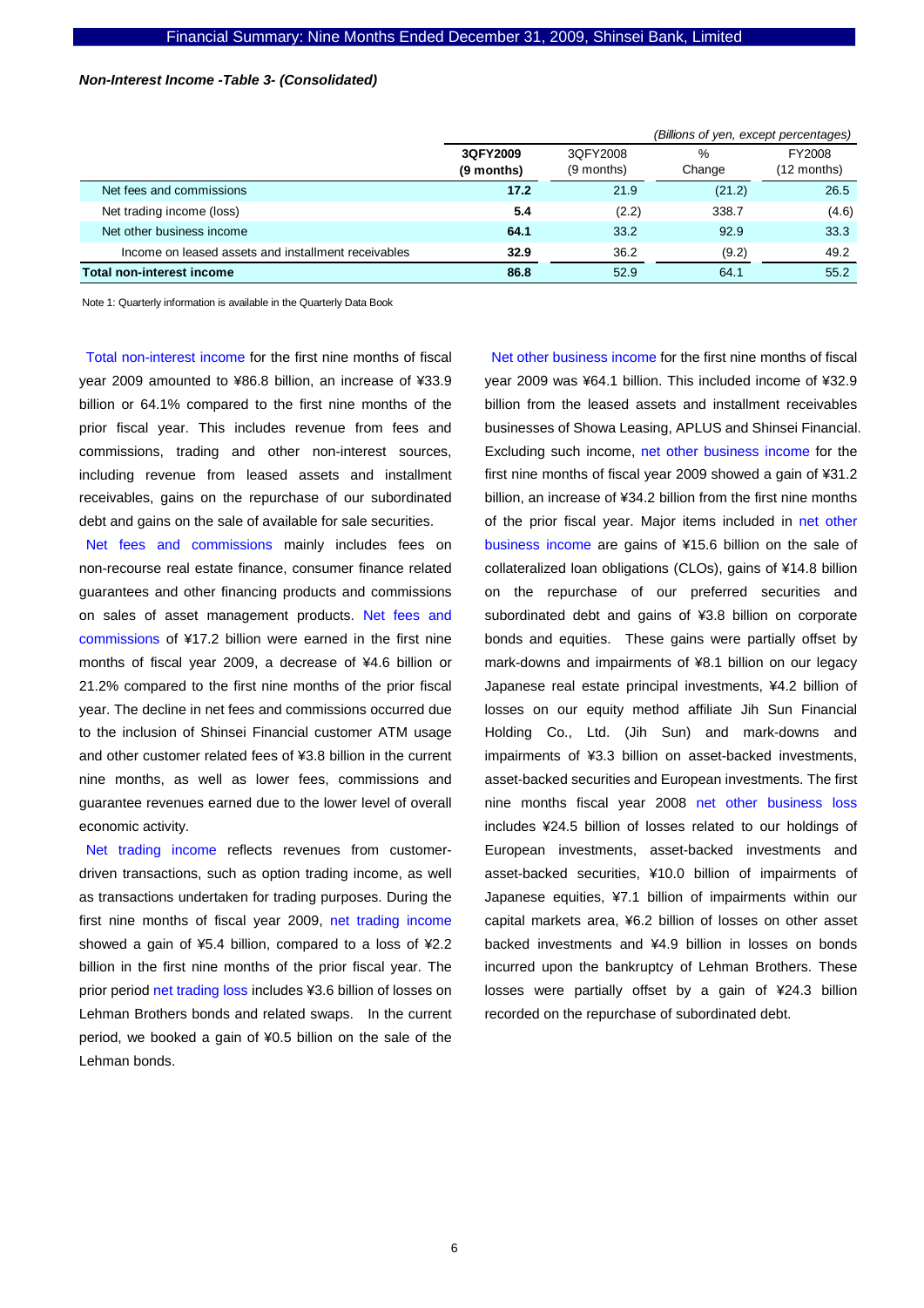### *Non-Interest Income -Table 3- (Consolidated)*

*(Billions of yen, except percentages)*

| | **3QFY2009 (9 months)** | 3QFY2008 (9 months) | % Change | FY2008 (12 months) |
|---|---|---|---|---|
| Net fees and commissions | **17.2** | 21.9 | (21.2) | 26.5 |
| Net trading income (loss) | **5.4** | (2.2) | 338.7 | (4.6) |
| Net other business income | **64.1** | 33.2 | 92.9 | 33.3 |
| Income on leased assets and installment receivables | **32.9** | 36.2 | (9.2) | 49.2 |
| **Total non-interest income** | **86.8** | 52.9 | 64.1 | 55.2 |

Note 1: Quarterly information is available in the Quarterly Data Book

Total non-interest income for the first nine months of fiscal year 2009 amounted to ¥86.8 billion, an increase of ¥33.9 billion or 64.1% compared to the first nine months of the prior fiscal year. This includes revenue from fees and commissions, trading and other non-interest sources, including revenue from leased assets and installment receivables, gains on the repurchase of our subordinated debt and gains on the sale of available for sale securities.

Net fees and commissions mainly includes fees on non-recourse real estate finance, consumer finance related guarantees and other financing products and commissions on sales of asset management products. Net fees and commissions of ¥17.2 billion were earned in the first nine months of fiscal year 2009, a decrease of ¥4.6 billion or 21.2% compared to the first nine months of the prior fiscal year. The decline in net fees and commissions occurred due to the inclusion of Shinsei Financial customer ATM usage and other customer related fees of ¥3.8 billion in the current nine months, as well as lower fees, commissions and guarantee revenues earned due to the lower level of overall economic activity.

Net trading income reflects revenues from customer-driven transactions, such as option trading income, as well as transactions undertaken for trading purposes. During the first nine months of fiscal year 2009, net trading income showed a gain of ¥5.4 billion, compared to a loss of ¥2.2 billion in the first nine months of the prior fiscal year. The prior period net trading loss includes ¥3.6 billion of losses on Lehman Brothers bonds and related swaps. In the current period, we booked a gain of ¥0.5 billion on the sale of the Lehman bonds.

Net other business income for the first nine months of fiscal year 2009 was ¥64.1 billion. This included income of ¥32.9 billion from the leased assets and installment receivables businesses of Showa Leasing, APLUS and Shinsei Financial. Excluding such income, net other business income for the first nine months of fiscal year 2009 showed a gain of ¥31.2 billion, an increase of ¥34.2 billion from the first nine months of the prior fiscal year. Major items included in net other business income are gains of ¥15.6 billion on the sale of collateralized loan obligations (CLOs), gains of ¥14.8 billion on the repurchase of our preferred securities and subordinated debt and gains of ¥3.8 billion on corporate bonds and equities. These gains were partially offset by mark-downs and impairments of ¥8.1 billion on our legacy Japanese real estate principal investments, ¥4.2 billion of losses on our equity method affiliate Jih Sun Financial Holding Co., Ltd. (Jih Sun) and mark-downs and impairments of ¥3.3 billion on asset-backed investments, asset-backed securities and European investments. The first nine months fiscal year 2008 net other business loss includes ¥24.5 billion of losses related to our holdings of European investments, asset-backed investments and asset-backed securities, ¥10.0 billion of impairments of Japanese equities, ¥7.1 billion of impairments within our capital markets area, ¥6.2 billion of losses on other asset backed investments and ¥4.9 billion in losses on bonds incurred upon the bankruptcy of Lehman Brothers. These losses were partially offset by a gain of ¥24.3 billion recorded on the repurchase of subordinated debt.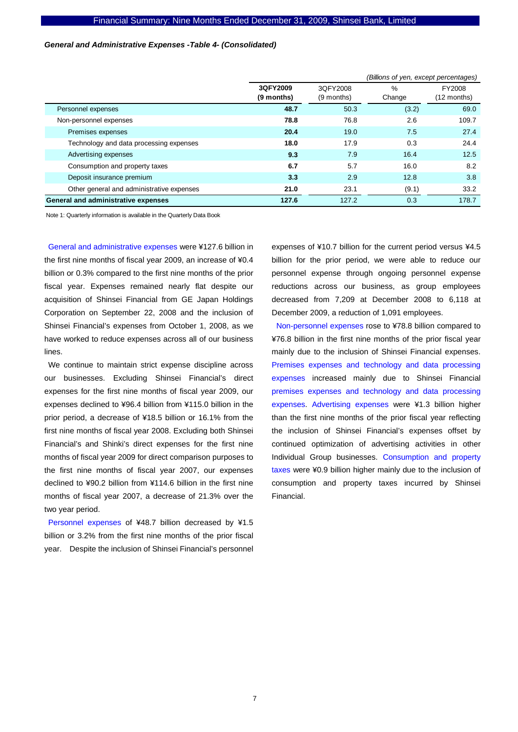***General and Administrative Expenses -Table 4- (Consolidated)***

*(Billions of yen, except percentages)*

| | **3QFY2009 (9 months)** | 3QFY2008 (9 months) | % Change | FY2008 (12 months) |
|---|---|---|---|---|
| Personnel expenses | **48.7** | 50.3 | (3.2) | 69.0 |
| Non-personnel expenses | **78.8** | 76.8 | 2.6 | 109.7 |
| Premises expenses | **20.4** | 19.0 | 7.5 | 27.4 |
| Technology and data processing expenses | **18.0** | 17.9 | 0.3 | 24.4 |
| Advertising expenses | **9.3** | 7.9 | 16.4 | 12.5 |
| Consumption and property taxes | **6.7** | 5.7 | 16.0 | 8.2 |
| Deposit insurance premium | **3.3** | 2.9 | 12.8 | 3.8 |
| Other general and administrative expenses | **21.0** | 23.1 | (9.1) | 33.2 |
| **General and administrative expenses** | **127.6** | 127.2 | 0.3 | 178.7 |

Note 1: Quarterly information is available in the Quarterly Data Book

General and administrative expenses were ¥127.6 billion in the first nine months of fiscal year 2009, an increase of ¥0.4 billion or 0.3% compared to the first nine months of the prior fiscal year. Expenses remained nearly flat despite our acquisition of Shinsei Financial from GE Japan Holdings Corporation on September 22, 2008 and the inclusion of Shinsei Financial's expenses from October 1, 2008, as we have worked to reduce expenses across all of our business lines.

We continue to maintain strict expense discipline across our businesses. Excluding Shinsei Financial's direct expenses for the first nine months of fiscal year 2009, our expenses declined to ¥96.4 billion from ¥115.0 billion in the prior period, a decrease of ¥18.5 billion or 16.1% from the first nine months of fiscal year 2008. Excluding both Shinsei Financial's and Shinki's direct expenses for the first nine months of fiscal year 2009 for direct comparison purposes to the first nine months of fiscal year 2007, our expenses declined to ¥90.2 billion from ¥114.6 billion in the first nine months of fiscal year 2007, a decrease of 21.3% over the two year period.

Personnel expenses of ¥48.7 billion decreased by ¥1.5 billion or 3.2% from the first nine months of the prior fiscal year. Despite the inclusion of Shinsei Financial's personnel expenses of ¥10.7 billion for the current period versus ¥4.5 billion for the prior period, we were able to reduce our personnel expense through ongoing personnel expense reductions across our business, as group employees decreased from 7,209 at December 2008 to 6,118 at December 2009, a reduction of 1,091 employees.

Non-personnel expenses rose to ¥78.8 billion compared to ¥76.8 billion in the first nine months of the prior fiscal year mainly due to the inclusion of Shinsei Financial expenses. Premises expenses and technology and data processing expenses increased mainly due to Shinsei Financial premises expenses and technology and data processing expenses. Advertising expenses were ¥1.3 billion higher than the first nine months of the prior fiscal year reflecting the inclusion of Shinsei Financial's expenses offset by continued optimization of advertising activities in other Individual Group businesses. Consumption and property taxes were ¥0.9 billion higher mainly due to the inclusion of consumption and property taxes incurred by Shinsei Financial.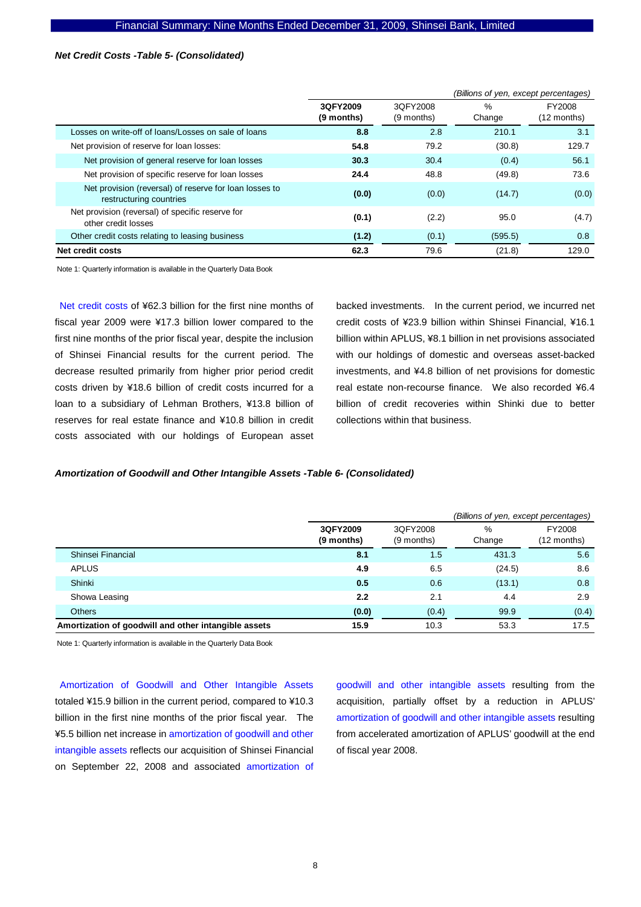***Net Credit Costs -Table 5- (Consolidated)***

*(Billions of yen, except percentages)*

| | **3QFY2009 (9 months)** | 3QFY2008 (9 months) | % Change | FY2008 (12 months) |
|---|---|---|---|---|
| Losses on write-off of loans/Losses on sale of loans | **8.8** | 2.8 | 210.1 | 3.1 |
| Net provision of reserve for loan losses: | **54.8** | 79.2 | (30.8) | 129.7 |
| Net provision of general reserve for loan losses | **30.3** | 30.4 | (0.4) | 56.1 |
| Net provision of specific reserve for loan losses | **24.4** | 48.8 | (49.8) | 73.6 |
| Net provision (reversal) of reserve for loan losses to restructuring countries | **(0.0)** | (0.0) | (14.7) | (0.0) |
| Net provision (reversal) of specific reserve for other credit losses | **(0.1)** | (2.2) | 95.0 | (4.7) |
| Other credit costs relating to leasing business | **(1.2)** | (0.1) | (595.5) | 0.8 |
| **Net credit costs** | **62.3** | 79.6 | (21.8) | 129.0 |

Note 1: Quarterly information is available in the Quarterly Data Book

Net credit costs of ¥62.3 billion for the first nine months of fiscal year 2009 were ¥17.3 billion lower compared to the first nine months of the prior fiscal year, despite the inclusion of Shinsei Financial results for the current period. The decrease resulted primarily from higher prior period credit costs driven by ¥18.6 billion of credit costs incurred for a loan to a subsidiary of Lehman Brothers, ¥13.8 billion of reserves for real estate finance and ¥10.8 billion in credit costs associated with our holdings of European asset backed investments. In the current period, we incurred net credit costs of ¥23.9 billion within Shinsei Financial, ¥16.1 billion within APLUS, ¥8.1 billion in net provisions associated with our holdings of domestic and overseas asset-backed investments, and ¥4.8 billion of net provisions for domestic real estate non-recourse finance. We also recorded ¥6.4 billion of credit recoveries within Shinki due to better collections within that business.

***Amortization of Goodwill and Other Intangible Assets -Table 6- (Consolidated)***

*(Billions of yen, except percentages)*

| | **3QFY2009 (9 months)** | 3QFY2008 (9 months) | % Change | FY2008 (12 months) |
|---|---|---|---|---|
| Shinsei Financial | **8.1** | 1.5 | 431.3 | 5.6 |
| APLUS | **4.9** | 6.5 | (24.5) | 8.6 |
| Shinki | **0.5** | 0.6 | (13.1) | 0.8 |
| Showa Leasing | **2.2** | 2.1 | 4.4 | 2.9 |
| Others | **(0.0)** | (0.4) | 99.9 | (0.4) |
| **Amortization of goodwill and other intangible assets** | **15.9** | 10.3 | 53.3 | 17.5 |

Note 1: Quarterly information is available in the Quarterly Data Book

Amortization of Goodwill and Other Intangible Assets totaled ¥15.9 billion in the current period, compared to ¥10.3 billion in the first nine months of the prior fiscal year. The ¥5.5 billion net increase in amortization of goodwill and other intangible assets reflects our acquisition of Shinsei Financial on September 22, 2008 and associated amortization of goodwill and other intangible assets resulting from the acquisition, partially offset by a reduction in APLUS' amortization of goodwill and other intangible assets resulting from accelerated amortization of APLUS' goodwill at the end of fiscal year 2008.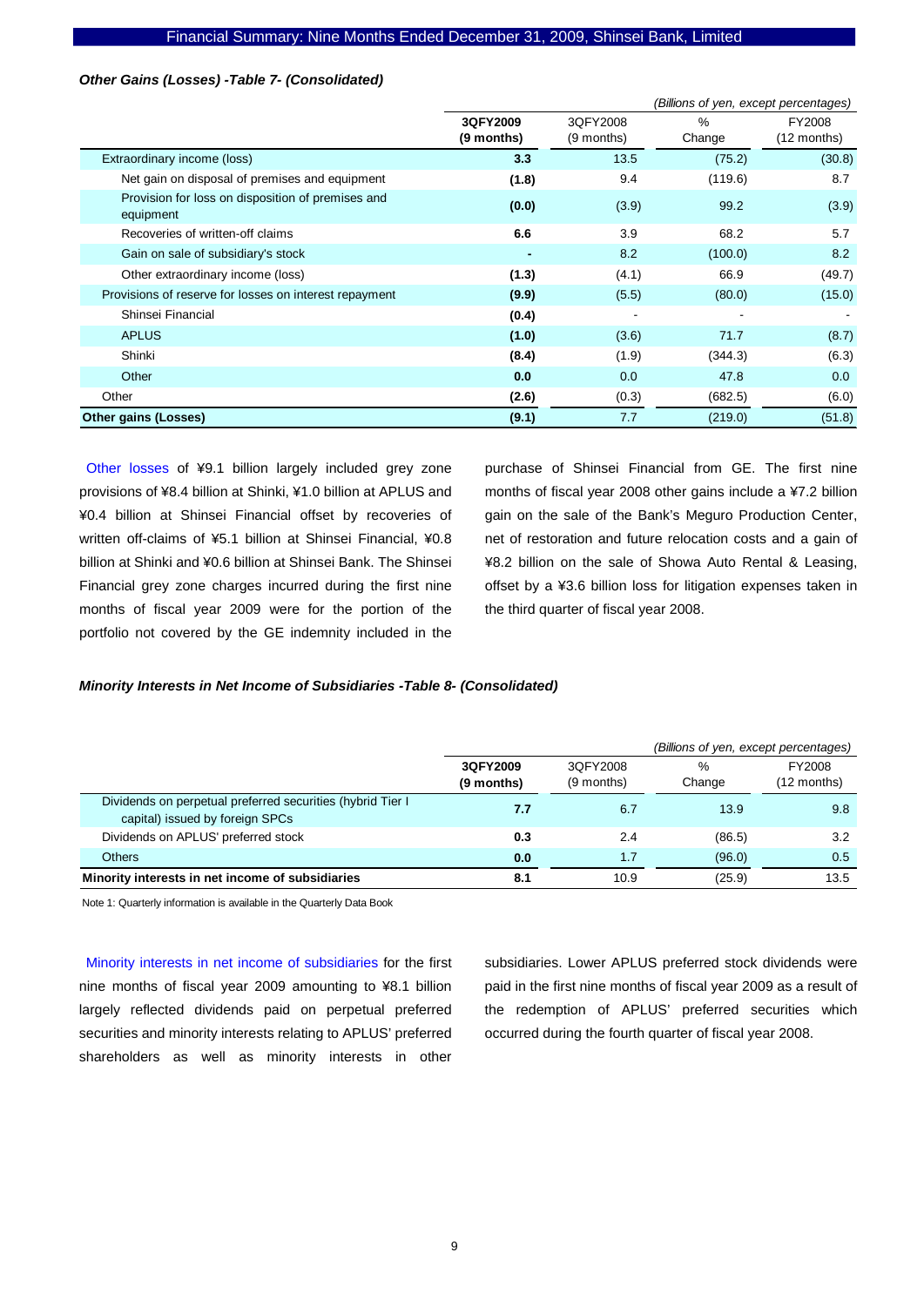### *Other Gains (Losses) -Table 7- (Consolidated)*

*(Billions of yen, except percentages)*

| | 3QFY2009 (9 months) | 3QFY2008 (9 months) | % Change | FY2008 (12 months) |
|---|---|---|---|---|
| Extraordinary income (loss) | **3.3** | 13.5 | (75.2) | (30.8) |
| Net gain on disposal of premises and equipment | **(1.8)** | 9.4 | (119.6) | 8.7 |
| Provision for loss on disposition of premises and equipment | **(0.0)** | (3.9) | 99.2 | (3.9) |
| Recoveries of written-off claims | **6.6** | 3.9 | 68.2 | 5.7 |
| Gain on sale of subsidiary's stock | **-** | 8.2 | (100.0) | 8.2 |
| Other extraordinary income (loss) | **(1.3)** | (4.1) | 66.9 | (49.7) |
| Provisions of reserve for losses on interest repayment | **(9.9)** | (5.5) | (80.0) | (15.0) |
| Shinsei Financial | **(0.4)** | - | - | - |
| APLUS | **(1.0)** | (3.6) | 71.7 | (8.7) |
| Shinki | **(8.4)** | (1.9) | (344.3) | (6.3) |
| Other | **0.0** | 0.0 | 47.8 | 0.0 |
| Other | **(2.6)** | (0.3) | (682.5) | (6.0) |
| **Other gains (Losses)** | **(9.1)** | 7.7 | (219.0) | (51.8) |

Other losses of ¥9.1 billion largely included grey zone provisions of ¥8.4 billion at Shinki, ¥1.0 billion at APLUS and ¥0.4 billion at Shinsei Financial offset by recoveries of written off-claims of ¥5.1 billion at Shinsei Financial, ¥0.8 billion at Shinki and ¥0.6 billion at Shinsei Bank. The Shinsei Financial grey zone charges incurred during the first nine months of fiscal year 2009 were for the portion of the portfolio not covered by the GE indemnity included in the purchase of Shinsei Financial from GE. The first nine months of fiscal year 2008 other gains include a ¥7.2 billion gain on the sale of the Bank's Meguro Production Center, net of restoration and future relocation costs and a gain of ¥8.2 billion on the sale of Showa Auto Rental & Leasing, offset by a ¥3.6 billion loss for litigation expenses taken in the third quarter of fiscal year 2008.

### *Minority Interests in Net Income of Subsidiaries -Table 8- (Consolidated)*

*(Billions of yen, except percentages)*

| | 3QFY2009 (9 months) | 3QFY2008 (9 months) | % Change | FY2008 (12 months) |
|---|---|---|---|---|
| Dividends on perpetual preferred securities (hybrid Tier I capital) issued by foreign SPCs | **7.7** | 6.7 | 13.9 | 9.8 |
| Dividends on APLUS' preferred stock | **0.3** | 2.4 | (86.5) | 3.2 |
| Others | **0.0** | 1.7 | (96.0) | 0.5 |
| **Minority interests in net income of subsidiaries** | **8.1** | 10.9 | (25.9) | 13.5 |

Note 1: Quarterly information is available in the Quarterly Data Book

Minority interests in net income of subsidiaries for the first nine months of fiscal year 2009 amounting to ¥8.1 billion largely reflected dividends paid on perpetual preferred securities and minority interests relating to APLUS' preferred shareholders as well as minority interests in other subsidiaries. Lower APLUS preferred stock dividends were paid in the first nine months of fiscal year 2009 as a result of the redemption of APLUS' preferred securities which occurred during the fourth quarter of fiscal year 2008.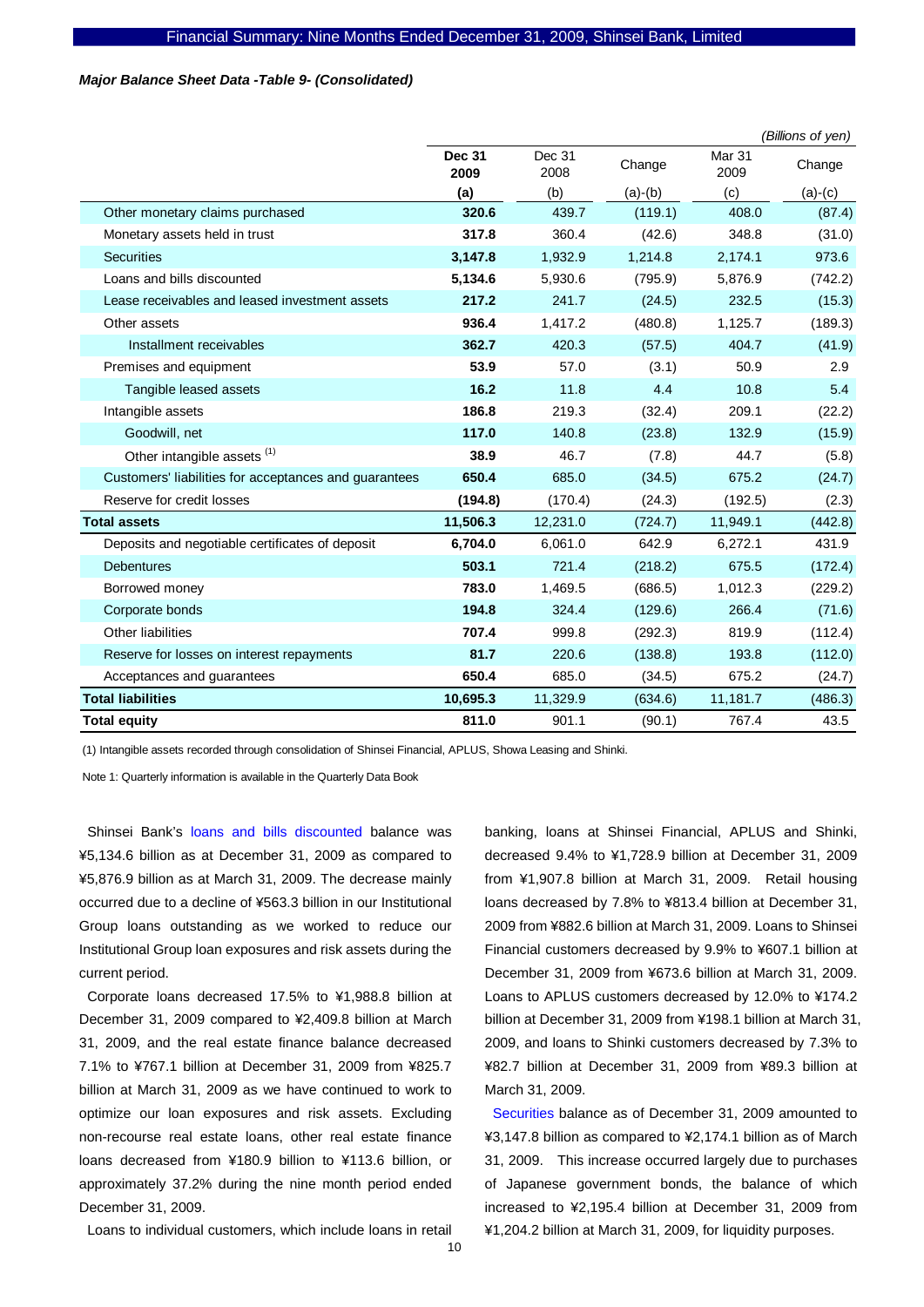*Major Balance Sheet Data -Table 9- (Consolidated)*

*(Billions of yen)*

| | Dec 31 2009 (a) | Dec 31 2008 (b) | Change (a)-(b) | Mar 31 2009 (c) | Change (a)-(c) |
|---|---|---|---|---|---|
| Other monetary claims purchased | **320.6** | 439.7 | (119.1) | 408.0 | (87.4) |
| Monetary assets held in trust | **317.8** | 360.4 | (42.6) | 348.8 | (31.0) |
| Securities | **3,147.8** | 1,932.9 | 1,214.8 | 2,174.1 | 973.6 |
| Loans and bills discounted | **5,134.6** | 5,930.6 | (795.9) | 5,876.9 | (742.2) |
| Lease receivables and leased investment assets | **217.2** | 241.7 | (24.5) | 232.5 | (15.3) |
| Other assets | **936.4** | 1,417.2 | (480.8) | 1,125.7 | (189.3) |
| Installment receivables | **362.7** | 420.3 | (57.5) | 404.7 | (41.9) |
| Premises and equipment | **53.9** | 57.0 | (3.1) | 50.9 | 2.9 |
| Tangible leased assets | **16.2** | 11.8 | 4.4 | 10.8 | 5.4 |
| Intangible assets | **186.8** | 219.3 | (32.4) | 209.1 | (22.2) |
| Goodwill, net | **117.0** | 140.8 | (23.8) | 132.9 | (15.9) |
| Other intangible assets [(1)] | **38.9** | 46.7 | (7.8) | 44.7 | (5.8) |
| Customers' liabilities for acceptances and guarantees | **650.4** | 685.0 | (34.5) | 675.2 | (24.7) |
| Reserve for credit losses | **(194.8)** | (170.4) | (24.3) | (192.5) | (2.3) |
| **Total assets** | **11,506.3** | 12,231.0 | (724.7) | 11,949.1 | (442.8) |
| Deposits and negotiable certificates of deposit | **6,704.0** | 6,061.0 | 642.9 | 6,272.1 | 431.9 |
| Debentures | **503.1** | 721.4 | (218.2) | 675.5 | (172.4) |
| Borrowed money | **783.0** | 1,469.5 | (686.5) | 1,012.3 | (229.2) |
| Corporate bonds | **194.8** | 324.4 | (129.6) | 266.4 | (71.6) |
| Other liabilities | **707.4** | 999.8 | (292.3) | 819.9 | (112.4) |
| Reserve for losses on interest repayments | **81.7** | 220.6 | (138.8) | 193.8 | (112.0) |
| Acceptances and guarantees | **650.4** | 685.0 | (34.5) | 675.2 | (24.7) |
| **Total liabilities** | **10,695.3** | 11,329.9 | (634.6) | 11,181.7 | (486.3) |
| **Total equity** | **811.0** | 901.1 | (90.1) | 767.4 | 43.5 |

(1) Intangible assets recorded through consolidation of Shinsei Financial, APLUS, Showa Leasing and Shinki.

Note 1: Quarterly information is available in the Quarterly Data Book

Shinsei Bank's loans and bills discounted balance was ¥5,134.6 billion as at December 31, 2009 as compared to ¥5,876.9 billion as at March 31, 2009. The decrease mainly occurred due to a decline of ¥563.3 billion in our Institutional Group loans outstanding as we worked to reduce our Institutional Group loan exposures and risk assets during the current period.

Corporate loans decreased 17.5% to ¥1,988.8 billion at December 31, 2009 compared to ¥2,409.8 billion at March 31, 2009, and the real estate finance balance decreased 7.1% to ¥767.1 billion at December 31, 2009 from ¥825.7 billion at March 31, 2009 as we have continued to work to optimize our loan exposures and risk assets. Excluding non-recourse real estate loans, other real estate finance loans decreased from ¥180.9 billion to ¥113.6 billion, or approximately 37.2% during the nine month period ended December 31, 2009.

Loans to individual customers, which include loans in retail banking, loans at Shinsei Financial, APLUS and Shinki, decreased 9.4% to ¥1,728.9 billion at December 31, 2009 from ¥1,907.8 billion at March 31, 2009. Retail housing loans decreased by 7.8% to ¥813.4 billion at December 31, 2009 from ¥882.6 billion at March 31, 2009. Loans to Shinsei Financial customers decreased by 9.9% to ¥607.1 billion at December 31, 2009 from ¥673.6 billion at March 31, 2009. Loans to APLUS customers decreased by 12.0% to ¥174.2 billion at December 31, 2009 from ¥198.1 billion at March 31, 2009, and loans to Shinki customers decreased by 7.3% to ¥82.7 billion at December 31, 2009 from ¥89.3 billion at March 31, 2009.

Securities balance as of December 31, 2009 amounted to ¥3,147.8 billion as compared to ¥2,174.1 billion as of March 31, 2009. This increase occurred largely due to purchases of Japanese government bonds, the balance of which increased to ¥2,195.4 billion at December 31, 2009 from ¥1,204.2 billion at March 31, 2009, for liquidity purposes.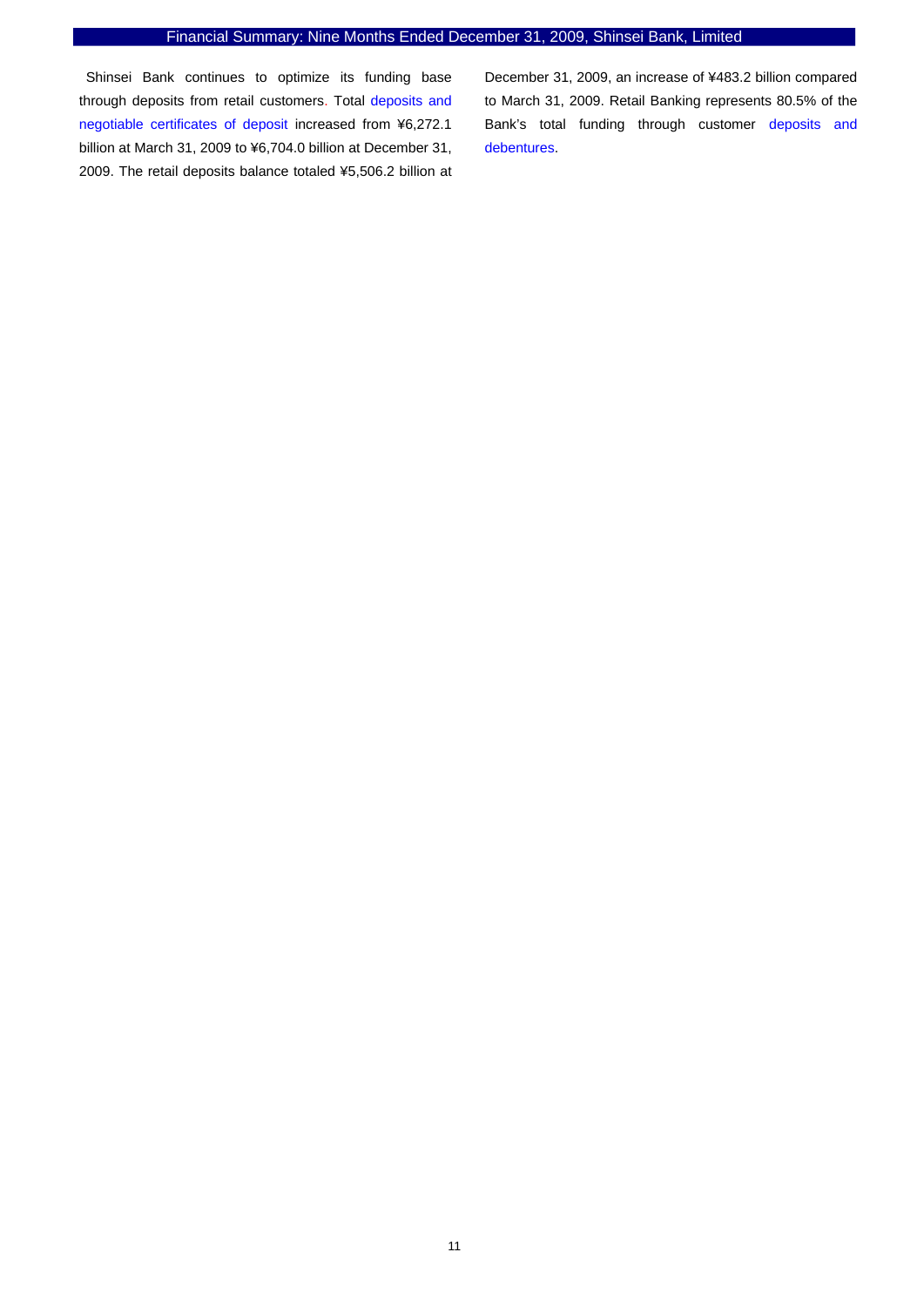Shinsei Bank continues to optimize its funding base through deposits from retail customers. Total deposits and negotiable certificates of deposit increased from ¥6,272.1 billion at March 31, 2009 to ¥6,704.0 billion at December 31, 2009. The retail deposits balance totaled ¥5,506.2 billion at December 31, 2009, an increase of ¥483.2 billion compared to March 31, 2009. Retail Banking represents 80.5% of the Bank's total funding through customer deposits and debentures.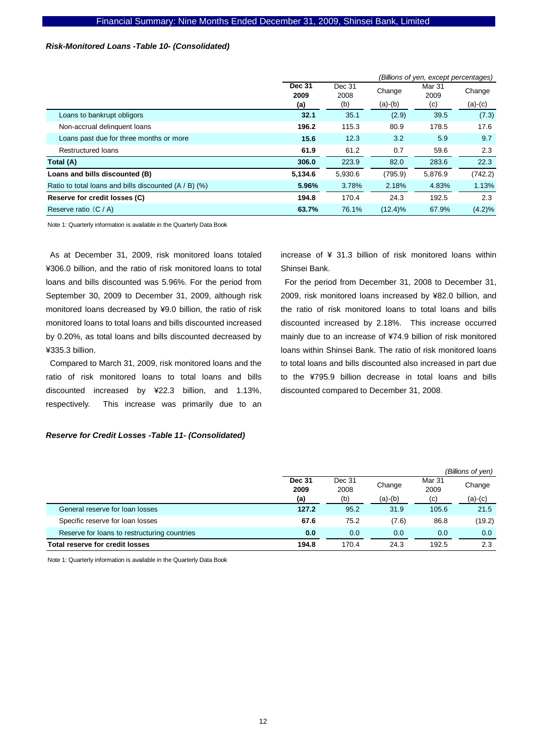### *Risk-Monitored Loans -Table 10- (Consolidated)*

*(Billions of yen, except percentages)*

| | **Dec 31 2009 (a)** | Dec 31 2008 (b) | Change (a)-(b) | Mar 31 2009 (c) | Change (a)-(c) |
|---|---|---|---|---|---|
| Loans to bankrupt obligors | **32.1** | 35.1 | (2.9) | 39.5 | (7.3) |
| Non-accrual delinquent loans | **196.2** | 115.3 | 80.9 | 178.5 | 17.6 |
| Loans past due for three months or more | **15.6** | 12.3 | 3.2 | 5.9 | 9.7 |
| Restructured loans | **61.9** | 61.2 | 0.7 | 59.6 | 2.3 |
| **Total (A)** | **306.0** | 223.9 | 82.0 | 283.6 | 22.3 |
| **Loans and bills discounted (B)** | **5,134.6** | 5,930.6 | (795.9) | 5,876.9 | (742.2) |
| Ratio to total loans and bills discounted (A / B) (%) | **5.96%** | 3.78% | 2.18% | 4.83% | 1.13% |
| **Reserve for credit losses (C)** | **194.8** | 170.4 | 24.3 | 192.5 | 2.3 |
| Reserve ratio（C / A) | **63.7%** | 76.1% | (12.4)% | 67.9% | (4.2)% |

Note 1: Quarterly information is available in the Quarterly Data Book

As at December 31, 2009, risk monitored loans totaled ¥306.0 billion, and the ratio of risk monitored loans to total loans and bills discounted was 5.96%. For the period from September 30, 2009 to December 31, 2009, although risk monitored loans decreased by ¥9.0 billion, the ratio of risk monitored loans to total loans and bills discounted increased by 0.20%, as total loans and bills discounted decreased by ¥335.3 billion.

Compared to March 31, 2009, risk monitored loans and the ratio of risk monitored loans to total loans and bills discounted increased by ¥22.3 billion, and 1.13%, respectively. This increase was primarily due to an increase of ¥ 31.3 billion of risk monitored loans within Shinsei Bank.

For the period from December 31, 2008 to December 31, 2009, risk monitored loans increased by ¥82.0 billion, and the ratio of risk monitored loans to total loans and bills discounted increased by 2.18%. This increase occurred mainly due to an increase of ¥74.9 billion of risk monitored loans within Shinsei Bank. The ratio of risk monitored loans to total loans and bills discounted also increased in part due to the ¥795.9 billion decrease in total loans and bills discounted compared to December 31, 2008.

### *Reserve for Credit Losses -Table 11- (Consolidated)*

*(Billions of yen)*

| | **Dec 31 2009 (a)** | Dec 31 2008 (b) | Change (a)-(b) | Mar 31 2009 (c) | Change (a)-(c) |
|---|---|---|---|---|---|
| General reserve for loan losses | **127.2** | 95.2 | 31.9 | 105.6 | 21.5 |
| Specific reserve for loan losses | **67.6** | 75.2 | (7.6) | 86.8 | (19.2) |
| Reserve for loans to restructuring countries | **0.0** | 0.0 | 0.0 | 0.0 | 0.0 |
| **Total reserve for credit losses** | **194.8** | 170.4 | 24.3 | 192.5 | 2.3 |

Note 1: Quarterly information is available in the Quarterly Data Book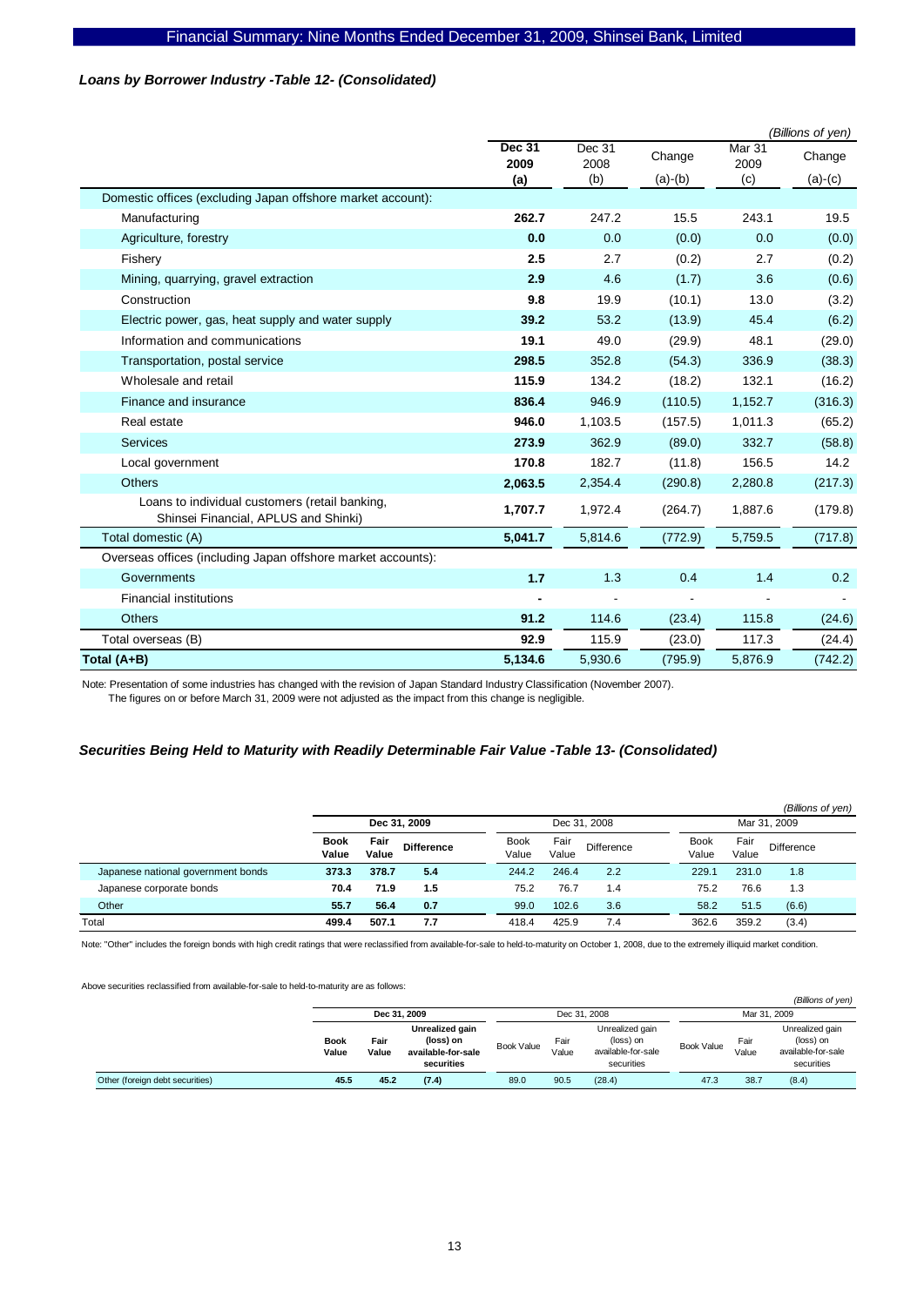### *Loans by Borrower Industry -Table 12- (Consolidated)*

*(Billions of yen)*

| | **Dec 31 2009 (a)** | Dec 31 2008 (b) | Change (a)-(b) | Mar 31 2009 (c) | Change (a)-(c) |
|---|---|---|---|---|---|
| Domestic offices (excluding Japan offshore market account): | | | | | |
| Manufacturing | **262.7** | 247.2 | 15.5 | 243.1 | 19.5 |
| Agriculture, forestry | **0.0** | 0.0 | (0.0) | 0.0 | (0.0) |
| Fishery | **2.5** | 2.7 | (0.2) | 2.7 | (0.2) |
| Mining, quarrying, gravel extraction | **2.9** | 4.6 | (1.7) | 3.6 | (0.6) |
| Construction | **9.8** | 19.9 | (10.1) | 13.0 | (3.2) |
| Electric power, gas, heat supply and water supply | **39.2** | 53.2 | (13.9) | 45.4 | (6.2) |
| Information and communications | **19.1** | 49.0 | (29.9) | 48.1 | (29.0) |
| Transportation, postal service | **298.5** | 352.8 | (54.3) | 336.9 | (38.3) |
| Wholesale and retail | **115.9** | 134.2 | (18.2) | 132.1 | (16.2) |
| Finance and insurance | **836.4** | 946.9 | (110.5) | 1,152.7 | (316.3) |
| Real estate | **946.0** | 1,103.5 | (157.5) | 1,011.3 | (65.2) |
| Services | **273.9** | 362.9 | (89.0) | 332.7 | (58.8) |
| Local government | **170.8** | 182.7 | (11.8) | 156.5 | 14.2 |
| Others | **2,063.5** | 2,354.4 | (290.8) | 2,280.8 | (217.3) |
| Loans to individual customers (retail banking, Shinsei Financial, APLUS and Shinki) | **1,707.7** | 1,972.4 | (264.7) | 1,887.6 | (179.8) |
| Total domestic (A) | **5,041.7** | 5,814.6 | (772.9) | 5,759.5 | (717.8) |
| Overseas offices (including Japan offshore market accounts): | | | | | |
| Governments | **1.7** | 1.3 | 0.4 | 1.4 | 0.2 |
| Financial institutions | **-** | - | - | - | - |
| Others | **91.2** | 114.6 | (23.4) | 115.8 | (24.6) |
| Total overseas (B) | **92.9** | 115.9 | (23.0) | 117.3 | (24.4) |
| **Total (A+B)** | **5,134.6** | 5,930.6 | (795.9) | 5,876.9 | (742.2) |

Note: Presentation of some industries has changed with the revision of Japan Standard Industry Classification (November 2007).
The figures on or before March 31, 2009 were not adjusted as the impact from this change is negligible.

### *Securities Being Held to Maturity with Readily Determinable Fair Value -Table 13- (Consolidated)*

*(Billions of yen)*

| | **Dec 31, 2009** | | | Dec 31, 2008 | | | Mar 31, 2009 | | |
|---|---|---|---|---|---|---|---|---|---|
| | **Book Value** | **Fair Value** | **Difference** | Book Value | Fair Value | Difference | Book Value | Fair Value | Difference |
| Japanese national government bonds | **373.3** | **378.7** | **5.4** | 244.2 | 246.4 | 2.2 | 229.1 | 231.0 | 1.8 |
| Japanese corporate bonds | **70.4** | **71.9** | **1.5** | 75.2 | 76.7 | 1.4 | 75.2 | 76.6 | 1.3 |
| Other | **55.7** | **56.4** | **0.7** | 99.0 | 102.6 | 3.6 | 58.2 | 51.5 | (6.6) |
| Total | **499.4** | **507.1** | **7.7** | 418.4 | 425.9 | 7.4 | 362.6 | 359.2 | (3.4) |

Note: "Other" includes the foreign bonds with high credit ratings that were reclassified from available-for-sale to held-to-maturity on October 1, 2008, due to the extremely illiquid market condition.

Above securities reclassified from available-for-sale to held-to-maturity are as follows:

*(Billions of yen)*

| | **Dec 31, 2009** | | | Dec 31, 2008 | | | Mar 31, 2009 | | |
|---|---|---|---|---|---|---|---|---|---|
| | **Book Value** | **Fair Value** | **Unrealized gain (loss) on available-for-sale securities** | Book Value | Fair Value | Unrealized gain (loss) on available-for-sale securities | Book Value | Fair Value | Unrealized gain (loss) on available-for-sale securities |
| Other (foreign debt securities) | **45.5** | **45.2** | **(7.4)** | 89.0 | 90.5 | (28.4) | 47.3 | 38.7 | (8.4) |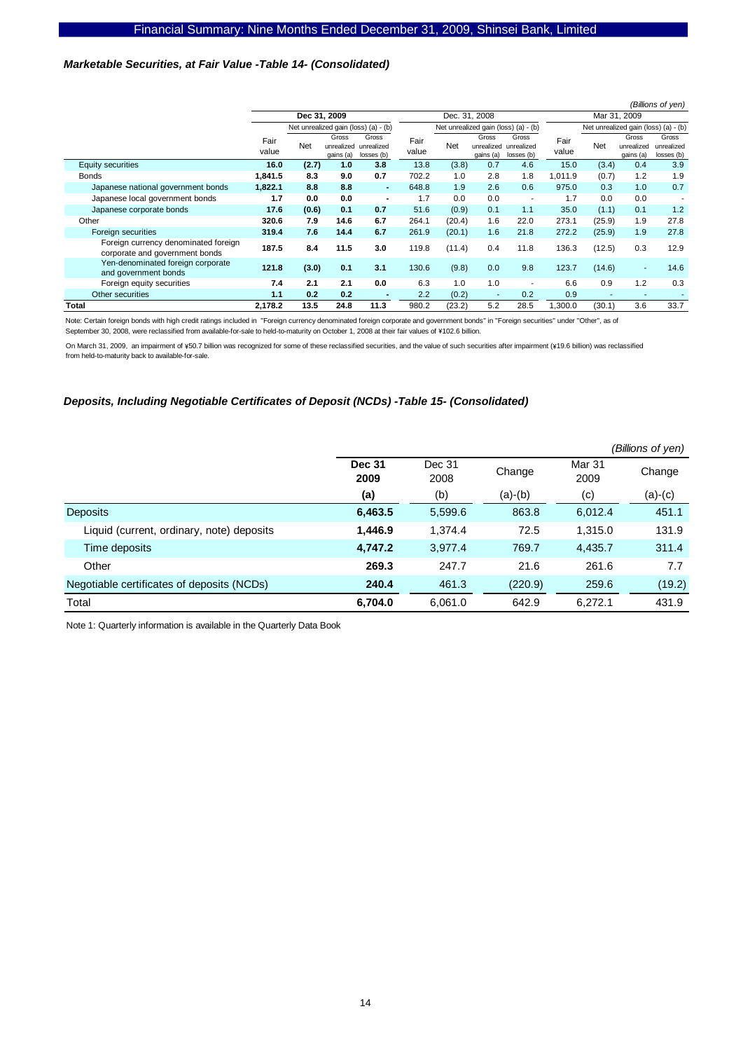### *Marketable Securities, at Fair Value -Table 14- (Consolidated)*

*(Billions of yen)*

| | Dec 31, 2009 | | | | Dec. 31, 2008 | | | | Mar 31, 2009 | | | |
|---|---|---|---|---|---|---|---|---|---|---|---|---|
| | Fair value | Net unrealized gain (loss) (a) - (b) | | | Fair value | Net unrealized gain (loss) (a) - (b) | | | Fair value | Net unrealized gain (loss) (a) - (b) | | |
| | | Net | Gross unrealized gains (a) | Gross unrealized losses (b) | | Net | Gross unrealized gains (a) | Gross unrealized losses (b) | | Net | Gross unrealized gains (a) | Gross unrealized losses (b) |
| Equity securities | **16.0** | **(2.7)** | **1.0** | **3.8** | 13.8 | (3.8) | 0.7 | 4.6 | 15.0 | (3.4) | 0.4 | 3.9 |
| Bonds | **1,841.5** | **8.3** | **9.0** | **0.7** | 702.2 | 1.0 | 2.8 | 1.8 | 1,011.9 | (0.7) | 1.2 | 1.9 |
| Japanese national government bonds | **1,822.1** | **8.8** | **8.8** | **-** | 648.8 | 1.9 | 2.6 | 0.6 | 975.0 | 0.3 | 1.0 | 0.7 |
| Japanese local government bonds | **1.7** | **0.0** | **0.0** | **-** | 1.7 | 0.0 | 0.0 | - | 1.7 | 0.0 | 0.0 | - |
| Japanese corporate bonds | **17.6** | **(0.6)** | **0.1** | **0.7** | 51.6 | (0.9) | 0.1 | 1.1 | 35.0 | (1.1) | 0.1 | 1.2 |
| Other | **320.6** | **7.9** | **14.6** | **6.7** | 264.1 | (20.4) | 1.6 | 22.0 | 273.1 | (25.9) | 1.9 | 27.8 |
| Foreign securities | **319.4** | **7.6** | **14.4** | **6.7** | 261.9 | (20.1) | 1.6 | 21.8 | 272.2 | (25.9) | 1.9 | 27.8 |
| Foreign currency denominated foreign corporate and government bonds | **187.5** | **8.4** | **11.5** | **3.0** | 119.8 | (11.4) | 0.4 | 11.8 | 136.3 | (12.5) | 0.3 | 12.9 |
| Yen-denominated foreign corporate and government bonds | **121.8** | **(3.0)** | **0.1** | **3.1** | 130.6 | (9.8) | 0.0 | 9.8 | 123.7 | (14.6) | - | 14.6 |
| Foreign equity securities | **7.4** | **2.1** | **2.1** | **0.0** | 6.3 | 1.0 | 1.0 | - | 6.6 | 0.9 | 1.2 | 0.3 |
| Other securities | **1.1** | **0.2** | **0.2** | **-** | 2.2 | (0.2) | - | 0.2 | 0.9 | - | - | - |
| **Total** | **2,178.2** | **13.5** | **24.8** | **11.3** | 980.2 | (23.2) | 5.2 | 28.5 | 1,300.0 | (30.1) | 3.6 | 33.7 |

Note: Certain foreign bonds with high credit ratings included in "Foreign currency denominated foreign corporate and government bonds" in "Foreign securities" under "Other", as of September 30, 2008, were reclassified from available-for-sale to held-to-maturity on October 1, 2008 at their fair values of ¥102.6 billion.

On March 31, 2009, an impairment of ¥50.7 billion was recognized for some of these reclassified securities, and the value of such securities after impairment (¥19.6 billion) was reclassified from held-to-maturity back to available-for-sale.

### *Deposits, Including Negotiable Certificates of Deposit (NCDs) -Table 15- (Consolidated)*

*(Billions of yen)*

| | Dec 31 2009 | Dec 31 2008 | Change | Mar 31 2009 | Change |
|---|---|---|---|---|---|
| | **(a)** | (b) | (a)-(b) | (c) | (a)-(c) |
| Deposits | **6,463.5** | 5,599.6 | 863.8 | 6,012.4 | 451.1 |
| Liquid (current, ordinary, note) deposits | **1,446.9** | 1,374.4 | 72.5 | 1,315.0 | 131.9 |
| Time deposits | **4,747.2** | 3,977.4 | 769.7 | 4,435.7 | 311.4 |
| Other | **269.3** | 247.7 | 21.6 | 261.6 | 7.7 |
| Negotiable certificates of deposits (NCDs) | **240.4** | 461.3 | (220.9) | 259.6 | (19.2) |
| Total | **6,704.0** | 6,061.0 | 642.9 | 6,272.1 | 431.9 |

Note 1: Quarterly information is available in the Quarterly Data Book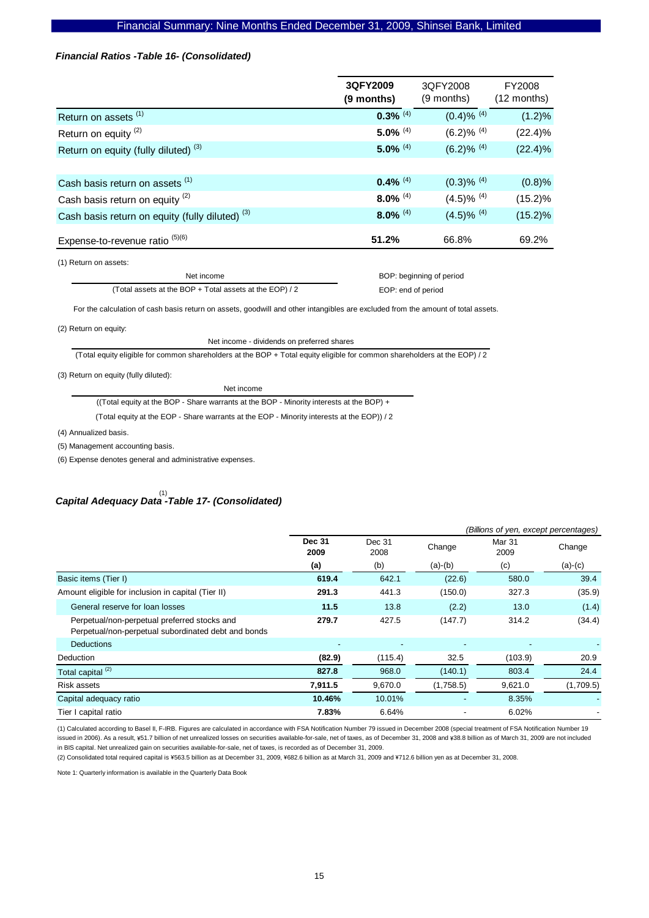### *Financial Ratios -Table 16- (Consolidated)*

| | **3QFY2009 (9 months)** | 3QFY2008 (9 months) | FY2008 (12 months) |
|---|---|---|---|
| Return on assets [1] | **0.3%** [4] | (0.4)% [4] | (1.2)% |
| Return on equity [2] | **5.0%** [4] | (6.2)% [4] | (22.4)% |
| Return on equity (fully diluted) [3] | **5.0%** [4] | (6.2)% [4] | (22.4)% |
| | | | |
| Cash basis return on assets [1] | **0.4%** [4] | (0.3)% [4] | (0.8)% |
| Cash basis return on equity [2] | **8.0%** [4] | (4.5)% [4] | (15.2)% |
| Cash basis return on equity (fully diluted) [3] | **8.0%** [4] | (4.5)% [4] | (15.2)% |
| Expense-to-revenue ratio [5][6] | **51.2%** | 66.8% | 69.2% |

(1) Return on assets:

$$\frac{\text{Net income}}{(\text{Total assets at the BOP} + \text{Total assets at the EOP}) / 2}$$

BOP: beginning of period
EOP: end of period

For the calculation of cash basis return on assets, goodwill and other intangibles are excluded from the amount of total assets.

(2) Return on equity:

$$\frac{\text{Net income - dividends on preferred shares}}{(\text{Total equity eligible for common shareholders at the BOP} + \text{Total equity eligible for common shareholders at the EOP}) / 2}$$

(3) Return on equity (fully diluted):

$$\frac{\text{Net income}}{((\text{Total equity at the BOP - Share warrants at the BOP - Minority interests at the BOP}) + (\text{Total equity at the EOP - Share warrants at the EOP - Minority interests at the EOP})) / 2}$$

(4) Annualized basis.

(5) Management accounting basis.

(6) Expense denotes general and administrative expenses.

### *Capital Adequacy Data [1] -Table 17- (Consolidated)*

*(Billions of yen, except percentages)*

| | **Dec 31 2009** | Dec 31 2008 | Change | Mar 31 2009 | Change |
|---|---|---|---|---|---|
| | **(a)** | (b) | (a)-(b) | (c) | (a)-(c) |
| Basic items (Tier I) | **619.4** | 642.1 | (22.6) | 580.0 | 39.4 |
| Amount eligible for inclusion in capital (Tier II) | **291.3** | 441.3 | (150.0) | 327.3 | (35.9) |
| General reserve for loan losses | **11.5** | 13.8 | (2.2) | 13.0 | (1.4) |
| Perpetual/non-perpetual preferred stocks and Perpetual/non-perpetual subordinated debt and bonds | **279.7** | 427.5 | (147.7) | 314.2 | (34.4) |
| Deductions | - | - | - | - | - |
| Deduction | **(82.9)** | (115.4) | 32.5 | (103.9) | 20.9 |
| Total capital [2] | **827.8** | 968.0 | (140.1) | 803.4 | 24.4 |
| Risk assets | **7,911.5** | 9,670.0 | (1,758.5) | 9,621.0 | (1,709.5) |
| Capital adequacy ratio | **10.46%** | 10.01% | - | 8.35% | - |
| Tier I capital ratio | **7.83%** | 6.64% | - | 6.02% | - |

(1) Calculated according to Basel II, F-IRB. Figures are calculated in accordance with FSA Notification Number 79 issued in December 2008 (special treatment of FSA Notification Number 19 issued in 2006). As a result, ¥51.7 billion of net unrealized losses on securities available-for-sale, net of taxes, as of December 31, 2008 and ¥38.8 billion as of March 31, 2009 are not included in BIS capital. Net unrealized gain on securities available-for-sale, net of taxes, is recorded as of December 31, 2009.

(2) Consolidated total required capital is ¥563.5 billion as at December 31, 2009, ¥682.6 billion as at March 31, 2009 and ¥712.6 billion yen as at December 31, 2008.

Note 1: Quarterly information is available in the Quarterly Data Book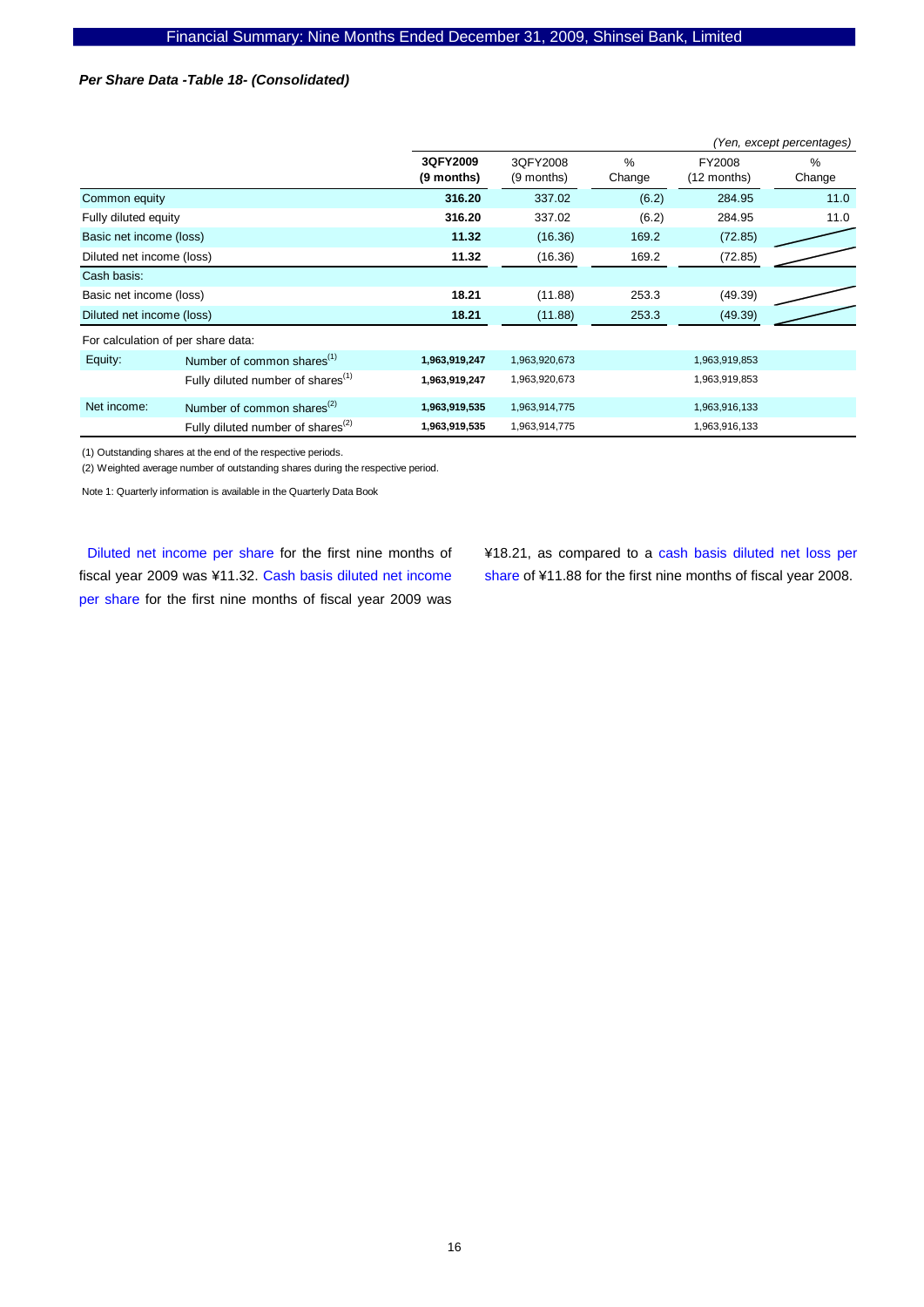### *Per Share Data -Table 18- (Consolidated)*

*(Yen, except percentages)*

| | | 3QFY2009 (9 months) | 3QFY2008 (9 months) | % Change | FY2008 (12 months) | % Change |
|---|---|---|---|---|---|---|
| Common equity | | **316.20** | 337.02 | (6.2) | 284.95 | 11.0 |
| Fully diluted equity | | **316.20** | 337.02 | (6.2) | 284.95 | 11.0 |
| Basic net income (loss) | | **11.32** | (16.36) | 169.2 | (72.85) | |
| Diluted net income (loss) | | **11.32** | (16.36) | 169.2 | (72.85) | |
| Cash basis: | | | | | | |
| Basic net income (loss) | | **18.21** | (11.88) | 253.3 | (49.39) | |
| Diluted net income (loss) | | **18.21** | (11.88) | 253.3 | (49.39) | |
| For calculation of per share data: | | | | | | |
| Equity: | Number of common shares(1) | **1,963,919,247** | 1,963,920,673 | | 1,963,919,853 | |
| | Fully diluted number of shares(1) | **1,963,919,247** | 1,963,920,673 | | 1,963,919,853 | |
| Net income: | Number of common shares(2) | **1,963,919,535** | 1,963,914,775 | | 1,963,916,133 | |
| | Fully diluted number of shares(2) | **1,963,919,535** | 1,963,914,775 | | 1,963,916,133 | |

(1) Outstanding shares at the end of the respective periods.

(2) Weighted average number of outstanding shares during the respective period.

Note 1: Quarterly information is available in the Quarterly Data Book

Diluted net income per share for the first nine months of fiscal year 2009 was ¥11.32. Cash basis diluted net income per share for the first nine months of fiscal year 2009 was ¥18.21, as compared to a cash basis diluted net loss per share of ¥11.88 for the first nine months of fiscal year 2008.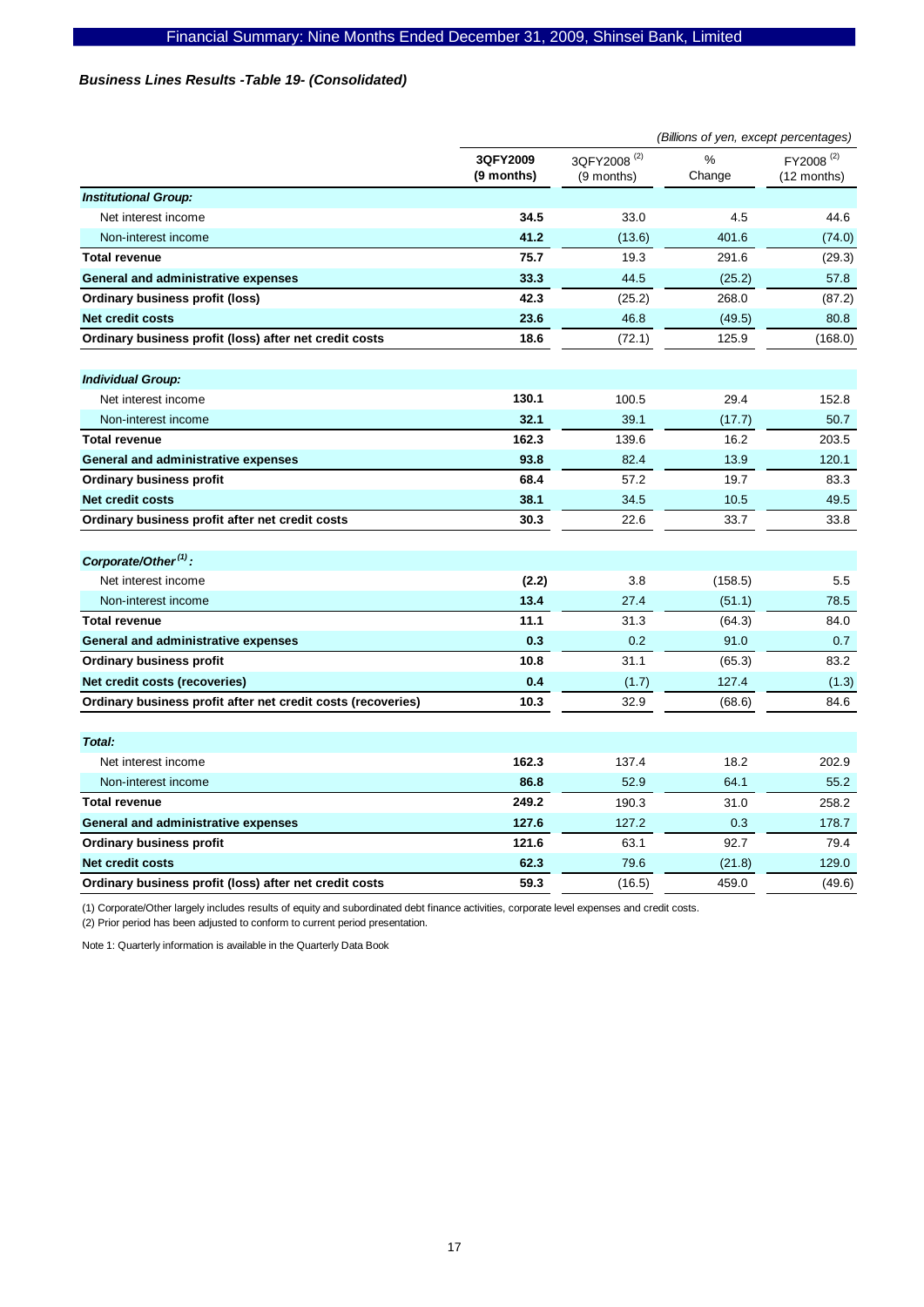### *Business Lines Results -Table 19- (Consolidated)*

*(Billions of yen, except percentages)*

| | 3QFY2009 (9 months) | 3QFY2008 [2] (9 months) | % Change | FY2008 [2] (12 months) |
|---|---|---|---|---|
| ***Institutional Group:*** | | | | |
| Net interest income | **34.5** | 33.0 | 4.5 | 44.6 |
| Non-interest income | **41.2** | (13.6) | 401.6 | (74.0) |
| **Total revenue** | **75.7** | 19.3 | 291.6 | (29.3) |
| **General and administrative expenses** | **33.3** | 44.5 | (25.2) | 57.8 |
| **Ordinary business profit (loss)** | **42.3** | (25.2) | 268.0 | (87.2) |
| **Net credit costs** | **23.6** | 46.8 | (49.5) | 80.8 |
| **Ordinary business profit (loss) after net credit costs** | **18.6** | (72.1) | 125.9 | (168.0) |
| ***Individual Group:*** | | | | |
| Net interest income | **130.1** | 100.5 | 29.4 | 152.8 |
| Non-interest income | **32.1** | 39.1 | (17.7) | 50.7 |
| **Total revenue** | **162.3** | 139.6 | 16.2 | 203.5 |
| **General and administrative expenses** | **93.8** | 82.4 | 13.9 | 120.1 |
| **Ordinary business profit** | **68.4** | 57.2 | 19.7 | 83.3 |
| **Net credit costs** | **38.1** | 34.5 | 10.5 | 49.5 |
| **Ordinary business profit after net credit costs** | **30.3** | 22.6 | 33.7 | 33.8 |
| ***Corporate/Other [1]:*** | | | | |
| Net interest income | **(2.2)** | 3.8 | (158.5) | 5.5 |
| Non-interest income | **13.4** | 27.4 | (51.1) | 78.5 |
| **Total revenue** | **11.1** | 31.3 | (64.3) | 84.0 |
| **General and administrative expenses** | **0.3** | 0.2 | 91.0 | 0.7 |
| **Ordinary business profit** | **10.8** | 31.1 | (65.3) | 83.2 |
| **Net credit costs (recoveries)** | **0.4** | (1.7) | 127.4 | (1.3) |
| **Ordinary business profit after net credit costs (recoveries)** | **10.3** | 32.9 | (68.6) | 84.6 |
| ***Total:*** | | | | |
| Net interest income | **162.3** | 137.4 | 18.2 | 202.9 |
| Non-interest income | **86.8** | 52.9 | 64.1 | 55.2 |
| **Total revenue** | **249.2** | 190.3 | 31.0 | 258.2 |
| **General and administrative expenses** | **127.6** | 127.2 | 0.3 | 178.7 |
| **Ordinary business profit** | **121.6** | 63.1 | 92.7 | 79.4 |
| **Net credit costs** | **62.3** | 79.6 | (21.8) | 129.0 |
| **Ordinary business profit (loss) after net credit costs** | **59.3** | (16.5) | 459.0 | (49.6) |

(1) Corporate/Other largely includes results of equity and subordinated debt finance activities, corporate level expenses and credit costs.
(2) Prior period has been adjusted to conform to current period presentation.

Note 1: Quarterly information is available in the Quarterly Data Book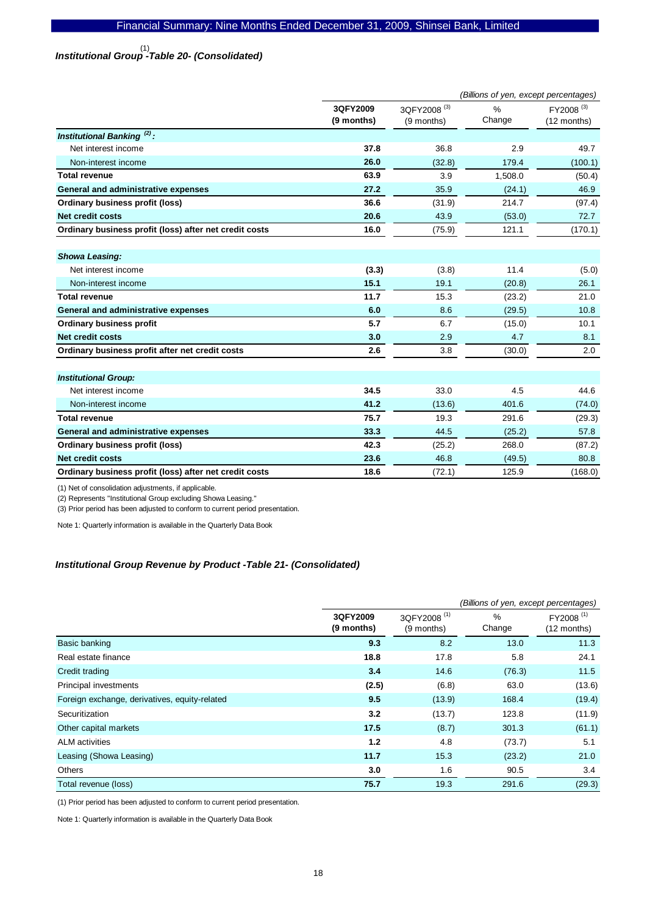### Institutional Group[1] -Table 20- (Consolidated)

*(Billions of yen, except percentages)*

| | 3QFY2009 (9 months) | 3QFY2008 [3] (9 months) | % Change | FY2008 [3] (12 months) |
|---|---|---|---|---|
| ***Institutional Banking [2] :*** | | | | |
| Net interest income | **37.8** | 36.8 | 2.9 | 49.7 |
| Non-interest income | **26.0** | (32.8) | 179.4 | (100.1) |
| **Total revenue** | **63.9** | 3.9 | 1,508.0 | (50.4) |
| **General and administrative expenses** | **27.2** | 35.9 | (24.1) | 46.9 |
| **Ordinary business profit (loss)** | **36.6** | (31.9) | 214.7 | (97.4) |
| **Net credit costs** | **20.6** | 43.9 | (53.0) | 72.7 |
| **Ordinary business profit (loss) after net credit costs** | **16.0** | (75.9) | 121.1 | (170.1) |
| ***Showa Leasing:*** | | | | |
| Net interest income | **(3.3)** | (3.8) | 11.4 | (5.0) |
| Non-interest income | **15.1** | 19.1 | (20.8) | 26.1 |
| **Total revenue** | **11.7** | 15.3 | (23.2) | 21.0 |
| **General and administrative expenses** | **6.0** | 8.6 | (29.5) | 10.8 |
| **Ordinary business profit** | **5.7** | 6.7 | (15.0) | 10.1 |
| **Net credit costs** | **3.0** | 2.9 | 4.7 | 8.1 |
| **Ordinary business profit after net credit costs** | **2.6** | 3.8 | (30.0) | 2.0 |
| ***Institutional Group:*** | | | | |
| Net interest income | **34.5** | 33.0 | 4.5 | 44.6 |
| Non-interest income | **41.2** | (13.6) | 401.6 | (74.0) |
| **Total revenue** | **75.7** | 19.3 | 291.6 | (29.3) |
| **General and administrative expenses** | **33.3** | 44.5 | (25.2) | 57.8 |
| **Ordinary business profit (loss)** | **42.3** | (25.2) | 268.0 | (87.2) |
| **Net credit costs** | **23.6** | 46.8 | (49.5) | 80.8 |
| **Ordinary business profit (loss) after net credit costs** | **18.6** | (72.1) | 125.9 | (168.0) |

(1) Net of consolidation adjustments, if applicable.

(2) Represents "Institutional Group excluding Showa Leasing."

(3) Prior period has been adjusted to conform to current period presentation.

Note 1: Quarterly information is available in the Quarterly Data Book

### Institutional Group Revenue by Product -Table 21- (Consolidated)

*(Billions of yen, except percentages)*

| | 3QFY2009 (9 months) | 3QFY2008 [1] (9 months) | % Change | FY2008 [1] (12 months) |
|---|---|---|---|---|
| Basic banking | **9.3** | 8.2 | 13.0 | 11.3 |
| Real estate finance | **18.8** | 17.8 | 5.8 | 24.1 |
| Credit trading | **3.4** | 14.6 | (76.3) | 11.5 |
| Principal investments | **(2.5)** | (6.8) | 63.0 | (13.6) |
| Foreign exchange, derivatives, equity-related | **9.5** | (13.9) | 168.4 | (19.4) |
| Securitization | **3.2** | (13.7) | 123.8 | (11.9) |
| Other capital markets | **17.5** | (8.7) | 301.3 | (61.1) |
| ALM activities | **1.2** | 4.8 | (73.7) | 5.1 |
| Leasing (Showa Leasing) | **11.7** | 15.3 | (23.2) | 21.0 |
| Others | **3.0** | 1.6 | 90.5 | 3.4 |
| Total revenue (loss) | **75.7** | 19.3 | 291.6 | (29.3) |

(1) Prior period has been adjusted to conform to current period presentation.

Note 1: Quarterly information is available in the Quarterly Data Book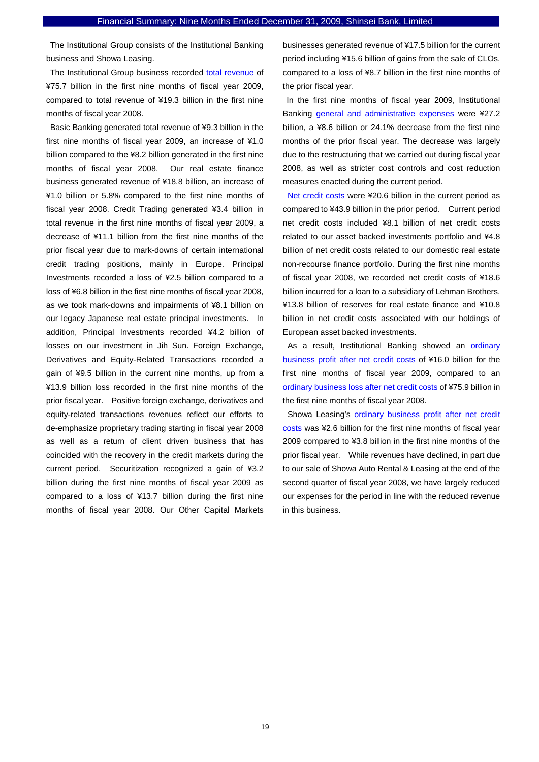The Institutional Group consists of the Institutional Banking business and Showa Leasing.

The Institutional Group business recorded total revenue of ¥75.7 billion in the first nine months of fiscal year 2009, compared to total revenue of ¥19.3 billion in the first nine months of fiscal year 2008.

Basic Banking generated total revenue of ¥9.3 billion in the first nine months of fiscal year 2009, an increase of ¥1.0 billion compared to the ¥8.2 billion generated in the first nine months of fiscal year 2008. Our real estate finance business generated revenue of ¥18.8 billion, an increase of ¥1.0 billion or 5.8% compared to the first nine months of fiscal year 2008. Credit Trading generated ¥3.4 billion in total revenue in the first nine months of fiscal year 2009, a decrease of ¥11.1 billion from the first nine months of the prior fiscal year due to mark-downs of certain international credit trading positions, mainly in Europe. Principal Investments recorded a loss of ¥2.5 billion compared to a loss of ¥6.8 billion in the first nine months of fiscal year 2008, as we took mark-downs and impairments of ¥8.1 billion on our legacy Japanese real estate principal investments. In addition, Principal Investments recorded ¥4.2 billion of losses on our investment in Jih Sun. Foreign Exchange, Derivatives and Equity-Related Transactions recorded a gain of ¥9.5 billion in the current nine months, up from a ¥13.9 billion loss recorded in the first nine months of the prior fiscal year. Positive foreign exchange, derivatives and equity-related transactions revenues reflect our efforts to de-emphasize proprietary trading starting in fiscal year 2008 as well as a return of client driven business that has coincided with the recovery in the credit markets during the current period. Securitization recognized a gain of ¥3.2 billion during the first nine months of fiscal year 2009 as compared to a loss of ¥13.7 billion during the first nine months of fiscal year 2008. Our Other Capital Markets businesses generated revenue of ¥17.5 billion for the current period including ¥15.6 billion of gains from the sale of CLOs, compared to a loss of ¥8.7 billion in the first nine months of the prior fiscal year.

In the first nine months of fiscal year 2009, Institutional Banking general and administrative expenses were ¥27.2 billion, a ¥8.6 billion or 24.1% decrease from the first nine months of the prior fiscal year. The decrease was largely due to the restructuring that we carried out during fiscal year 2008, as well as stricter cost controls and cost reduction measures enacted during the current period.

Net credit costs were ¥20.6 billion in the current period as compared to ¥43.9 billion in the prior period. Current period net credit costs included ¥8.1 billion of net credit costs related to our asset backed investments portfolio and ¥4.8 billion of net credit costs related to our domestic real estate non-recourse finance portfolio. During the first nine months of fiscal year 2008, we recorded net credit costs of ¥18.6 billion incurred for a loan to a subsidiary of Lehman Brothers, ¥13.8 billion of reserves for real estate finance and ¥10.8 billion in net credit costs associated with our holdings of European asset backed investments.

As a result, Institutional Banking showed an ordinary business profit after net credit costs of ¥16.0 billion for the first nine months of fiscal year 2009, compared to an ordinary business loss after net credit costs of ¥75.9 billion in the first nine months of fiscal year 2008.

Showa Leasing's ordinary business profit after net credit costs was ¥2.6 billion for the first nine months of fiscal year 2009 compared to ¥3.8 billion in the first nine months of the prior fiscal year. While revenues have declined, in part due to our sale of Showa Auto Rental & Leasing at the end of the second quarter of fiscal year 2008, we have largely reduced our expenses for the period in line with the reduced revenue in this business.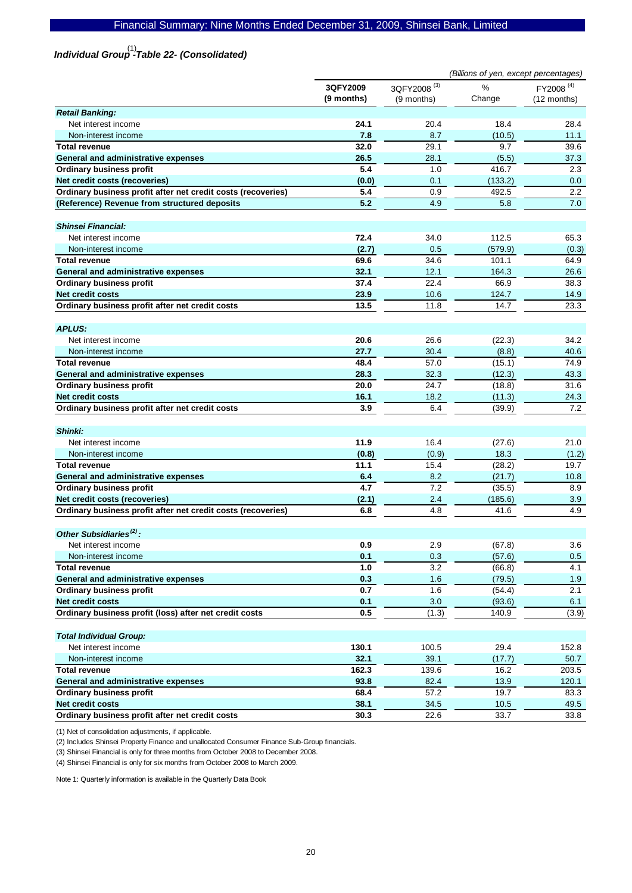## *Individual Group[1]-Table 22- (Consolidated)*

*(Billions of yen, except percentages)*

| | 3QFY2009 (9 months) | 3QFY2008 [3] (9 months) | % Change | FY2008 [4] (12 months) |
|---|---|---|---|---|
| ***Retail Banking:*** | | | | |
| Net interest income | **24.1** | 20.4 | 18.4 | 28.4 |
| Non-interest income | **7.8** | 8.7 | (10.5) | 11.1 |
| **Total revenue** | **32.0** | 29.1 | 9.7 | 39.6 |
| **General and administrative expenses** | **26.5** | 28.1 | (5.5) | 37.3 |
| **Ordinary business profit** | **5.4** | 1.0 | 416.7 | 2.3 |
| **Net credit costs (recoveries)** | **(0.0)** | 0.1 | (133.2) | 0.0 |
| **Ordinary business profit after net credit costs (recoveries)** | **5.4** | 0.9 | 492.5 | 2.2 |
| **(Reference) Revenue from structured deposits** | **5.2** | 4.9 | 5.8 | 7.0 |
| ***Shinsei Financial:*** | | | | |
| Net interest income | **72.4** | 34.0 | 112.5 | 65.3 |
| Non-interest income | **(2.7)** | 0.5 | (579.9) | (0.3) |
| **Total revenue** | **69.6** | 34.6 | 101.1 | 64.9 |
| **General and administrative expenses** | **32.1** | 12.1 | 164.3 | 26.6 |
| **Ordinary business profit** | **37.4** | 22.4 | 66.9 | 38.3 |
| **Net credit costs** | **23.9** | 10.6 | 124.7 | 14.9 |
| **Ordinary business profit after net credit costs** | **13.5** | 11.8 | 14.7 | 23.3 |
| ***APLUS:*** | | | | |
| Net interest income | **20.6** | 26.6 | (22.3) | 34.2 |
| Non-interest income | **27.7** | 30.4 | (8.8) | 40.6 |
| **Total revenue** | **48.4** | 57.0 | (15.1) | 74.9 |
| **General and administrative expenses** | **28.3** | 32.3 | (12.3) | 43.3 |
| **Ordinary business profit** | **20.0** | 24.7 | (18.8) | 31.6 |
| **Net credit costs** | **16.1** | 18.2 | (11.3) | 24.3 |
| **Ordinary business profit after net credit costs** | **3.9** | 6.4 | (39.9) | 7.2 |
| ***Shinki:*** | | | | |
| Net interest income | **11.9** | 16.4 | (27.6) | 21.0 |
| Non-interest income | **(0.8)** | (0.9) | 18.3 | (1.2) |
| **Total revenue** | **11.1** | 15.4 | (28.2) | 19.7 |
| **General and administrative expenses** | **6.4** | 8.2 | (21.7) | 10.8 |
| **Ordinary business profit** | **4.7** | 7.2 | (35.5) | 8.9 |
| **Net credit costs (recoveries)** | **(2.1)** | 2.4 | (185.6) | 3.9 |
| **Ordinary business profit after net credit costs (recoveries)** | **6.8** | 4.8 | 41.6 | 4.9 |
| ***Other Subsidiaries[2]:*** | | | | |
| Net interest income | **0.9** | 2.9 | (67.8) | 3.6 |
| Non-interest income | **0.1** | 0.3 | (57.6) | 0.5 |
| **Total revenue** | **1.0** | 3.2 | (66.8) | 4.1 |
| **General and administrative expenses** | **0.3** | 1.6 | (79.5) | 1.9 |
| **Ordinary business profit** | **0.7** | 1.6 | (54.4) | 2.1 |
| **Net credit costs** | **0.1** | 3.0 | (93.6) | 6.1 |
| **Ordinary business profit (loss) after net credit costs** | **0.5** | (1.3) | 140.9 | (3.9) |
| ***Total Individual Group:*** | | | | |
| Net interest income | **130.1** | 100.5 | 29.4 | 152.8 |
| Non-interest income | **32.1** | 39.1 | (17.7) | 50.7 |
| **Total revenue** | **162.3** | 139.6 | 16.2 | 203.5 |
| **General and administrative expenses** | **93.8** | 82.4 | 13.9 | 120.1 |
| **Ordinary business profit** | **68.4** | 57.2 | 19.7 | 83.3 |
| **Net credit costs** | **38.1** | 34.5 | 10.5 | 49.5 |
| **Ordinary business profit after net credit costs** | **30.3** | 22.6 | 33.7 | 33.8 |

(1) Net of consolidation adjustments, if applicable.

(2) Includes Shinsei Property Finance and unallocated Consumer Finance Sub-Group financials.

(3) Shinsei Financial is only for three months from October 2008 to December 2008.

(4) Shinsei Financial is only for six months from October 2008 to March 2009.

Note 1: Quarterly information is available in the Quarterly Data Book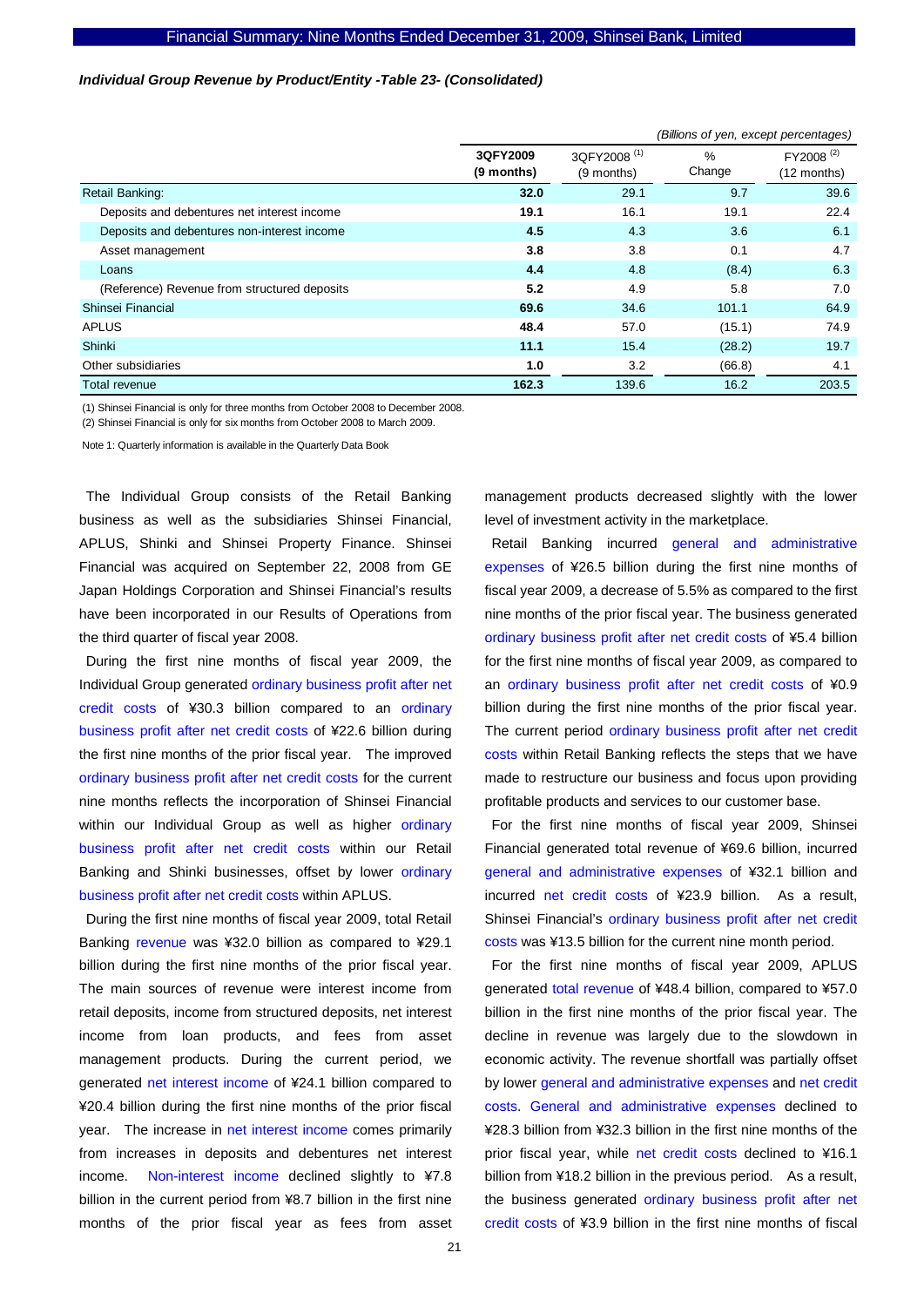***Individual Group Revenue by Product/Entity -Table 23- (Consolidated)***

*(Billions of yen, except percentages)*

| | 3QFY2009 (9 months) | 3QFY2008 [1] (9 months) | % Change | FY2008 [2] (12 months) |
|---|---|---|---|---|
| Retail Banking: | **32.0** | 29.1 | 9.7 | 39.6 |
| Deposits and debentures net interest income | **19.1** | 16.1 | 19.1 | 22.4 |
| Deposits and debentures non-interest income | **4.5** | 4.3 | 3.6 | 6.1 |
| Asset management | **3.8** | 3.8 | 0.1 | 4.7 |
| Loans | **4.4** | 4.8 | (8.4) | 6.3 |
| (Reference) Revenue from structured deposits | **5.2** | 4.9 | 5.8 | 7.0 |
| Shinsei Financial | **69.6** | 34.6 | 101.1 | 64.9 |
| APLUS | **48.4** | 57.0 | (15.1) | 74.9 |
| Shinki | **11.1** | 15.4 | (28.2) | 19.7 |
| Other subsidiaries | **1.0** | 3.2 | (66.8) | 4.1 |
| Total revenue | **162.3** | 139.6 | 16.2 | 203.5 |

(1) Shinsei Financial is only for three months from October 2008 to December 2008.
(2) Shinsei Financial is only for six months from October 2008 to March 2009.

Note 1: Quarterly information is available in the Quarterly Data Book

The Individual Group consists of the Retail Banking business as well as the subsidiaries Shinsei Financial, APLUS, Shinki and Shinsei Property Finance. Shinsei Financial was acquired on September 22, 2008 from GE Japan Holdings Corporation and Shinsei Financial's results have been incorporated in our Results of Operations from the third quarter of fiscal year 2008.

During the first nine months of fiscal year 2009, the Individual Group generated ordinary business profit after net credit costs of ¥30.3 billion compared to an ordinary business profit after net credit costs of ¥22.6 billion during the first nine months of the prior fiscal year. The improved ordinary business profit after net credit costs for the current nine months reflects the incorporation of Shinsei Financial within our Individual Group as well as higher ordinary business profit after net credit costs within our Retail Banking and Shinki businesses, offset by lower ordinary business profit after net credit costs within APLUS.

During the first nine months of fiscal year 2009, total Retail Banking revenue was ¥32.0 billion as compared to ¥29.1 billion during the first nine months of the prior fiscal year. The main sources of revenue were interest income from retail deposits, income from structured deposits, net interest income from loan products, and fees from asset management products. During the current period, we generated net interest income of ¥24.1 billion compared to ¥20.4 billion during the first nine months of the prior fiscal year. The increase in net interest income comes primarily from increases in deposits and debentures net interest income. Non-interest income declined slightly to ¥7.8 billion in the current period from ¥8.7 billion in the first nine months of the prior fiscal year as fees from asset management products decreased slightly with the lower level of investment activity in the marketplace.

Retail Banking incurred general and administrative expenses of ¥26.5 billion during the first nine months of fiscal year 2009, a decrease of 5.5% as compared to the first nine months of the prior fiscal year. The business generated ordinary business profit after net credit costs of ¥5.4 billion for the first nine months of fiscal year 2009, as compared to an ordinary business profit after net credit costs of ¥0.9 billion during the first nine months of the prior fiscal year. The current period ordinary business profit after net credit costs within Retail Banking reflects the steps that we have made to restructure our business and focus upon providing profitable products and services to our customer base.

For the first nine months of fiscal year 2009, Shinsei Financial generated total revenue of ¥69.6 billion, incurred general and administrative expenses of ¥32.1 billion and incurred net credit costs of ¥23.9 billion. As a result, Shinsei Financial's ordinary business profit after net credit costs was ¥13.5 billion for the current nine month period.

For the first nine months of fiscal year 2009, APLUS generated total revenue of ¥48.4 billion, compared to ¥57.0 billion in the first nine months of the prior fiscal year. The decline in revenue was largely due to the slowdown in economic activity. The revenue shortfall was partially offset by lower general and administrative expenses and net credit costs. General and administrative expenses declined to ¥28.3 billion from ¥32.3 billion in the first nine months of the prior fiscal year, while net credit costs declined to ¥16.1 billion from ¥18.2 billion in the previous period. As a result, the business generated ordinary business profit after net credit costs of ¥3.9 billion in the first nine months of fiscal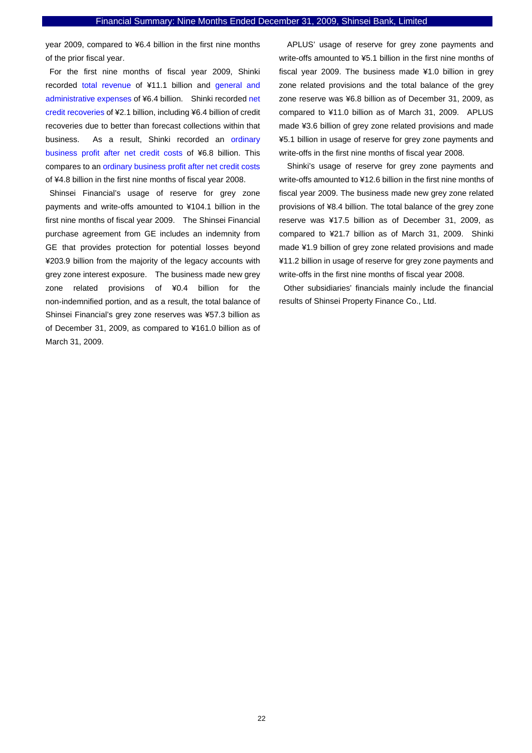year 2009, compared to ¥6.4 billion in the first nine months of the prior fiscal year.

For the first nine months of fiscal year 2009, Shinki recorded total revenue of ¥11.1 billion and general and administrative expenses of ¥6.4 billion. Shinki recorded net credit recoveries of ¥2.1 billion, including ¥6.4 billion of credit recoveries due to better than forecast collections within that business. As a result, Shinki recorded an ordinary business profit after net credit costs of ¥6.8 billion. This compares to an ordinary business profit after net credit costs of ¥4.8 billion in the first nine months of fiscal year 2008.

Shinsei Financial's usage of reserve for grey zone payments and write-offs amounted to ¥104.1 billion in the first nine months of fiscal year 2009. The Shinsei Financial purchase agreement from GE includes an indemnity from GE that provides protection for potential losses beyond ¥203.9 billion from the majority of the legacy accounts with grey zone interest exposure. The business made new grey zone related provisions of ¥0.4 billion for the non-indemnified portion, and as a result, the total balance of Shinsei Financial's grey zone reserves was ¥57.3 billion as of December 31, 2009, as compared to ¥161.0 billion as of March 31, 2009.

APLUS' usage of reserve for grey zone payments and write-offs amounted to ¥5.1 billion in the first nine months of fiscal year 2009. The business made ¥1.0 billion in grey zone related provisions and the total balance of the grey zone reserve was ¥6.8 billion as of December 31, 2009, as compared to ¥11.0 billion as of March 31, 2009. APLUS made ¥3.6 billion of grey zone related provisions and made ¥5.1 billion in usage of reserve for grey zone payments and write-offs in the first nine months of fiscal year 2008.

Shinki's usage of reserve for grey zone payments and write-offs amounted to ¥12.6 billion in the first nine months of fiscal year 2009. The business made new grey zone related provisions of ¥8.4 billion. The total balance of the grey zone reserve was ¥17.5 billion as of December 31, 2009, as compared to ¥21.7 billion as of March 31, 2009. Shinki made ¥1.9 billion of grey zone related provisions and made ¥11.2 billion in usage of reserve for grey zone payments and write-offs in the first nine months of fiscal year 2008.

Other subsidiaries' financials mainly include the financial results of Shinsei Property Finance Co., Ltd.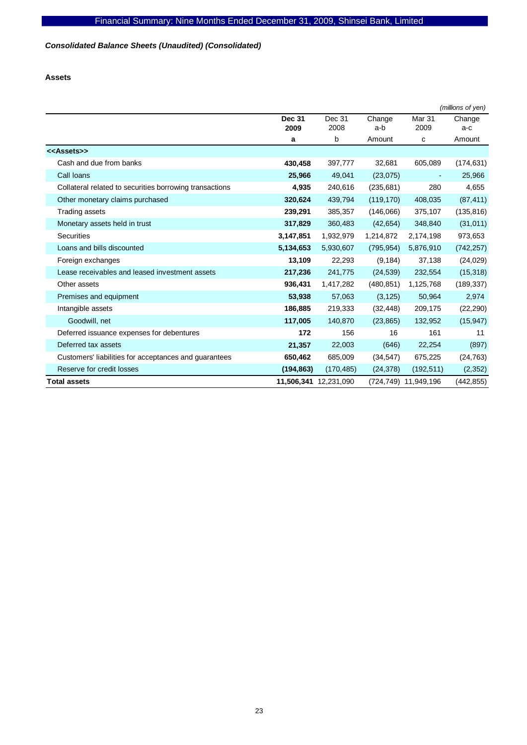*Consolidated Balance Sheets (Unaudited) (Consolidated)*

**Assets**

*(millions of yen)*

| | **Dec 31 2009** | Dec 31 2008 | Change a-b | Mar 31 2009 | Change a-c |
|---|---|---|---|---|---|
| | **a** | b | Amount | c | Amount |
| **<<Assets>>** | | | | | |
| Cash and due from banks | **430,458** | 397,777 | 32,681 | 605,089 | (174,631) |
| Call loans | **25,966** | 49,041 | (23,075) | - | 25,966 |
| Collateral related to securities borrowing transactions | **4,935** | 240,616 | (235,681) | 280 | 4,655 |
| Other monetary claims purchased | **320,624** | 439,794 | (119,170) | 408,035 | (87,411) |
| Trading assets | **239,291** | 385,357 | (146,066) | 375,107 | (135,816) |
| Monetary assets held in trust | **317,829** | 360,483 | (42,654) | 348,840 | (31,011) |
| Securities | **3,147,851** | 1,932,979 | 1,214,872 | 2,174,198 | 973,653 |
| Loans and bills discounted | **5,134,653** | 5,930,607 | (795,954) | 5,876,910 | (742,257) |
| Foreign exchanges | **13,109** | 22,293 | (9,184) | 37,138 | (24,029) |
| Lease receivables and leased investment assets | **217,236** | 241,775 | (24,539) | 232,554 | (15,318) |
| Other assets | **936,431** | 1,417,282 | (480,851) | 1,125,768 | (189,337) |
| Premises and equipment | **53,938** | 57,063 | (3,125) | 50,964 | 2,974 |
| Intangible assets | **186,885** | 219,333 | (32,448) | 209,175 | (22,290) |
| Goodwill, net | **117,005** | 140,870 | (23,865) | 132,952 | (15,947) |
| Deferred issuance expenses for debentures | **172** | 156 | 16 | 161 | 11 |
| Deferred tax assets | **21,357** | 22,003 | (646) | 22,254 | (897) |
| Customers' liabilities for acceptances and guarantees | **650,462** | 685,009 | (34,547) | 675,225 | (24,763) |
| Reserve for credit losses | **(194,863)** | (170,485) | (24,378) | (192,511) | (2,352) |
| **Total assets** | **11,506,341** | 12,231,090 | (724,749) | 11,949,196 | (442,855) |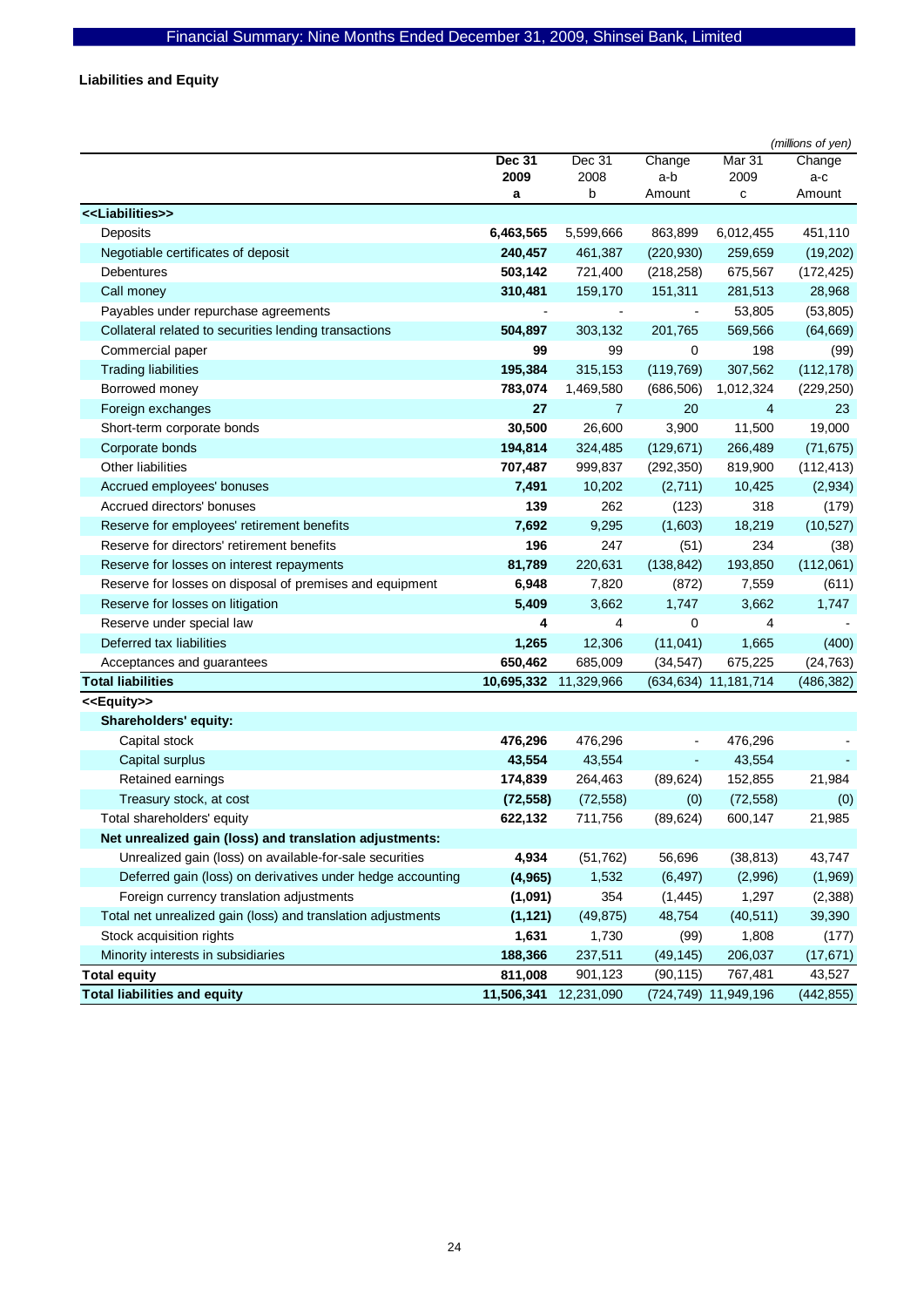## Liabilities and Equity

*(millions of yen)*

| | Dec 31 2009 a | Dec 31 2008 b | Change a-b Amount | Mar 31 2009 c | Change a-c Amount |
|---|---|---|---|---|---|
| **<<Liabilities>>** | | | | | |
| Deposits | **6,463,565** | 5,599,666 | 863,899 | 6,012,455 | 451,110 |
| Negotiable certificates of deposit | **240,457** | 461,387 | (220,930) | 259,659 | (19,202) |
| Debentures | **503,142** | 721,400 | (218,258) | 675,567 | (172,425) |
| Call money | **310,481** | 159,170 | 151,311 | 281,513 | 28,968 |
| Payables under repurchase agreements | **-** | - | - | 53,805 | (53,805) |
| Collateral related to securities lending transactions | **504,897** | 303,132 | 201,765 | 569,566 | (64,669) |
| Commercial paper | **99** | 99 | 0 | 198 | (99) |
| Trading liabilities | **195,384** | 315,153 | (119,769) | 307,562 | (112,178) |
| Borrowed money | **783,074** | 1,469,580 | (686,506) | 1,012,324 | (229,250) |
| Foreign exchanges | **27** | 7 | 20 | 4 | 23 |
| Short-term corporate bonds | **30,500** | 26,600 | 3,900 | 11,500 | 19,000 |
| Corporate bonds | **194,814** | 324,485 | (129,671) | 266,489 | (71,675) |
| Other liabilities | **707,487** | 999,837 | (292,350) | 819,900 | (112,413) |
| Accrued employees' bonuses | **7,491** | 10,202 | (2,711) | 10,425 | (2,934) |
| Accrued directors' bonuses | **139** | 262 | (123) | 318 | (179) |
| Reserve for employees' retirement benefits | **7,692** | 9,295 | (1,603) | 18,219 | (10,527) |
| Reserve for directors' retirement benefits | **196** | 247 | (51) | 234 | (38) |
| Reserve for losses on interest repayments | **81,789** | 220,631 | (138,842) | 193,850 | (112,061) |
| Reserve for losses on disposal of premises and equipment | **6,948** | 7,820 | (872) | 7,559 | (611) |
| Reserve for losses on litigation | **5,409** | 3,662 | 1,747 | 3,662 | 1,747 |
| Reserve under special law | **4** | 4 | 0 | 4 | - |
| Deferred tax liabilities | **1,265** | 12,306 | (11,041) | 1,665 | (400) |
| Acceptances and guarantees | **650,462** | 685,009 | (34,547) | 675,225 | (24,763) |
| **Total liabilities** | **10,695,332** | 11,329,966 | (634,634) | 11,181,714 | (486,382) |
| **<<Equity>>** | | | | | |
| **Shareholders' equity:** | | | | | |
| Capital stock | **476,296** | 476,296 | - | 476,296 | - |
| Capital surplus | **43,554** | 43,554 | - | 43,554 | - |
| Retained earnings | **174,839** | 264,463 | (89,624) | 152,855 | 21,984 |
| Treasury stock, at cost | **(72,558)** | (72,558) | (0) | (72,558) | (0) |
| Total shareholders' equity | **622,132** | 711,756 | (89,624) | 600,147 | 21,985 |
| **Net unrealized gain (loss) and translation adjustments:** | | | | | |
| Unrealized gain (loss) on available-for-sale securities | **4,934** | (51,762) | 56,696 | (38,813) | 43,747 |
| Deferred gain (loss) on derivatives under hedge accounting | **(4,965)** | 1,532 | (6,497) | (2,996) | (1,969) |
| Foreign currency translation adjustments | **(1,091)** | 354 | (1,445) | 1,297 | (2,388) |
| Total net unrealized gain (loss) and translation adjustments | **(1,121)** | (49,875) | 48,754 | (40,511) | 39,390 |
| Stock acquisition rights | **1,631** | 1,730 | (99) | 1,808 | (177) |
| Minority interests in subsidiaries | **188,366** | 237,511 | (49,145) | 206,037 | (17,671) |
| **Total equity** | **811,008** | 901,123 | (90,115) | 767,481 | 43,527 |
| **Total liabilities and equity** | **11,506,341** | 12,231,090 | (724,749) | 11,949,196 | (442,855) |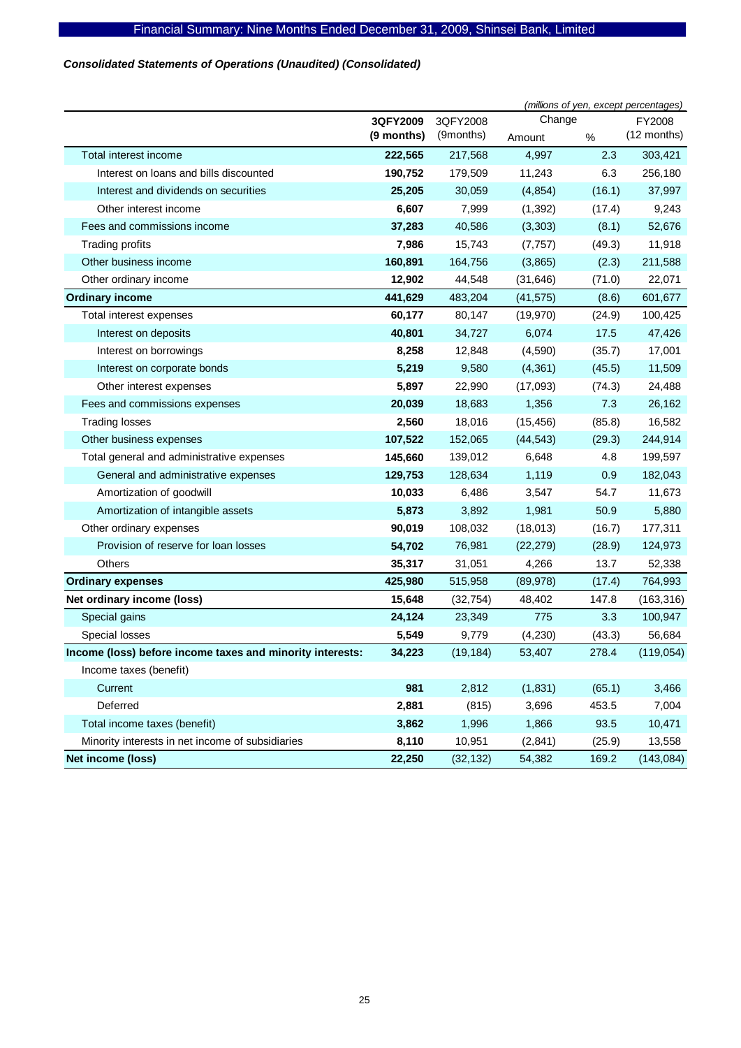Financial Summary: Nine Months Ended December 31, 2009, Shinsei Bank, Limited

***Consolidated Statements of Operations (Unaudited) (Consolidated)***

*(millions of yen, except percentages)*

| | 3QFY2009 (9 months) | 3QFY2008 (9months) | Change Amount | Change % | FY2008 (12 months) |
|---|---|---|---|---|---|
| Total interest income | **222,565** | 217,568 | 4,997 | 2.3 | 303,421 |
| Interest on loans and bills discounted | **190,752** | 179,509 | 11,243 | 6.3 | 256,180 |
| Interest and dividends on securities | **25,205** | 30,059 | (4,854) | (16.1) | 37,997 |
| Other interest income | **6,607** | 7,999 | (1,392) | (17.4) | 9,243 |
| Fees and commissions income | **37,283** | 40,586 | (3,303) | (8.1) | 52,676 |
| Trading profits | **7,986** | 15,743 | (7,757) | (49.3) | 11,918 |
| Other business income | **160,891** | 164,756 | (3,865) | (2.3) | 211,588 |
| Other ordinary income | **12,902** | 44,548 | (31,646) | (71.0) | 22,071 |
| **Ordinary income** | **441,629** | 483,204 | (41,575) | (8.6) | 601,677 |
| Total interest expenses | **60,177** | 80,147 | (19,970) | (24.9) | 100,425 |
| Interest on deposits | **40,801** | 34,727 | 6,074 | 17.5 | 47,426 |
| Interest on borrowings | **8,258** | 12,848 | (4,590) | (35.7) | 17,001 |
| Interest on corporate bonds | **5,219** | 9,580 | (4,361) | (45.5) | 11,509 |
| Other interest expenses | **5,897** | 22,990 | (17,093) | (74.3) | 24,488 |
| Fees and commissions expenses | **20,039** | 18,683 | 1,356 | 7.3 | 26,162 |
| Trading losses | **2,560** | 18,016 | (15,456) | (85.8) | 16,582 |
| Other business expenses | **107,522** | 152,065 | (44,543) | (29.3) | 244,914 |
| Total general and administrative expenses | **145,660** | 139,012 | 6,648 | 4.8 | 199,597 |
| General and administrative expenses | **129,753** | 128,634 | 1,119 | 0.9 | 182,043 |
| Amortization of goodwill | **10,033** | 6,486 | 3,547 | 54.7 | 11,673 |
| Amortization of intangible assets | **5,873** | 3,892 | 1,981 | 50.9 | 5,880 |
| Other ordinary expenses | **90,019** | 108,032 | (18,013) | (16.7) | 177,311 |
| Provision of reserve for loan losses | **54,702** | 76,981 | (22,279) | (28.9) | 124,973 |
| Others | **35,317** | 31,051 | 4,266 | 13.7 | 52,338 |
| **Ordinary expenses** | **425,980** | 515,958 | (89,978) | (17.4) | 764,993 |
| **Net ordinary income (loss)** | **15,648** | (32,754) | 48,402 | 147.8 | (163,316) |
| Special gains | **24,124** | 23,349 | 775 | 3.3 | 100,947 |
| Special losses | **5,549** | 9,779 | (4,230) | (43.3) | 56,684 |
| **Income (loss) before income taxes and minority interests:** | **34,223** | (19,184) | 53,407 | 278.4 | (119,054) |
| Income taxes (benefit) | | | | | |
| Current | **981** | 2,812 | (1,831) | (65.1) | 3,466 |
| Deferred | **2,881** | (815) | 3,696 | 453.5 | 7,004 |
| Total income taxes (benefit) | **3,862** | 1,996 | 1,866 | 93.5 | 10,471 |
| Minority interests in net income of subsidiaries | **8,110** | 10,951 | (2,841) | (25.9) | 13,558 |
| **Net income (loss)** | **22,250** | (32,132) | 54,382 | 169.2 | (143,084) |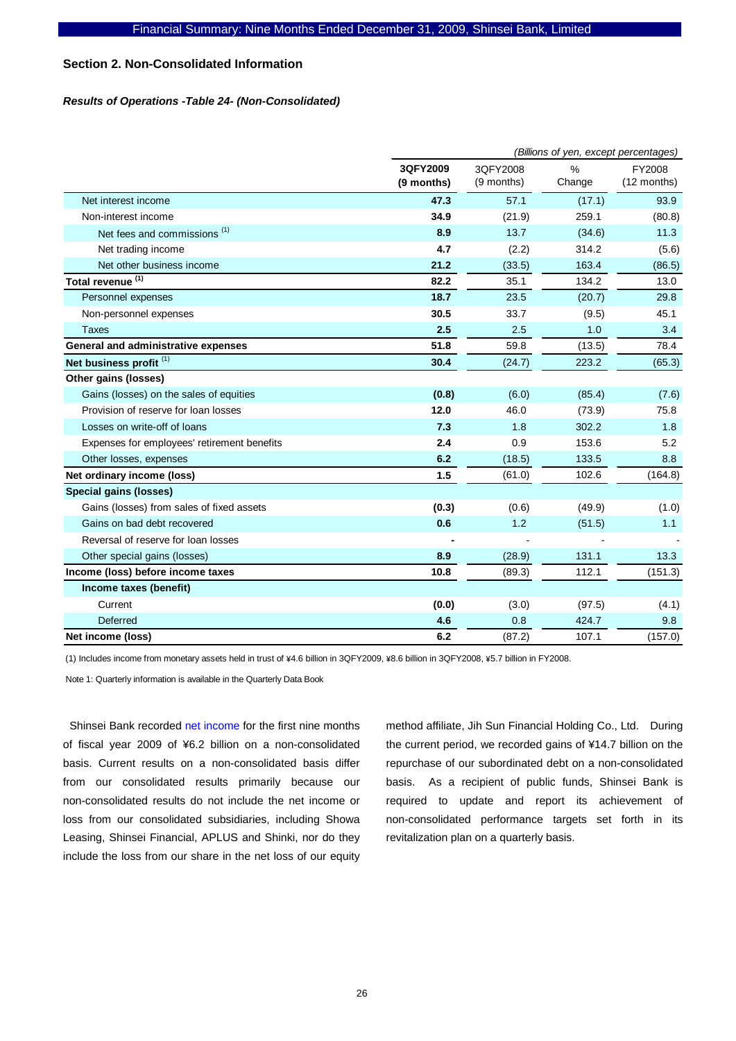## Section 2. Non-Consolidated Information

### *Results of Operations -Table 24- (Non-Consolidated)*

*(Billions of yen, except percentages)*

| | 3QFY2009 (9 months) | 3QFY2008 (9 months) | % Change | FY2008 (12 months) |
|---|---|---|---|---|
| Net interest income | **47.3** | 57.1 | (17.1) | 93.9 |
| Non-interest income | **34.9** | (21.9) | 259.1 | (80.8) |
| Net fees and commissions [1] | **8.9** | 13.7 | (34.6) | 11.3 |
| Net trading income | **4.7** | (2.2) | 314.2 | (5.6) |
| Net other business income | **21.2** | (33.5) | 163.4 | (86.5) |
| **Total revenue** [1] | **82.2** | 35.1 | 134.2 | 13.0 |
| Personnel expenses | **18.7** | 23.5 | (20.7) | 29.8 |
| Non-personnel expenses | **30.5** | 33.7 | (9.5) | 45.1 |
| Taxes | **2.5** | 2.5 | 1.0 | 3.4 |
| **General and administrative expenses** | **51.8** | 59.8 | (13.5) | 78.4 |
| **Net business profit** [1] | **30.4** | (24.7) | 223.2 | (65.3) |
| **Other gains (losses)** | | | | |
| Gains (losses) on the sales of equities | **(0.8)** | (6.0) | (85.4) | (7.6) |
| Provision of reserve for loan losses | **12.0** | 46.0 | (73.9) | 75.8 |
| Losses on write-off of loans | **7.3** | 1.8 | 302.2 | 1.8 |
| Expenses for employees' retirement benefits | **2.4** | 0.9 | 153.6 | 5.2 |
| Other losses, expenses | **6.2** | (18.5) | 133.5 | 8.8 |
| **Net ordinary income (loss)** | **1.5** | (61.0) | 102.6 | (164.8) |
| **Special gains (losses)** | | | | |
| Gains (losses) from sales of fixed assets | **(0.3)** | (0.6) | (49.9) | (1.0) |
| Gains on bad debt recovered | **0.6** | 1.2 | (51.5) | 1.1 |
| Reversal of reserve for loan losses | **-** | - | - | - |
| Other special gains (losses) | **8.9** | (28.9) | 131.1 | 13.3 |
| **Income (loss) before income taxes** | **10.8** | (89.3) | 112.1 | (151.3) |
| **Income taxes (benefit)** | | | | |
| Current | **(0.0)** | (3.0) | (97.5) | (4.1) |
| Deferred | **4.6** | 0.8 | 424.7 | 9.8 |
| **Net income (loss)** | **6.2** | (87.2) | 107.1 | (157.0) |

(1) Includes income from monetary assets held in trust of ¥4.6 billion in 3QFY2009, ¥8.6 billion in 3QFY2008, ¥5.7 billion in FY2008.

Note 1: Quarterly information is available in the Quarterly Data Book

Shinsei Bank recorded net income for the first nine months of fiscal year 2009 of ¥6.2 billion on a non-consolidated basis. Current results on a non-consolidated basis differ from our consolidated results primarily because our non-consolidated results do not include the net income or loss from our consolidated subsidiaries, including Showa Leasing, Shinsei Financial, APLUS and Shinki, nor do they include the loss from our share in the net loss of our equity method affiliate, Jih Sun Financial Holding Co., Ltd. During the current period, we recorded gains of ¥14.7 billion on the repurchase of our subordinated debt on a non-consolidated basis. As a recipient of public funds, Shinsei Bank is required to update and report its achievement of non-consolidated performance targets set forth in its revitalization plan on a quarterly basis.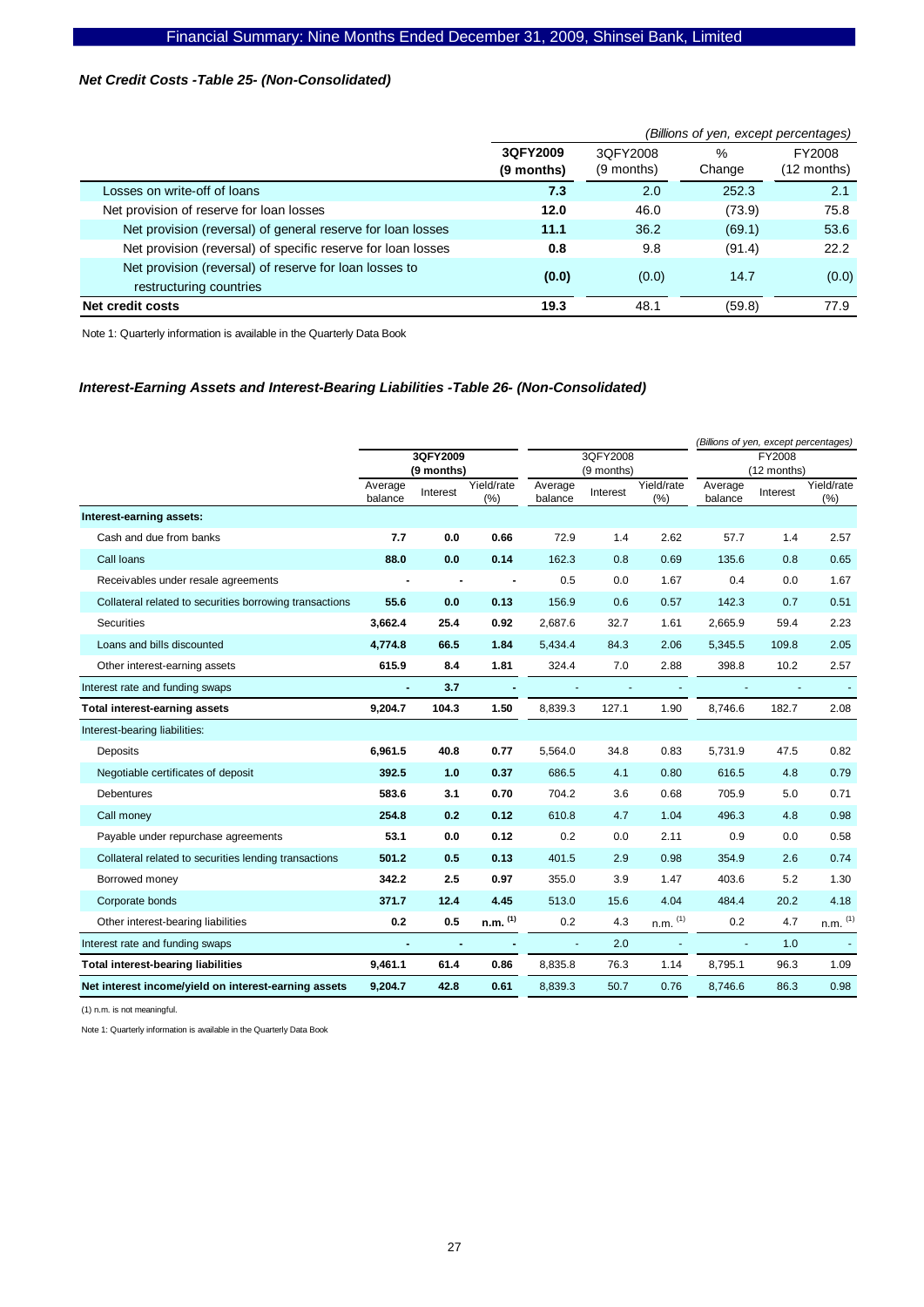### *Net Credit Costs -Table 25- (Non-Consolidated)*

*(Billions of yen, except percentages)*

| | **3QFY2009 (9 months)** | 3QFY2008 (9 months) | % Change | FY2008 (12 months) |
|---|---|---|---|---|
| Losses on write-off of loans | **7.3** | 2.0 | 252.3 | 2.1 |
| Net provision of reserve for loan losses | **12.0** | 46.0 | (73.9) | 75.8 |
| Net provision (reversal) of general reserve for loan losses | **11.1** | 36.2 | (69.1) | 53.6 |
| Net provision (reversal) of specific reserve for loan losses | **0.8** | 9.8 | (91.4) | 22.2 |
| Net provision (reversal) of reserve for loan losses to restructuring countries | **(0.0)** | (0.0) | 14.7 | (0.0) |
| **Net credit costs** | **19.3** | 48.1 | (59.8) | 77.9 |

Note 1: Quarterly information is available in the Quarterly Data Book

### *Interest-Earning Assets and Interest-Bearing Liabilities -Table 26- (Non-Consolidated)*

*(Billions of yen, except percentages)*

| | **3QFY2009 (9 months)** | | | 3QFY2008 (9 months) | | | FY2008 (12 months) | | |
|---|---|---|---|---|---|---|---|---|---|
| | Average balance | Interest | Yield/rate (%) | Average balance | Interest | Yield/rate (%) | Average balance | Interest | Yield/rate (%) |
| **Interest-earning assets:** | | | | | | | | | |
| Cash and due from banks | **7.7** | **0.0** | **0.66** | 72.9 | 1.4 | 2.62 | 57.7 | 1.4 | 2.57 |
| Call loans | **88.0** | **0.0** | **0.14** | 162.3 | 0.8 | 0.69 | 135.6 | 0.8 | 0.65 |
| Receivables under resale agreements | **-** | **-** | **-** | 0.5 | 0.0 | 1.67 | 0.4 | 0.0 | 1.67 |
| Collateral related to securities borrowing transactions | **55.6** | **0.0** | **0.13** | 156.9 | 0.6 | 0.57 | 142.3 | 0.7 | 0.51 |
| Securities | **3,662.4** | **25.4** | **0.92** | 2,687.6 | 32.7 | 1.61 | 2,665.9 | 59.4 | 2.23 |
| Loans and bills discounted | **4,774.8** | **66.5** | **1.84** | 5,434.4 | 84.3 | 2.06 | 5,345.5 | 109.8 | 2.05 |
| Other interest-earning assets | **615.9** | **8.4** | **1.81** | 324.4 | 7.0 | 2.88 | 398.8 | 10.2 | 2.57 |
| Interest rate and funding swaps | **-** | **3.7** | **-** | - | - | - | - | - | - |
| **Total interest-earning assets** | **9,204.7** | **104.3** | **1.50** | 8,839.3 | 127.1 | 1.90 | 8,746.6 | 182.7 | 2.08 |
| Interest-bearing liabilities: | | | | | | | | | |
| Deposits | **6,961.5** | **40.8** | **0.77** | 5,564.0 | 34.8 | 0.83 | 5,731.9 | 47.5 | 0.82 |
| Negotiable certificates of deposit | **392.5** | **1.0** | **0.37** | 686.5 | 4.1 | 0.80 | 616.5 | 4.8 | 0.79 |
| Debentures | **583.6** | **3.1** | **0.70** | 704.2 | 3.6 | 0.68 | 705.9 | 5.0 | 0.71 |
| Call money | **254.8** | **0.2** | **0.12** | 610.8 | 4.7 | 1.04 | 496.3 | 4.8 | 0.98 |
| Payable under repurchase agreements | **53.1** | **0.0** | **0.12** | 0.2 | 0.0 | 2.11 | 0.9 | 0.0 | 0.58 |
| Collateral related to securities lending transactions | **501.2** | **0.5** | **0.13** | 401.5 | 2.9 | 0.98 | 354.9 | 2.6 | 0.74 |
| Borrowed money | **342.2** | **2.5** | **0.97** | 355.0 | 3.9 | 1.47 | 403.6 | 5.2 | 1.30 |
| Corporate bonds | **371.7** | **12.4** | **4.45** | 513.0 | 15.6 | 4.04 | 484.4 | 20.2 | 4.18 |
| Other interest-bearing liabilities | **0.2** | **0.5** | **n.m. (1)** | 0.2 | 4.3 | n.m. (1) | 0.2 | 4.7 | n.m. (1) |
| Interest rate and funding swaps | **-** | **-** | **-** | - | 2.0 | - | - | 1.0 | - |
| **Total interest-bearing liabilities** | **9,461.1** | **61.4** | **0.86** | 8,835.8 | 76.3 | 1.14 | 8,795.1 | 96.3 | 1.09 |
| **Net interest income/yield on interest-earning assets** | **9,204.7** | **42.8** | **0.61** | 8,839.3 | 50.7 | 0.76 | 8,746.6 | 86.3 | 0.98 |

(1) n.m. is not meaningful.

Note 1: Quarterly information is available in the Quarterly Data Book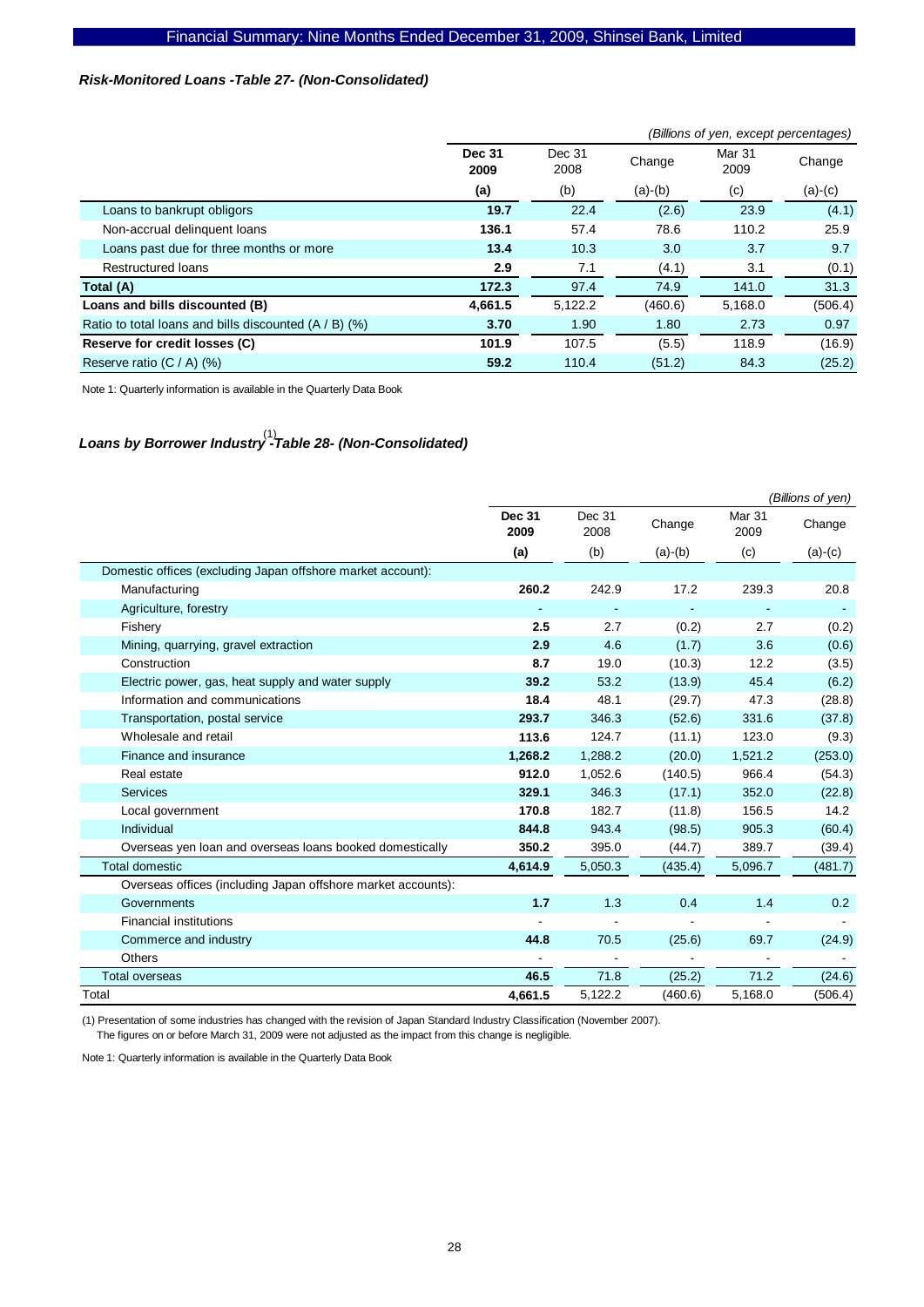### *Risk-Monitored Loans -Table 27- (Non-Consolidated)*

*(Billions of yen, except percentages)*

| | Dec 31 2009 | Dec 31 2008 | Change | Mar 31 2009 | Change |
|---|---|---|---|---|---|
| | (a) | (b) | (a)-(b) | (c) | (a)-(c) |
| Loans to bankrupt obligors | **19.7** | 22.4 | (2.6) | 23.9 | (4.1) |
| Non-accrual delinquent loans | **136.1** | 57.4 | 78.6 | 110.2 | 25.9 |
| Loans past due for three months or more | **13.4** | 10.3 | 3.0 | 3.7 | 9.7 |
| Restructured loans | **2.9** | 7.1 | (4.1) | 3.1 | (0.1) |
| **Total (A)** | **172.3** | 97.4 | 74.9 | 141.0 | 31.3 |
| **Loans and bills discounted (B)** | **4,661.5** | 5,122.2 | (460.6) | 5,168.0 | (506.4) |
| Ratio to total loans and bills discounted (A / B) (%) | **3.70** | 1.90 | 1.80 | 2.73 | 0.97 |
| **Reserve for credit losses (C)** | **101.9** | 107.5 | (5.5) | 118.9 | (16.9) |
| Reserve ratio (C / A) (%) | **59.2** | 110.4 | (51.2) | 84.3 | (25.2) |

Note 1: Quarterly information is available in the Quarterly Data Book

### *Loans by Borrower Industry[1] -Table 28- (Non-Consolidated)*

*(Billions of yen)*

| | Dec 31 2009 | Dec 31 2008 | Change | Mar 31 2009 | Change |
|---|---|---|---|---|---|
| | (a) | (b) | (a)-(b) | (c) | (a)-(c) |
| Domestic offices (excluding Japan offshore market account): | | | | | |
| Manufacturing | **260.2** | 242.9 | 17.2 | 239.3 | 20.8 |
| Agriculture, forestry | - | - | - | - | - |
| Fishery | **2.5** | 2.7 | (0.2) | 2.7 | (0.2) |
| Mining, quarrying, gravel extraction | **2.9** | 4.6 | (1.7) | 3.6 | (0.6) |
| Construction | **8.7** | 19.0 | (10.3) | 12.2 | (3.5) |
| Electric power, gas, heat supply and water supply | **39.2** | 53.2 | (13.9) | 45.4 | (6.2) |
| Information and communications | **18.4** | 48.1 | (29.7) | 47.3 | (28.8) |
| Transportation, postal service | **293.7** | 346.3 | (52.6) | 331.6 | (37.8) |
| Wholesale and retail | **113.6** | 124.7 | (11.1) | 123.0 | (9.3) |
| Finance and insurance | **1,268.2** | 1,288.2 | (20.0) | 1,521.2 | (253.0) |
| Real estate | **912.0** | 1,052.6 | (140.5) | 966.4 | (54.3) |
| Services | **329.1** | 346.3 | (17.1) | 352.0 | (22.8) |
| Local government | **170.8** | 182.7 | (11.8) | 156.5 | 14.2 |
| Individual | **844.8** | 943.4 | (98.5) | 905.3 | (60.4) |
| Overseas yen loan and overseas loans booked domestically | **350.2** | 395.0 | (44.7) | 389.7 | (39.4) |
| Total domestic | **4,614.9** | 5,050.3 | (435.4) | 5,096.7 | (481.7) |
| Overseas offices (including Japan offshore market accounts): | | | | | |
| Governments | **1.7** | 1.3 | 0.4 | 1.4 | 0.2 |
| Financial institutions | - | - | - | - | - |
| Commerce and industry | **44.8** | 70.5 | (25.6) | 69.7 | (24.9) |
| Others | - | - | - | - | - |
| Total overseas | **46.5** | 71.8 | (25.2) | 71.2 | (24.6) |
| Total | **4,661.5** | 5,122.2 | (460.6) | 5,168.0 | (506.4) |

(1) Presentation of some industries has changed with the revision of Japan Standard Industry Classification (November 2007). The figures on or before March 31, 2009 were not adjusted as the impact from this change is negligible.

Note 1: Quarterly information is available in the Quarterly Data Book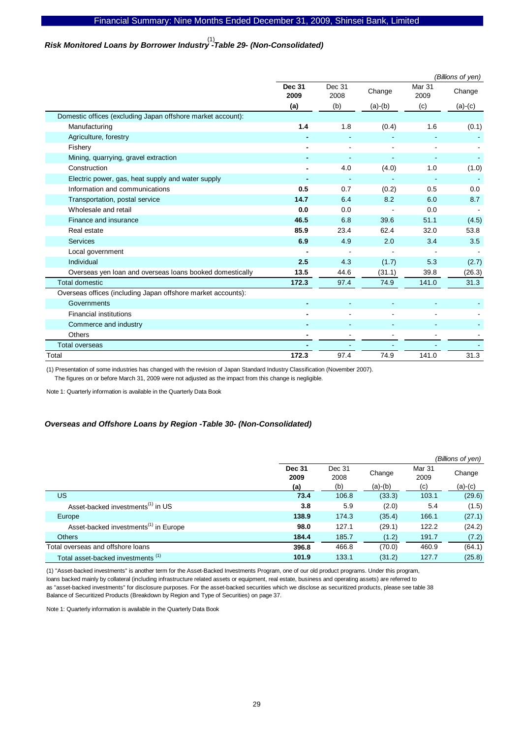### *Risk Monitored Loans by Borrower Industry[1] -Table 29- (Non-Consolidated)*

*(Billions of yen)*

| | **Dec 31 2009 (a)** | Dec 31 2008 (b) | Change (a)-(b) | Mar 31 2009 (c) | Change (a)-(c) |
|---|---|---|---|---|---|
| Domestic offices (excluding Japan offshore market account): | | | | | |
| Manufacturing | **1.4** | 1.8 | (0.4) | 1.6 | (0.1) |
| Agriculture, forestry | **-** | - | - | - | - |
| Fishery | **-** | - | - | - | - |
| Mining, quarrying, gravel extraction | **-** | - | - | - | - |
| Construction | **-** | 4.0 | (4.0) | 1.0 | (1.0) |
| Electric power, gas, heat supply and water supply | **-** | - | - | - | - |
| Information and communications | **0.5** | 0.7 | (0.2) | 0.5 | 0.0 |
| Transportation, postal service | **14.7** | 6.4 | 8.2 | 6.0 | 8.7 |
| Wholesale and retail | **0.0** | 0.0 | - | 0.0 | - |
| Finance and insurance | **46.5** | 6.8 | 39.6 | 51.1 | (4.5) |
| Real estate | **85.9** | 23.4 | 62.4 | 32.0 | 53.8 |
| Services | **6.9** | 4.9 | 2.0 | 3.4 | 3.5 |
| Local government | **-** | - | - | - | - |
| Individual | **2.5** | 4.3 | (1.7) | 5.3 | (2.7) |
| Overseas yen loan and overseas loans booked domestically | **13.5** | 44.6 | (31.1) | 39.8 | (26.3) |
| Total domestic | **172.3** | 97.4 | 74.9 | 141.0 | 31.3 |
| Overseas offices (including Japan offshore market accounts): | | | | | |
| Governments | **-** | - | - | - | - |
| Financial institutions | **-** | - | - | - | - |
| Commerce and industry | **-** | - | - | - | - |
| Others | **-** | - | - | - | - |
| Total overseas | **-** | - | - | - | - |
| Total | **172.3** | 97.4 | 74.9 | 141.0 | 31.3 |

(1) Presentation of some industries has changed with the revision of Japan Standard Industry Classification (November 2007).
The figures on or before March 31, 2009 were not adjusted as the impact from this change is negligible.

Note 1: Quarterly information is available in the Quarterly Data Book

### *Overseas and Offshore Loans by Region -Table 30- (Non-Consolidated)*

*(Billions of yen)*

| | **Dec 31 2009 (a)** | Dec 31 2008 (b) | Change (a)-(b) | Mar 31 2009 (c) | Change (a)-(c) |
|---|---|---|---|---|---|
| US | **73.4** | 106.8 | (33.3) | 103.1 | (29.6) |
| Asset-backed investments[1] in US | **3.8** | 5.9 | (2.0) | 5.4 | (1.5) |
| Europe | **138.9** | 174.3 | (35.4) | 166.1 | (27.1) |
| Asset-backed investments[1] in Europe | **98.0** | 127.1 | (29.1) | 122.2 | (24.2) |
| Others | **184.4** | 185.7 | (1.2) | 191.7 | (7.2) |
| Total overseas and offshore loans | **396.8** | 466.8 | (70.0) | 460.9 | (64.1) |
| Total asset-backed investments [1] | **101.9** | 133.1 | (31.2) | 127.7 | (25.8) |

(1) "Asset-backed investments" is another term for the Asset-Backed Investments Program, one of our old product programs. Under this program, loans backed mainly by collateral (including infrastructure related assets or equipment, real estate, business and operating assets) are referred to as "asset-backed investments" for disclosure purposes. For the asset-backed securities which we disclose as securitized products, please see table 38 Balance of Securitized Products (Breakdown by Region and Type of Securities) on page 37.

Note 1: Quarterly information is available in the Quarterly Data Book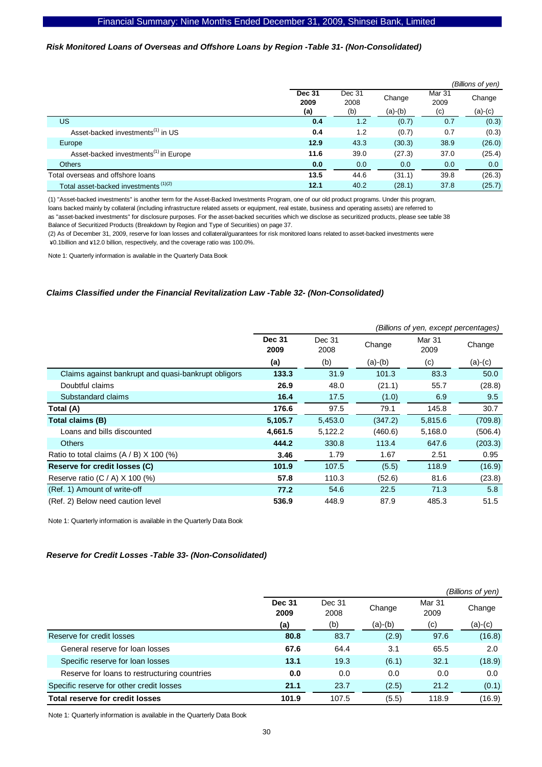### *Risk Monitored Loans of Overseas and Offshore Loans by Region -Table 31- (Non-Consolidated)*

*(Billions of yen)*

| | **Dec 31 2009 (a)** | Dec 31 2008 (b) | Change (a)-(b) | Mar 31 2009 (c) | Change (a)-(c) |
|---|---|---|---|---|---|
| US | **0.4** | 1.2 | (0.7) | 0.7 | (0.3) |
| Asset-backed investments[1] in US | **0.4** | 1.2 | (0.7) | 0.7 | (0.3) |
| Europe | **12.9** | 43.3 | (30.3) | 38.9 | (26.0) |
| Asset-backed investments[1] in Europe | **11.6** | 39.0 | (27.3) | 37.0 | (25.4) |
| Others | **0.0** | 0.0 | 0.0 | 0.0 | 0.0 |
| Total overseas and offshore loans | **13.5** | 44.6 | (31.1) | 39.8 | (26.3) |
| Total asset-backed investments [1][2] | **12.1** | 40.2 | (28.1) | 37.8 | (25.7) |

(1) "Asset-backed investments" is another term for the Asset-Backed Investments Program, one of our old product programs. Under this program, loans backed mainly by collateral (including infrastructure related assets or equipment, real estate, business and operating assets) are referred to as "asset-backed investments" for disclosure purposes. For the asset-backed securities which we disclose as securitized products, please see table 38 Balance of Securitized Products (Breakdown by Region and Type of Securities) on page 37.

(2) As of December 31, 2009, reserve for loan losses and collateral/guarantees for risk monitored loans related to asset-backed investments were ¥0.1billion and ¥12.0 billion, respectively, and the coverage ratio was 100.0%.

Note 1: Quarterly information is available in the Quarterly Data Book

### *Claims Classified under the Financial Revitalization Law -Table 32- (Non-Consolidated)*

*(Billions of yen, except percentages)*

| | **Dec 31 2009 (a)** | Dec 31 2008 (b) | Change (a)-(b) | Mar 31 2009 (c) | Change (a)-(c) |
|---|---|---|---|---|---|
| Claims against bankrupt and quasi-bankrupt obligors | **133.3** | 31.9 | 101.3 | 83.3 | 50.0 |
| Doubtful claims | **26.9** | 48.0 | (21.1) | 55.7 | (28.8) |
| Substandard claims | **16.4** | 17.5 | (1.0) | 6.9 | 9.5 |
| **Total (A)** | **176.6** | 97.5 | 79.1 | 145.8 | 30.7 |
| **Total claims (B)** | **5,105.7** | 5,453.0 | (347.2) | 5,815.6 | (709.8) |
| Loans and bills discounted | **4,661.5** | 5,122.2 | (460.6) | 5,168.0 | (506.4) |
| Others | **444.2** | 330.8 | 113.4 | 647.6 | (203.3) |
| Ratio to total claims (A / B) X 100 (%) | **3.46** | 1.79 | 1.67 | 2.51 | 0.95 |
| **Reserve for credit losses (C)** | **101.9** | 107.5 | (5.5) | 118.9 | (16.9) |
| Reserve ratio (C / A) X 100 (%) | **57.8** | 110.3 | (52.6) | 81.6 | (23.8) |
| (Ref. 1) Amount of write-off | **77.2** | 54.6 | 22.5 | 71.3 | 5.8 |
| (Ref. 2) Below need caution level | **536.9** | 448.9 | 87.9 | 485.3 | 51.5 |

Note 1: Quarterly information is available in the Quarterly Data Book

### *Reserve for Credit Losses -Table 33- (Non-Consolidated)*

*(Billions of yen)*

| | **Dec 31 2009 (a)** | Dec 31 2008 (b) | Change (a)-(b) | Mar 31 2009 (c) | Change (a)-(c) |
|---|---|---|---|---|---|
| Reserve for credit losses | **80.8** | 83.7 | (2.9) | 97.6 | (16.8) |
| General reserve for loan losses | **67.6** | 64.4 | 3.1 | 65.5 | 2.0 |
| Specific reserve for loan losses | **13.1** | 19.3 | (6.1) | 32.1 | (18.9) |
| Reserve for loans to restructuring countries | **0.0** | 0.0 | 0.0 | 0.0 | 0.0 |
| Specific reserve for other credit losses | **21.1** | 23.7 | (2.5) | 21.2 | (0.1) |
| **Total reserve for credit losses** | **101.9** | 107.5 | (5.5) | 118.9 | (16.9) |

Note 1: Quarterly information is available in the Quarterly Data Book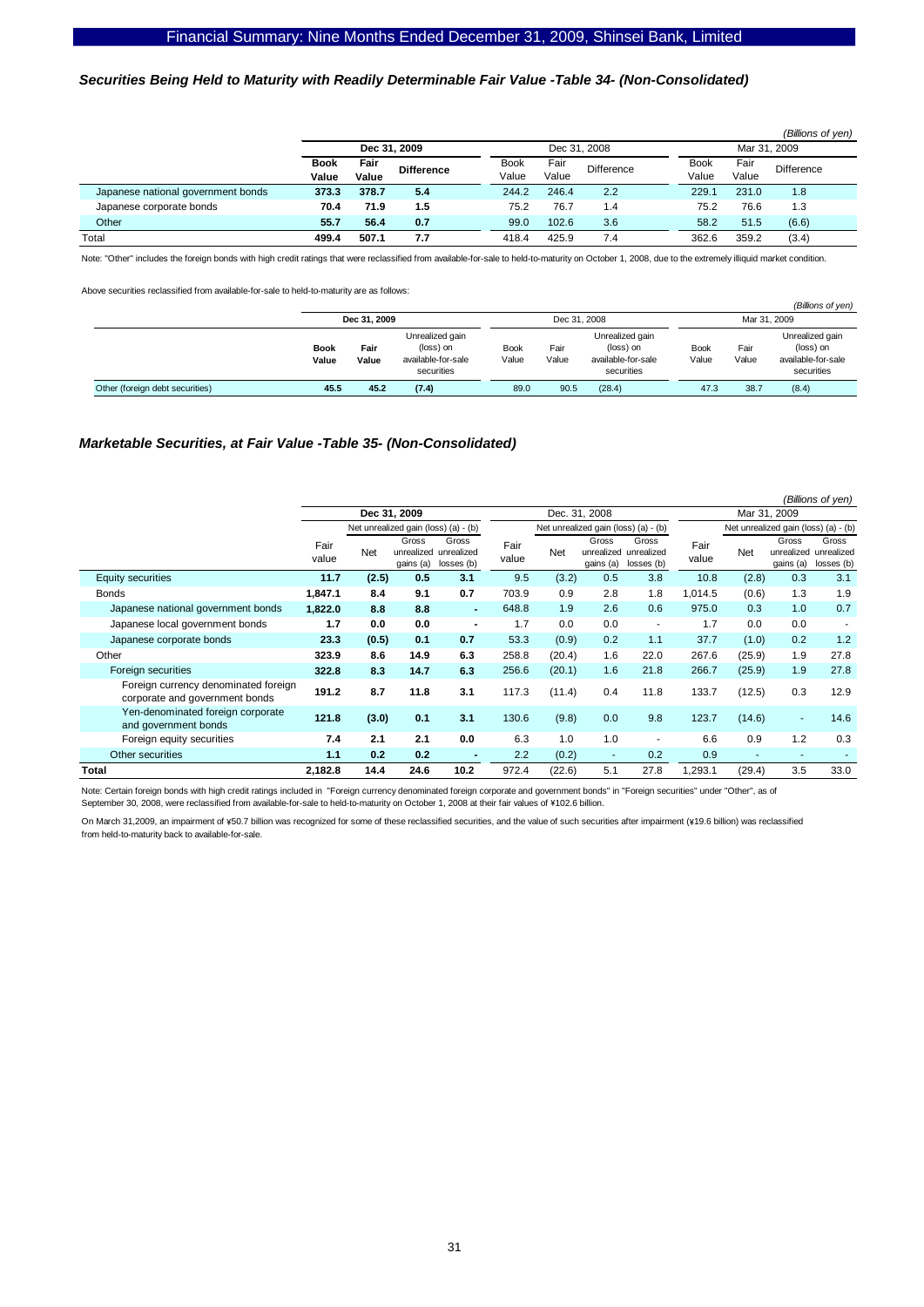### *Securities Being Held to Maturity with Readily Determinable Fair Value -Table 34- (Non-Consolidated)*

*(Billions of yen)*

| | Dec 31, 2009 | | | Dec 31, 2008 | | | Mar 31, 2009 | | |
|---|---|---|---|---|---|---|---|---|---|
| | **Book Value** | **Fair Value** | **Difference** | Book Value | Fair Value | Difference | Book Value | Fair Value | Difference |
| Japanese national government bonds | **373.3** | **378.7** | **5.4** | 244.2 | 246.4 | 2.2 | 229.1 | 231.0 | 1.8 |
| Japanese corporate bonds | **70.4** | **71.9** | **1.5** | 75.2 | 76.7 | 1.4 | 75.2 | 76.6 | 1.3 |
| Other | **55.7** | **56.4** | **0.7** | 99.0 | 102.6 | 3.6 | 58.2 | 51.5 | (6.6) |
| Total | **499.4** | **507.1** | **7.7** | 418.4 | 425.9 | 7.4 | 362.6 | 359.2 | (3.4) |

Note: "Other" includes the foreign bonds with high credit ratings that were reclassified from available-for-sale to held-to-maturity on October 1, 2008, due to the extremely illiquid market condition.

Above securities reclassified from available-for-sale to held-to-maturity are as follows:

*(Billions of yen)*

| | Dec 31, 2009 | | | Dec 31, 2008 | | | Mar 31, 2009 | | |
|---|---|---|---|---|---|---|---|---|---|
| | **Book Value** | **Fair Value** | Unrealized gain (loss) on available-for-sale securities | Book Value | Fair Value | Unrealized gain (loss) on available-for-sale securities | Book Value | Fair Value | Unrealized gain (loss) on available-for-sale securities |
| Other (foreign debt securities) | **45.5** | **45.2** | **(7.4)** | 89.0 | 90.5 | (28.4) | 47.3 | 38.7 | (8.4) |

### *Marketable Securities, at Fair Value -Table 35- (Non-Consolidated)*

*(Billions of yen)*

| | Dec 31, 2009 | | | | Dec. 31, 2008 | | | | Mar 31, 2009 | | | |
|---|---|---|---|---|---|---|---|---|---|---|---|---|
| | | Net unrealized gain (loss) (a) - (b) | | | | Net unrealized gain (loss) (a) - (b) | | | | Net unrealized gain (loss) (a) - (b) | | |
| | Fair value | Net | Gross unrealized gains (a) | Gross unrealized losses (b) | Fair value | Net | Gross unrealized gains (a) | Gross unrealized losses (b) | Fair value | Net | Gross unrealized gains (a) | Gross unrealized losses (b) |
| Equity securities | **11.7** | **(2.5)** | **0.5** | **3.1** | 9.5 | (3.2) | 0.5 | 3.8 | 10.8 | (2.8) | 0.3 | 3.1 |
| Bonds | **1,847.1** | **8.4** | **9.1** | **0.7** | 703.9 | 0.9 | 2.8 | 1.8 | 1,014.5 | (0.6) | 1.3 | 1.9 |
| Japanese national government bonds | **1,822.0** | **8.8** | **8.8** | **-** | 648.8 | 1.9 | 2.6 | 0.6 | 975.0 | 0.3 | 1.0 | 0.7 |
| Japanese local government bonds | **1.7** | **0.0** | **0.0** | **-** | 1.7 | 0.0 | 0.0 | - | 1.7 | 0.0 | 0.0 | - |
| Japanese corporate bonds | **23.3** | **(0.5)** | **0.1** | **0.7** | 53.3 | (0.9) | 0.2 | 1.1 | 37.7 | (1.0) | 0.2 | 1.2 |
| Other | **323.9** | **8.6** | **14.9** | **6.3** | 258.8 | (20.4) | 1.6 | 22.0 | 267.6 | (25.9) | 1.9 | 27.8 |
| Foreign securities | **322.8** | **8.3** | **14.7** | **6.3** | 256.6 | (20.1) | 1.6 | 21.8 | 266.7 | (25.9) | 1.9 | 27.8 |
| Foreign currency denominated foreign corporate and government bonds | **191.2** | **8.7** | **11.8** | **3.1** | 117.3 | (11.4) | 0.4 | 11.8 | 133.7 | (12.5) | 0.3 | 12.9 |
| Yen-denominated foreign corporate and government bonds | **121.8** | **(3.0)** | **0.1** | **3.1** | 130.6 | (9.8) | 0.0 | 9.8 | 123.7 | (14.6) | - | 14.6 |
| Foreign equity securities | **7.4** | **2.1** | **2.1** | **0.0** | 6.3 | 1.0 | 1.0 | - | 6.6 | 0.9 | 1.2 | 0.3 |
| Other securities | **1.1** | **0.2** | **0.2** | **-** | 2.2 | (0.2) | - | 0.2 | 0.9 | - | - | - |
| **Total** | **2,182.8** | **14.4** | **24.6** | **10.2** | 972.4 | (22.6) | 5.1 | 27.8 | 1,293.1 | (29.4) | 3.5 | 33.0 |

Note: Certain foreign bonds with high credit ratings included in "Foreign currency denominated foreign corporate and government bonds" in "Foreign securities" under "Other", as of September 30, 2008, were reclassified from available-for-sale to held-to-maturity on October 1, 2008 at their fair values of ¥102.6 billion.

On March 31,2009, an impairment of ¥50.7 billion was recognized for some of these reclassified securities, and the value of such securities after impairment (¥19.6 billion) was reclassified from held-to-maturity back to available-for-sale.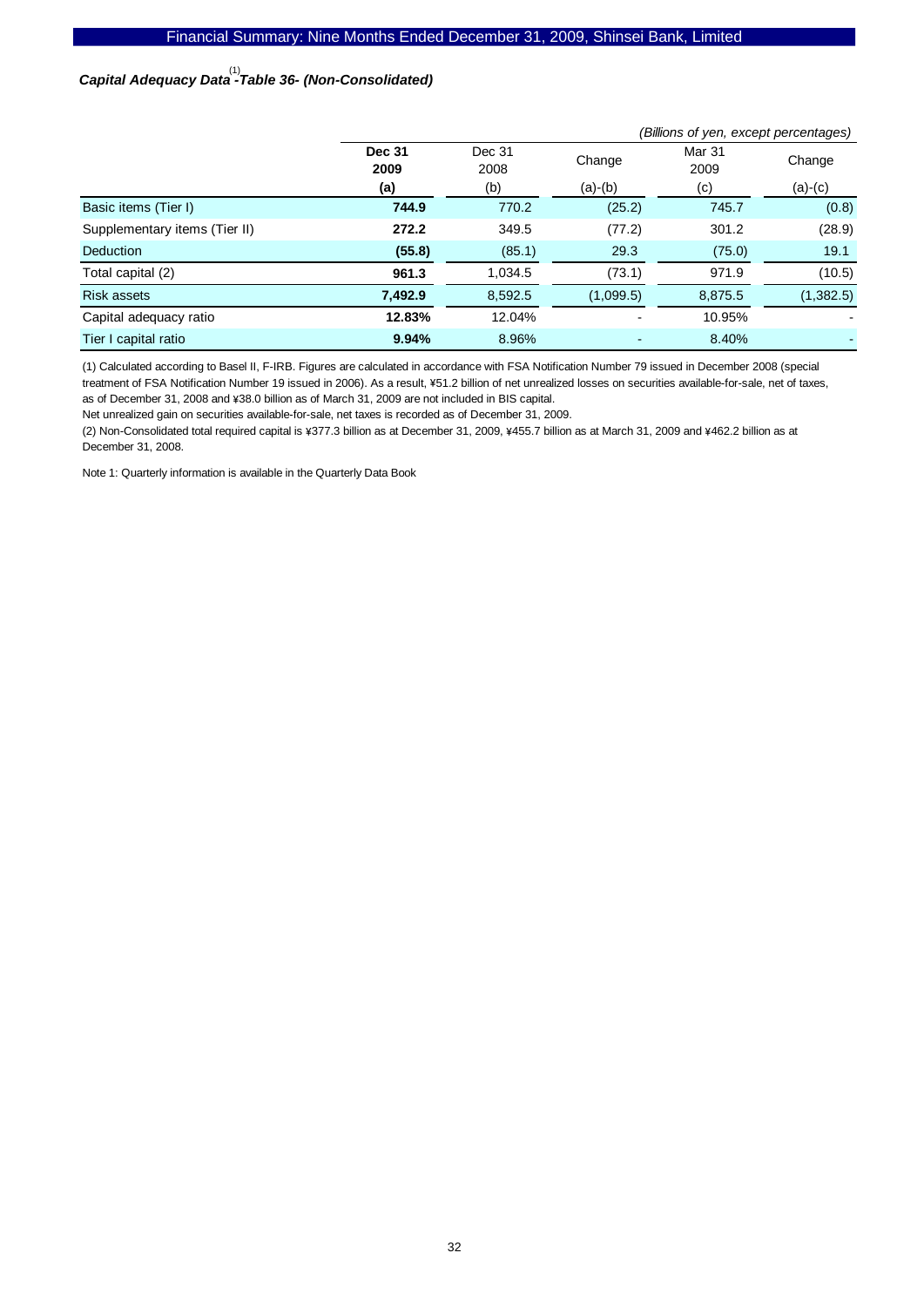## *Capital Adequacy Data*[1] *-Table 36- (Non-Consolidated)*

*(Billions of yen, except percentages)*

| | **Dec 31 2009** | Dec 31 2008 | Change | Mar 31 2009 | Change |
|---|---|---|---|---|---|
| | **(a)** | (b) | (a)-(b) | (c) | (a)-(c) |
| Basic items (Tier I) | **744.9** | 770.2 | (25.2) | 745.7 | (0.8) |
| Supplementary items (Tier II) | **272.2** | 349.5 | (77.2) | 301.2 | (28.9) |
| Deduction | **(55.8)** | (85.1) | 29.3 | (75.0) | 19.1 |
| Total capital (2) | **961.3** | 1,034.5 | (73.1) | 971.9 | (10.5) |
| Risk assets | **7,492.9** | 8,592.5 | (1,099.5) | 8,875.5 | (1,382.5) |
| Capital adequacy ratio | **12.83%** | 12.04% | - | 10.95% | - |
| Tier I capital ratio | **9.94%** | 8.96% | - | 8.40% | - |

(1) Calculated according to Basel II, F-IRB. Figures are calculated in accordance with FSA Notification Number 79 issued in December 2008 (special treatment of FSA Notification Number 19 issued in 2006). As a result, ¥51.2 billion of net unrealized losses on securities available-for-sale, net of taxes, as of December 31, 2008 and ¥38.0 billion as of March 31, 2009 are not included in BIS capital.
Net unrealized gain on securities available-for-sale, net taxes is recorded as of December 31, 2009.

(2) Non-Consolidated total required capital is ¥377.3 billion as at December 31, 2009, ¥455.7 billion as at March 31, 2009 and ¥462.2 billion as at December 31, 2008.

Note 1: Quarterly information is available in the Quarterly Data Book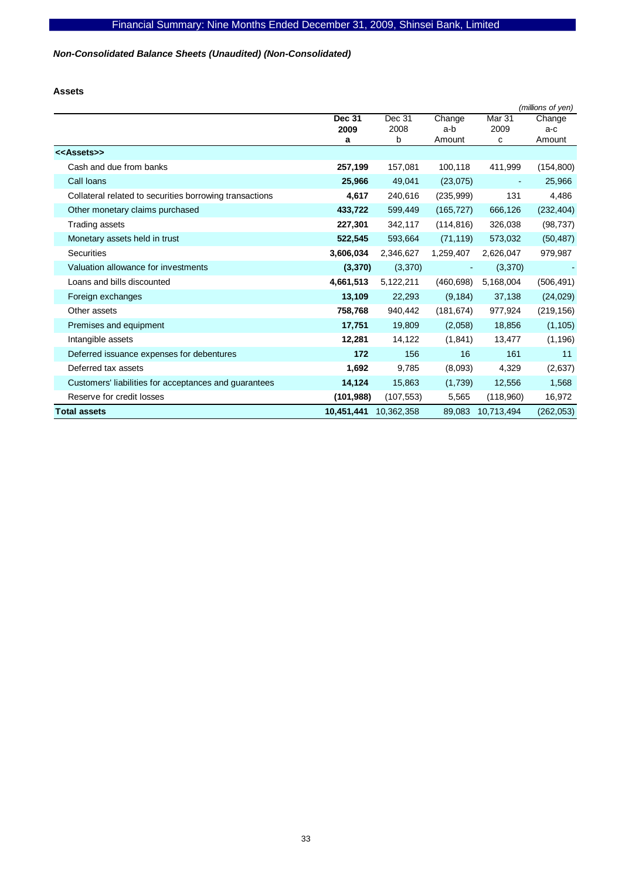Financial Summary: Nine Months Ended December 31, 2009, Shinsei Bank, Limited

***Non-Consolidated Balance Sheets (Unaudited) (Non-Consolidated)***

**Assets**

*(millions of yen)*

| | **Dec 31 2009 a** | Dec 31 2008 b | Change a-b Amount | Mar 31 2009 c | Change a-c Amount |
|---|---|---|---|---|---|
| **<<Assets>>** | | | | | |
| Cash and due from banks | **257,199** | 157,081 | 100,118 | 411,999 | (154,800) |
| Call loans | **25,966** | 49,041 | (23,075) | - | 25,966 |
| Collateral related to securities borrowing transactions | **4,617** | 240,616 | (235,999) | 131 | 4,486 |
| Other monetary claims purchased | **433,722** | 599,449 | (165,727) | 666,126 | (232,404) |
| Trading assets | **227,301** | 342,117 | (114,816) | 326,038 | (98,737) |
| Monetary assets held in trust | **522,545** | 593,664 | (71,119) | 573,032 | (50,487) |
| Securities | **3,606,034** | 2,346,627 | 1,259,407 | 2,626,047 | 979,987 |
| Valuation allowance for investments | **(3,370)** | (3,370) | - | (3,370) | - |
| Loans and bills discounted | **4,661,513** | 5,122,211 | (460,698) | 5,168,004 | (506,491) |
| Foreign exchanges | **13,109** | 22,293 | (9,184) | 37,138 | (24,029) |
| Other assets | **758,768** | 940,442 | (181,674) | 977,924 | (219,156) |
| Premises and equipment | **17,751** | 19,809 | (2,058) | 18,856 | (1,105) |
| Intangible assets | **12,281** | 14,122 | (1,841) | 13,477 | (1,196) |
| Deferred issuance expenses for debentures | **172** | 156 | 16 | 161 | 11 |
| Deferred tax assets | **1,692** | 9,785 | (8,093) | 4,329 | (2,637) |
| Customers' liabilities for acceptances and guarantees | **14,124** | 15,863 | (1,739) | 12,556 | 1,568 |
| Reserve for credit losses | **(101,988)** | (107,553) | 5,565 | (118,960) | 16,972 |
| **Total assets** | **10,451,441** | 10,362,358 | 89,083 | 10,713,494 | (262,053) |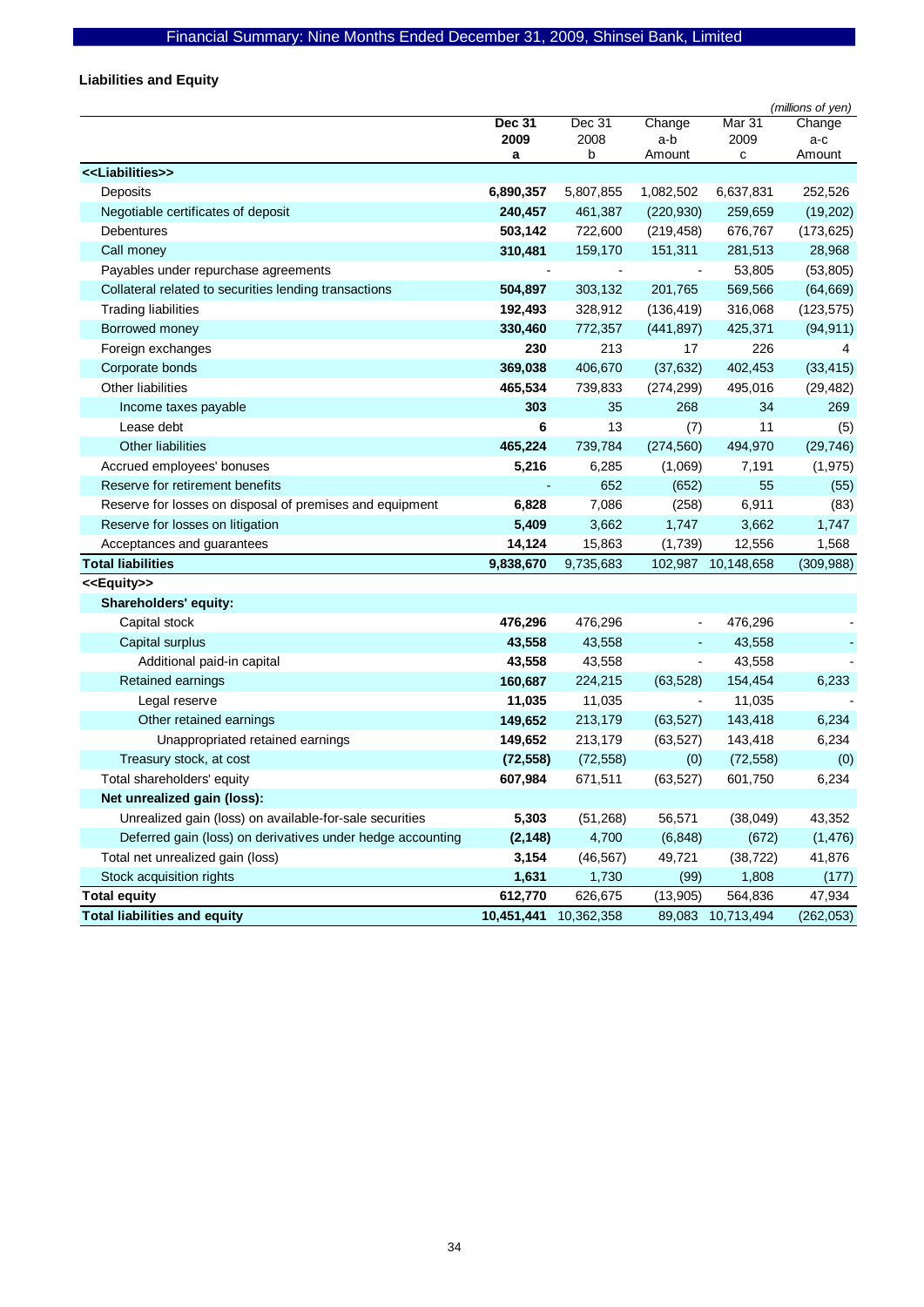## Liabilities and Equity

*(millions of yen)*

| | Dec 31 2009 a | Dec 31 2008 b | Change a-b Amount | Mar 31 2009 c | Change a-c Amount |
|---|---|---|---|---|---|
| **<<Liabilities>>** | | | | | |
| Deposits | **6,890,357** | 5,807,855 | 1,082,502 | 6,637,831 | 252,526 |
| Negotiable certificates of deposit | **240,457** | 461,387 | (220,930) | 259,659 | (19,202) |
| Debentures | **503,142** | 722,600 | (219,458) | 676,767 | (173,625) |
| Call money | **310,481** | 159,170 | 151,311 | 281,513 | 28,968 |
| Payables under repurchase agreements | - | - | - | 53,805 | (53,805) |
| Collateral related to securities lending transactions | **504,897** | 303,132 | 201,765 | 569,566 | (64,669) |
| Trading liabilities | **192,493** | 328,912 | (136,419) | 316,068 | (123,575) |
| Borrowed money | **330,460** | 772,357 | (441,897) | 425,371 | (94,911) |
| Foreign exchanges | **230** | 213 | 17 | 226 | 4 |
| Corporate bonds | **369,038** | 406,670 | (37,632) | 402,453 | (33,415) |
| Other liabilities | **465,534** | 739,833 | (274,299) | 495,016 | (29,482) |
| Income taxes payable | **303** | 35 | 268 | 34 | 269 |
| Lease debt | **6** | 13 | (7) | 11 | (5) |
| Other liabilities | **465,224** | 739,784 | (274,560) | 494,970 | (29,746) |
| Accrued employees' bonuses | **5,216** | 6,285 | (1,069) | 7,191 | (1,975) |
| Reserve for retirement benefits | - | 652 | (652) | 55 | (55) |
| Reserve for losses on disposal of premises and equipment | **6,828** | 7,086 | (258) | 6,911 | (83) |
| Reserve for losses on litigation | **5,409** | 3,662 | 1,747 | 3,662 | 1,747 |
| Acceptances and guarantees | **14,124** | 15,863 | (1,739) | 12,556 | 1,568 |
| **Total liabilities** | **9,838,670** | 9,735,683 | 102,987 | 10,148,658 | (309,988) |
| **<<Equity>>** | | | | | |
| **Shareholders' equity:** | | | | | |
| Capital stock | **476,296** | 476,296 | - | 476,296 | - |
| Capital surplus | **43,558** | 43,558 | - | 43,558 | - |
| Additional paid-in capital | **43,558** | 43,558 | - | 43,558 | - |
| Retained earnings | **160,687** | 224,215 | (63,528) | 154,454 | 6,233 |
| Legal reserve | **11,035** | 11,035 | - | 11,035 | - |
| Other retained earnings | **149,652** | 213,179 | (63,527) | 143,418 | 6,234 |
| Unappropriated retained earnings | **149,652** | 213,179 | (63,527) | 143,418 | 6,234 |
| Treasury stock, at cost | **(72,558)** | (72,558) | (0) | (72,558) | (0) |
| Total shareholders' equity | **607,984** | 671,511 | (63,527) | 601,750 | 6,234 |
| **Net unrealized gain (loss):** | | | | | |
| Unrealized gain (loss) on available-for-sale securities | **5,303** | (51,268) | 56,571 | (38,049) | 43,352 |
| Deferred gain (loss) on derivatives under hedge accounting | **(2,148)** | 4,700 | (6,848) | (672) | (1,476) |
| Total net unrealized gain (loss) | **3,154** | (46,567) | 49,721 | (38,722) | 41,876 |
| Stock acquisition rights | **1,631** | 1,730 | (99) | 1,808 | (177) |
| **Total equity** | **612,770** | 626,675 | (13,905) | 564,836 | 47,934 |
| **Total liabilities and equity** | **10,451,441** | 10,362,358 | 89,083 | 10,713,494 | (262,053) |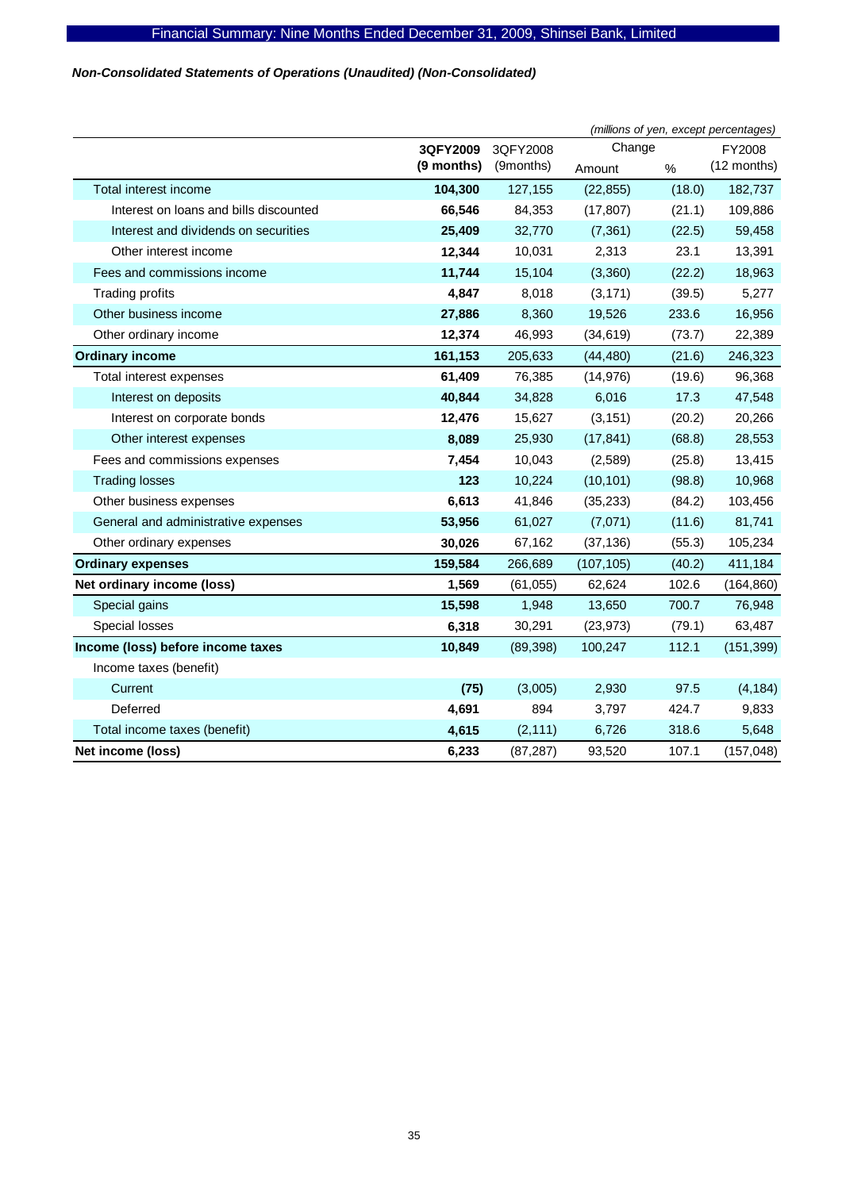*Non-Consolidated Statements of Operations (Unaudited) (Non-Consolidated)*

*(millions of yen, except percentages)*

| | 3QFY2009 (9 months) | 3QFY2008 (9months) | Change Amount | Change % | FY2008 (12 months) |
|---|---|---|---|---|---|
| Total interest income | **104,300** | 127,155 | (22,855) | (18.0) | 182,737 |
| Interest on loans and bills discounted | **66,546** | 84,353 | (17,807) | (21.1) | 109,886 |
| Interest and dividends on securities | **25,409** | 32,770 | (7,361) | (22.5) | 59,458 |
| Other interest income | **12,344** | 10,031 | 2,313 | 23.1 | 13,391 |
| Fees and commissions income | **11,744** | 15,104 | (3,360) | (22.2) | 18,963 |
| Trading profits | **4,847** | 8,018 | (3,171) | (39.5) | 5,277 |
| Other business income | **27,886** | 8,360 | 19,526 | 233.6 | 16,956 |
| Other ordinary income | **12,374** | 46,993 | (34,619) | (73.7) | 22,389 |
| **Ordinary income** | **161,153** | 205,633 | (44,480) | (21.6) | 246,323 |
| Total interest expenses | **61,409** | 76,385 | (14,976) | (19.6) | 96,368 |
| Interest on deposits | **40,844** | 34,828 | 6,016 | 17.3 | 47,548 |
| Interest on corporate bonds | **12,476** | 15,627 | (3,151) | (20.2) | 20,266 |
| Other interest expenses | **8,089** | 25,930 | (17,841) | (68.8) | 28,553 |
| Fees and commissions expenses | **7,454** | 10,043 | (2,589) | (25.8) | 13,415 |
| Trading losses | **123** | 10,224 | (10,101) | (98.8) | 10,968 |
| Other business expenses | **6,613** | 41,846 | (35,233) | (84.2) | 103,456 |
| General and administrative expenses | **53,956** | 61,027 | (7,071) | (11.6) | 81,741 |
| Other ordinary expenses | **30,026** | 67,162 | (37,136) | (55.3) | 105,234 |
| **Ordinary expenses** | **159,584** | 266,689 | (107,105) | (40.2) | 411,184 |
| **Net ordinary income (loss)** | **1,569** | (61,055) | 62,624 | 102.6 | (164,860) |
| Special gains | **15,598** | 1,948 | 13,650 | 700.7 | 76,948 |
| Special losses | **6,318** | 30,291 | (23,973) | (79.1) | 63,487 |
| **Income (loss) before income taxes** | **10,849** | (89,398) | 100,247 | 112.1 | (151,399) |
| Income taxes (benefit) | | | | | |
| Current | **(75)** | (3,005) | 2,930 | 97.5 | (4,184) |
| Deferred | **4,691** | 894 | 3,797 | 424.7 | 9,833 |
| Total income taxes (benefit) | **4,615** | (2,111) | 6,726 | 318.6 | 5,648 |
| **Net income (loss)** | **6,233** | (87,287) | 93,520 | 107.1 | (157,048) |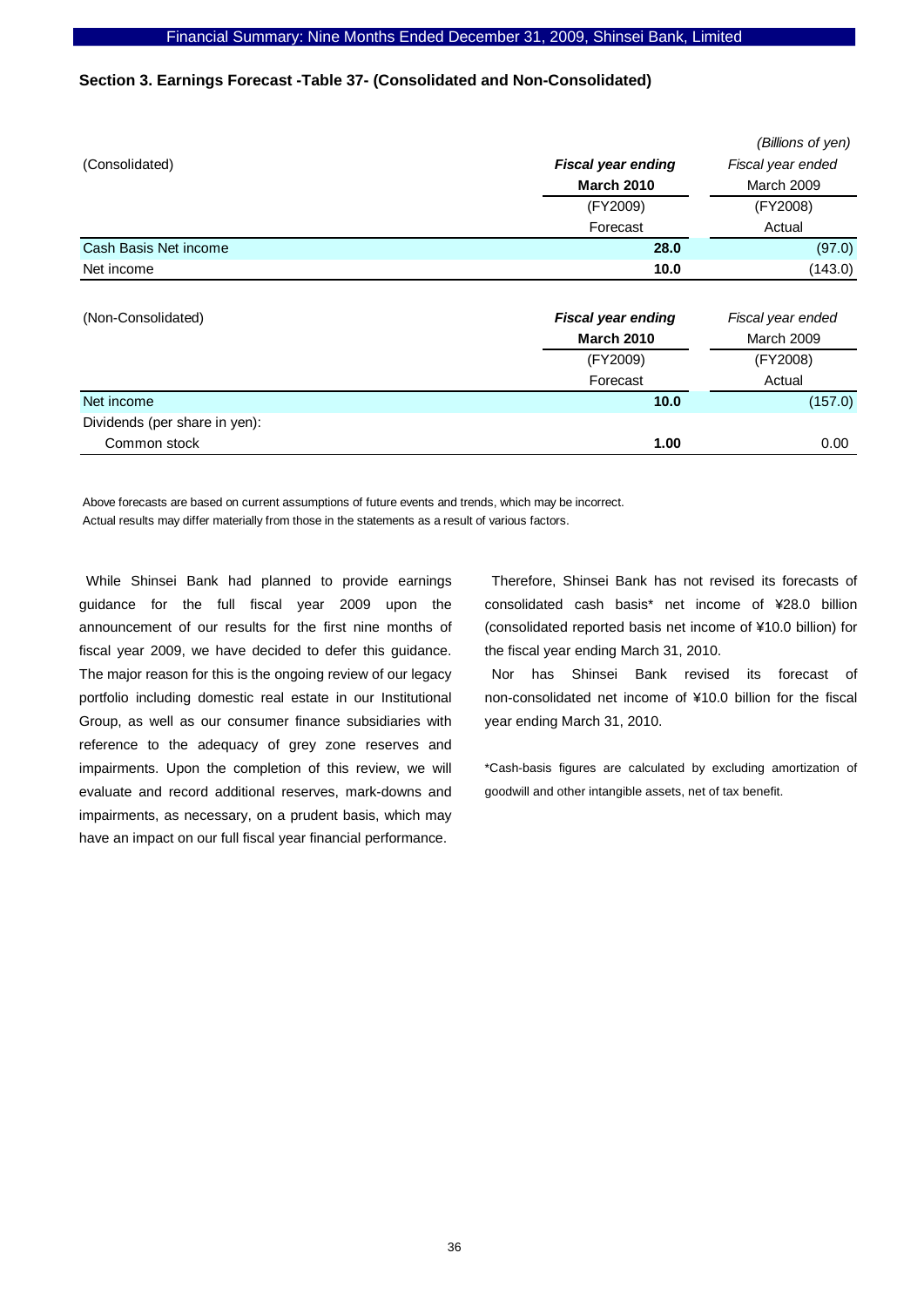## Section 3. Earnings Forecast -Table 37- (Consolidated and Non-Consolidated)

*(Billions of yen)*

| (Consolidated) | ***Fiscal year ending*** **March 2010** (FY2009) Forecast | *Fiscal year ended* March 2009 (FY2008) Actual |
|---|---|---|
| Cash Basis Net income | **28.0** | (97.0) |
| Net income | **10.0** | (143.0) |

| (Non-Consolidated) | ***Fiscal year ending*** **March 2010** (FY2009) Forecast | *Fiscal year ended* March 2009 (FY2008) Actual |
|---|---|---|
| Net income | **10.0** | (157.0) |
| Dividends (per share in yen): | | |
| Common stock | **1.00** | 0.00 |

Above forecasts are based on current assumptions of future events and trends, which may be incorrect.
Actual results may differ materially from those in the statements as a result of various factors.

While Shinsei Bank had planned to provide earnings guidance for the full fiscal year 2009 upon the announcement of our results for the first nine months of fiscal year 2009, we have decided to defer this guidance. The major reason for this is the ongoing review of our legacy portfolio including domestic real estate in our Institutional Group, as well as our consumer finance subsidiaries with reference to the adequacy of grey zone reserves and impairments. Upon the completion of this review, we will evaluate and record additional reserves, mark-downs and impairments, as necessary, on a prudent basis, which may have an impact on our full fiscal year financial performance.

Therefore, Shinsei Bank has not revised its forecasts of consolidated cash basis* net income of ¥28.0 billion (consolidated reported basis net income of ¥10.0 billion) for the fiscal year ending March 31, 2010.

Nor has Shinsei Bank revised its forecast of non-consolidated net income of ¥10.0 billion for the fiscal year ending March 31, 2010.

*Cash-basis figures are calculated by excluding amortization of goodwill and other intangible assets, net of tax benefit.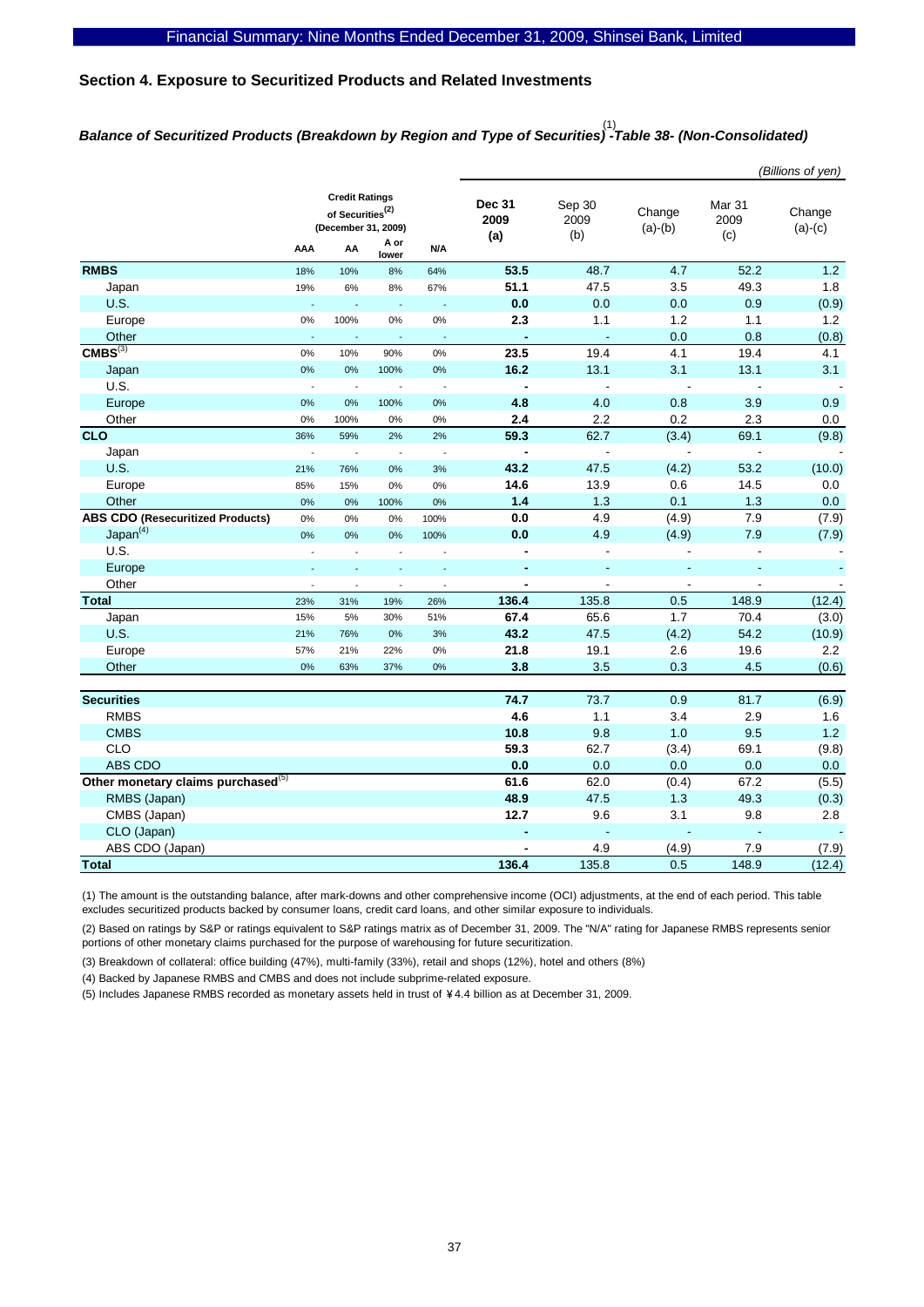## Section 4. Exposure to Securitized Products and Related Investments

### *Balance of Securitized Products (Breakdown by Region and Type of Securities)[1] -Table 38- (Non-Consolidated)*

*(Billions of yen)*

| | Credit Ratings of Securities[2] (December 31, 2009) | | | | Dec 31 2009 (a) | Sep 30 2009 (b) | Change (a)-(b) | Mar 31 2009 (c) | Change (a)-(c) |
|---|---|---|---|---|---|---|---|---|---|
| | AAA | AA | A or lower | N/A | | | | | |
| **RMBS** | 18% | 10% | 8% | 64% | **53.5** | 48.7 | 4.7 | 52.2 | 1.2 |
| Japan | 19% | 6% | 8% | 67% | **51.1** | 47.5 | 3.5 | 49.3 | 1.8 |
| U.S. | - | - | - | - | **0.0** | 0.0 | 0.0 | 0.9 | (0.9) |
| Europe | 0% | 100% | 0% | 0% | **2.3** | 1.1 | 1.2 | 1.1 | 1.2 |
| Other | - | - | - | - | **-** | - | 0.0 | 0.8 | (0.8) |
| **CMBS[3]** | 0% | 10% | 90% | 0% | **23.5** | 19.4 | 4.1 | 19.4 | 4.1 |
| Japan | 0% | 0% | 100% | 0% | **16.2** | 13.1 | 3.1 | 13.1 | 3.1 |
| U.S. | - | - | - | - | **-** | - | - | - | - |
| Europe | 0% | 0% | 100% | 0% | **4.8** | 4.0 | 0.8 | 3.9 | 0.9 |
| Other | 0% | 100% | 0% | 0% | **2.4** | 2.2 | 0.2 | 2.3 | 0.0 |
| **CLO** | 36% | 59% | 2% | 2% | **59.3** | 62.7 | (3.4) | 69.1 | (9.8) |
| Japan | - | - | - | - | **-** | - | - | - | - |
| U.S. | 21% | 76% | 0% | 3% | **43.2** | 47.5 | (4.2) | 53.2 | (10.0) |
| Europe | 85% | 15% | 0% | 0% | **14.6** | 13.9 | 0.6 | 14.5 | 0.0 |
| Other | 0% | 0% | 100% | 0% | **1.4** | 1.3 | 0.1 | 1.3 | 0.0 |
| **ABS CDO (Resecuritized Products)** | 0% | 0% | 0% | 100% | **0.0** | 4.9 | (4.9) | 7.9 | (7.9) |
| Japan[4] | 0% | 0% | 0% | 100% | **0.0** | 4.9 | (4.9) | 7.9 | (7.9) |
| U.S. | - | - | - | - | **-** | - | - | - | - |
| Europe | - | - | - | - | **-** | - | - | - | - |
| Other | - | - | - | - | **-** | - | - | - | - |
| **Total** | 23% | 31% | 19% | 26% | **136.4** | 135.8 | 0.5 | 148.9 | (12.4) |
| Japan | 15% | 5% | 30% | 51% | **67.4** | 65.6 | 1.7 | 70.4 | (3.0) |
| U.S. | 21% | 76% | 0% | 3% | **43.2** | 47.5 | (4.2) | 54.2 | (10.9) |
| Europe | 57% | 21% | 22% | 0% | **21.8** | 19.1 | 2.6 | 19.6 | 2.2 |
| Other | 0% | 63% | 37% | 0% | **3.8** | 3.5 | 0.3 | 4.5 | (0.6) |
| | | | | | | | | | |
| **Securities** | | | | | **74.7** | 73.7 | 0.9 | 81.7 | (6.9) |
| RMBS | | | | | **4.6** | 1.1 | 3.4 | 2.9 | 1.6 |
| CMBS | | | | | **10.8** | 9.8 | 1.0 | 9.5 | 1.2 |
| CLO | | | | | **59.3** | 62.7 | (3.4) | 69.1 | (9.8) |
| ABS CDO | | | | | **0.0** | 0.0 | 0.0 | 0.0 | 0.0 |
| **Other monetary claims purchased[5]** | | | | | **61.6** | 62.0 | (0.4) | 67.2 | (5.5) |
| RMBS (Japan) | | | | | **48.9** | 47.5 | 1.3 | 49.3 | (0.3) |
| CMBS (Japan) | | | | | **12.7** | 9.6 | 3.1 | 9.8 | 2.8 |
| CLO (Japan) | | | | | **-** | - | - | - | - |
| ABS CDO (Japan) | | | | | **-** | 4.9 | (4.9) | 7.9 | (7.9) |
| **Total** | | | | | **136.4** | 135.8 | 0.5 | 148.9 | (12.4) |

(1) The amount is the outstanding balance, after mark-downs and other comprehensive income (OCI) adjustments, at the end of each period. This table excludes securitized products backed by consumer loans, credit card loans, and other similar exposure to individuals.

(2) Based on ratings by S&P or ratings equivalent to S&P ratings matrix as of December 31, 2009. The "N/A" rating for Japanese RMBS represents senior portions of other monetary claims purchased for the purpose of warehousing for future securitization.

(3) Breakdown of collateral: office building (47%), multi-family (33%), retail and shops (12%), hotel and others (8%)

(4) Backed by Japanese RMBS and CMBS and does not include subprime-related exposure.

(5) Includes Japanese RMBS recorded as monetary assets held in trust of ¥4.4 billion as at December 31, 2009.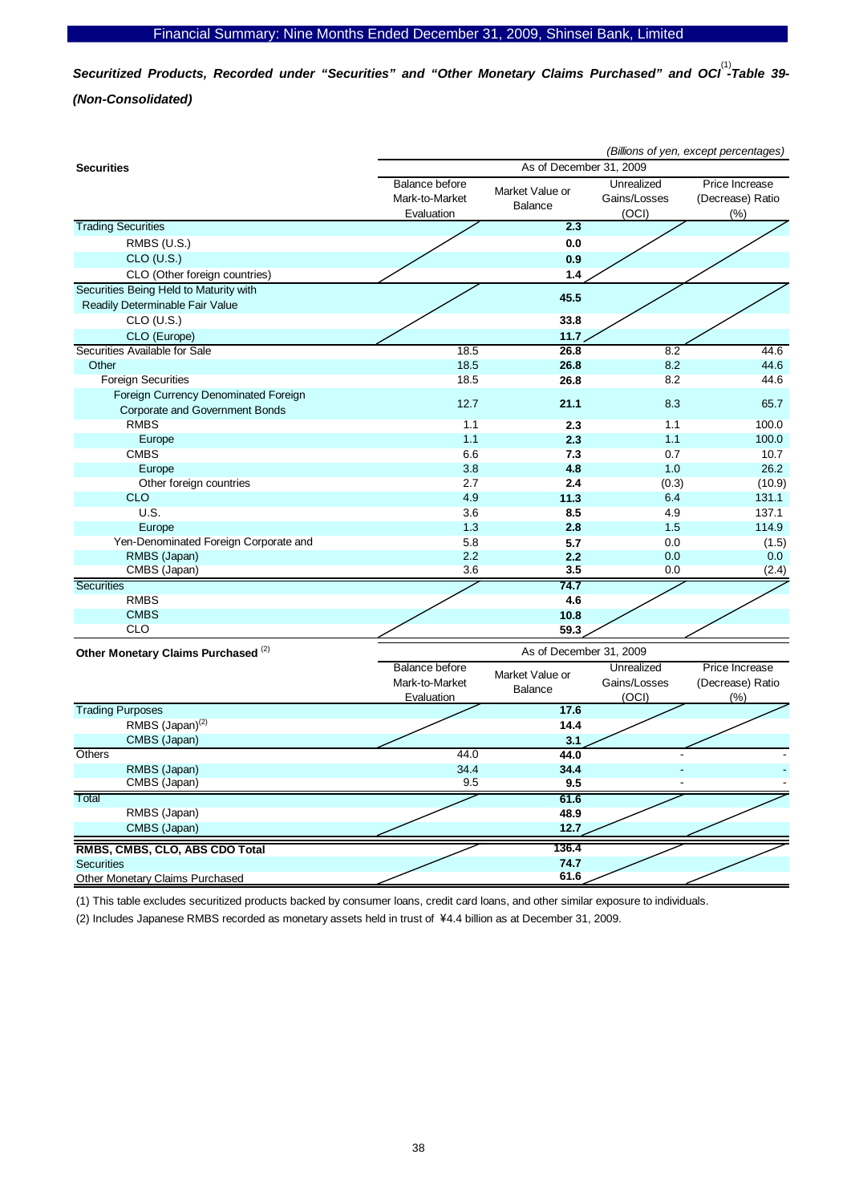# Financial Summary: Nine Months Ended December 31, 2009, Shinsei Bank, Limited

## *Securitized Products, Recorded under "Securities" and "Other Monetary Claims Purchased" and OCI[1] -Table 39- (Non-Consolidated)*

*(Billions of yen, except percentages)*

| Securities | As of December 31, 2009 | | | |
|---|---|---|---|---|
| | Balance before Mark-to-Market Evaluation | Market Value or Balance | Unrealized Gains/Losses (OCI) | Price Increase (Decrease) Ratio (%) |
| Trading Securities | | **2.3** | | |
| RMBS (U.S.) | | **0.0** | | |
| CLO (U.S.) | | **0.9** | | |
| CLO (Other foreign countries) | | **1.4** | | |
| Securities Being Held to Maturity with Readily Determinable Fair Value | | **45.5** | | |
| CLO (U.S.) | | **33.8** | | |
| CLO (Europe) | | **11.7** | | |
| Securities Available for Sale | 18.5 | **26.8** | 8.2 | 44.6 |
| Other | 18.5 | **26.8** | 8.2 | 44.6 |
| Foreign Securities | 18.5 | **26.8** | 8.2 | 44.6 |
| Foreign Currency Denominated Foreign Corporate and Government Bonds | 12.7 | **21.1** | 8.3 | 65.7 |
| RMBS | 1.1 | **2.3** | 1.1 | 100.0 |
| Europe | 1.1 | **2.3** | 1.1 | 100.0 |
| CMBS | 6.6 | **7.3** | 0.7 | 10.7 |
| Europe | 3.8 | **4.8** | 1.0 | 26.2 |
| Other foreign countries | 2.7 | **2.4** | (0.3) | (10.9) |
| CLO | 4.9 | **11.3** | 6.4 | 131.1 |
| U.S. | 3.6 | **8.5** | 4.9 | 137.1 |
| Europe | 1.3 | **2.8** | 1.5 | 114.9 |
| Yen-Denominated Foreign Corporate and | 5.8 | **5.7** | 0.0 | (1.5) |
| RMBS (Japan) | 2.2 | **2.2** | 0.0 | 0.0 |
| CMBS (Japan) | 3.6 | **3.5** | 0.0 | (2.4) |
| Securities | | **74.7** | | |
| RMBS | | **4.6** | | |
| CMBS | | **10.8** | | |
| CLO | | **59.3** | | |

| Other Monetary Claims Purchased [2] | As of December 31, 2009 | | | |
|---|---|---|---|---|
| | Balance before Mark-to-Market Evaluation | Market Value or Balance | Unrealized Gains/Losses (OCI) | Price Increase (Decrease) Ratio (%) |
| Trading Purposes | | **17.6** | | |
| RMBS (Japan)[2] | | **14.4** | | |
| CMBS (Japan) | | **3.1** | | |
| Others | 44.0 | **44.0** | - | - |
| RMBS (Japan) | 34.4 | **34.4** | - | - |
| CMBS (Japan) | 9.5 | **9.5** | - | - |
| Total | | **61.6** | | |
| RMBS (Japan) | | **48.9** | | |
| CMBS (Japan) | | **12.7** | | |

| | | | | |
|---|---|---|---|---|
| **RMBS, CMBS, CLO, ABS CDO Total** | | **136.4** | | |
| Securities | | **74.7** | | |
| Other Monetary Claims Purchased | | **61.6** | | |

(1) This table excludes securitized products backed by consumer loans, credit card loans, and other similar exposure to individuals.

(2) Includes Japanese RMBS recorded as monetary assets held in trust of ¥4.4 billion as at December 31, 2009.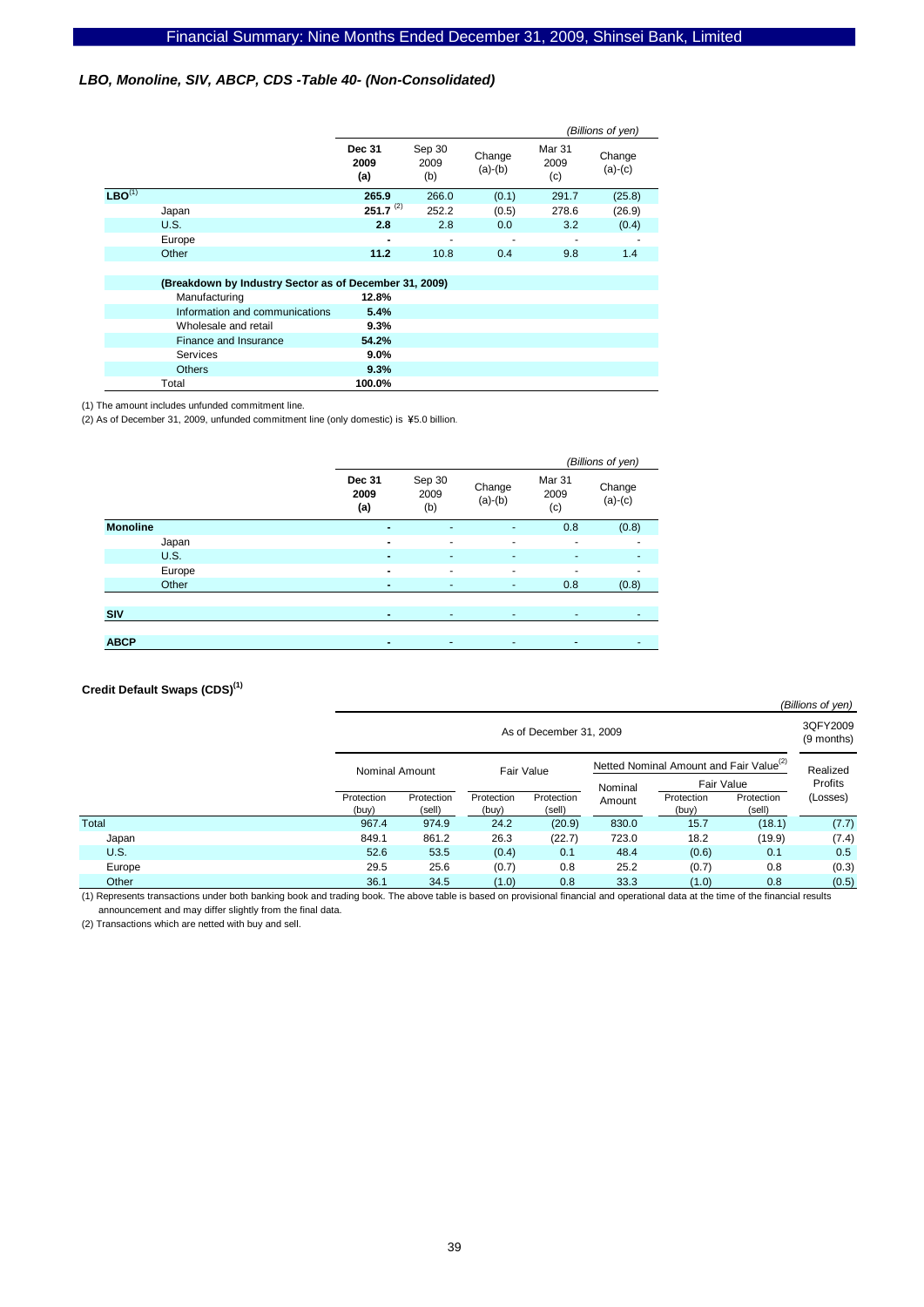### *LBO, Monoline, SIV, ABCP, CDS -Table 40- (Non-Consolidated)*

*(Billions of yen)*

| | Dec 31 2009 (a) | Sep 30 2009 (b) | Change (a)-(b) | Mar 31 2009 (c) | Change (a)-(c) |
|---|---|---|---|---|---|
| **LBO**[(1)] | **265.9** | 266.0 | (0.1) | 291.7 | (25.8) |
| Japan | **251.7** [(2)] | 252.2 | (0.5) | 278.6 | (26.9) |
| U.S. | **2.8** | 2.8 | 0.0 | 3.2 | (0.4) |
| Europe | **-** | - | - | - | - |
| Other | **11.2** | 10.8 | 0.4 | 9.8 | 1.4 |
| **(Breakdown by Industry Sector as of December 31, 2009)** | | | | | |
| Manufacturing | **12.8%** | | | | |
| Information and communications | **5.4%** | | | | |
| Wholesale and retail | **9.3%** | | | | |
| Finance and Insurance | **54.2%** | | | | |
| Services | **9.0%** | | | | |
| Others | **9.3%** | | | | |
| Total | **100.0%** | | | | |

(1) The amount includes unfunded commitment line.
(2) As of December 31, 2009, unfunded commitment line (only domestic) is ¥5.0 billion.

*(Billions of yen)*

| | Dec 31 2009 (a) | Sep 30 2009 (b) | Change (a)-(b) | Mar 31 2009 (c) | Change (a)-(c) |
|---|---|---|---|---|---|
| **Monoline** | **-** | - | - | 0.8 | (0.8) |
| Japan | **-** | - | - | - | - |
| U.S. | **-** | - | - | - | - |
| Europe | **-** | - | - | - | - |
| Other | **-** | - | - | 0.8 | (0.8) |
| **SIV** | **-** | - | - | - | - |
| **ABCP** | **-** | - | - | - | - |

#### Credit Default Swaps (CDS)[(1)]

*(Billions of yen)*

| | As of December 31, 2009 | | | | | | | 3QFY2009 (9 months) |
|---|---|---|---|---|---|---|---|---|
| | Nominal Amount | | Fair Value | | Netted Nominal Amount and Fair Value[(2)] | | | Realized Profits (Losses) |
| | | | | | Nominal Amount | Fair Value | | |
| | Protection (buy) | Protection (sell) | Protection (buy) | Protection (sell) | | Protection (buy) | Protection (sell) | |
| Total | 967.4 | 974.9 | 24.2 | (20.9) | 830.0 | 15.7 | (18.1) | (7.7) |
| Japan | 849.1 | 861.2 | 26.3 | (22.7) | 723.0 | 18.2 | (19.9) | (7.4) |
| U.S. | 52.6 | 53.5 | (0.4) | 0.1 | 48.4 | (0.6) | 0.1 | 0.5 |
| Europe | 29.5 | 25.6 | (0.7) | 0.8 | 25.2 | (0.7) | 0.8 | (0.3) |
| Other | 36.1 | 34.5 | (1.0) | 0.8 | 33.3 | (1.0) | 0.8 | (0.5) |

(1) Represents transactions under both banking book and trading book. The above table is based on provisional financial and operational data at the time of the financial results announcement and may differ slightly from the final data.
(2) Transactions which are netted with buy and sell.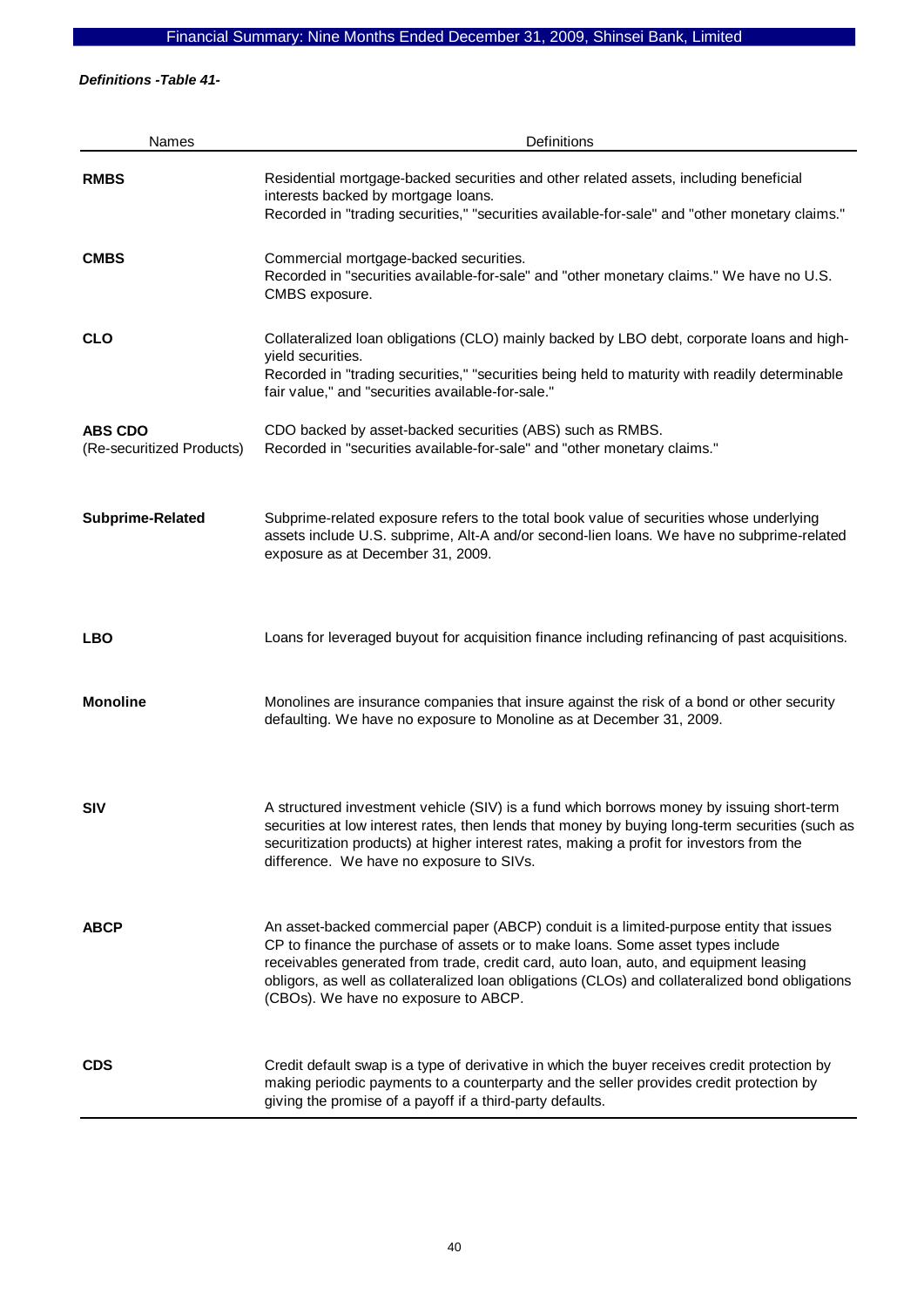*Definitions -Table 41-*

| Names | Definitions |
|---|---|
| **RMBS** | Residential mortgage-backed securities and other related assets, including beneficial interests backed by mortgage loans. Recorded in "trading securities," "securities available-for-sale" and "other monetary claims." |
| **CMBS** | Commercial mortgage-backed securities. Recorded in "securities available-for-sale" and "other monetary claims." We have no U.S. CMBS exposure. |
| **CLO** | Collateralized loan obligations (CLO) mainly backed by LBO debt, corporate loans and high-yield securities. Recorded in "trading securities," "securities being held to maturity with readily determinable fair value," and "securities available-for-sale." |
| **ABS CDO** (Re-securitized Products) | CDO backed by asset-backed securities (ABS) such as RMBS. Recorded in "securities available-for-sale" and "other monetary claims." |
| **Subprime-Related** | Subprime-related exposure refers to the total book value of securities whose underlying assets include U.S. subprime, Alt-A and/or second-lien loans. We have no subprime-related exposure as at December 31, 2009. |
| **LBO** | Loans for leveraged buyout for acquisition finance including refinancing of past acquisitions. |
| **Monoline** | Monolines are insurance companies that insure against the risk of a bond or other security defaulting. We have no exposure to Monoline as at December 31, 2009. |
| **SIV** | A structured investment vehicle (SIV) is a fund which borrows money by issuing short-term securities at low interest rates, then lends that money by buying long-term securities (such as securitization products) at higher interest rates, making a profit for investors from the difference. We have no exposure to SIVs. |
| **ABCP** | An asset-backed commercial paper (ABCP) conduit is a limited-purpose entity that issues CP to finance the purchase of assets or to make loans. Some asset types include receivables generated from trade, credit card, auto loan, auto, and equipment leasing obligors, as well as collateralized loan obligations (CLOs) and collateralized bond obligations (CBOs). We have no exposure to ABCP. |
| **CDS** | Credit default swap is a type of derivative in which the buyer receives credit protection by making periodic payments to a counterparty and the seller provides credit protection by giving the promise of a payoff if a third-party defaults. |